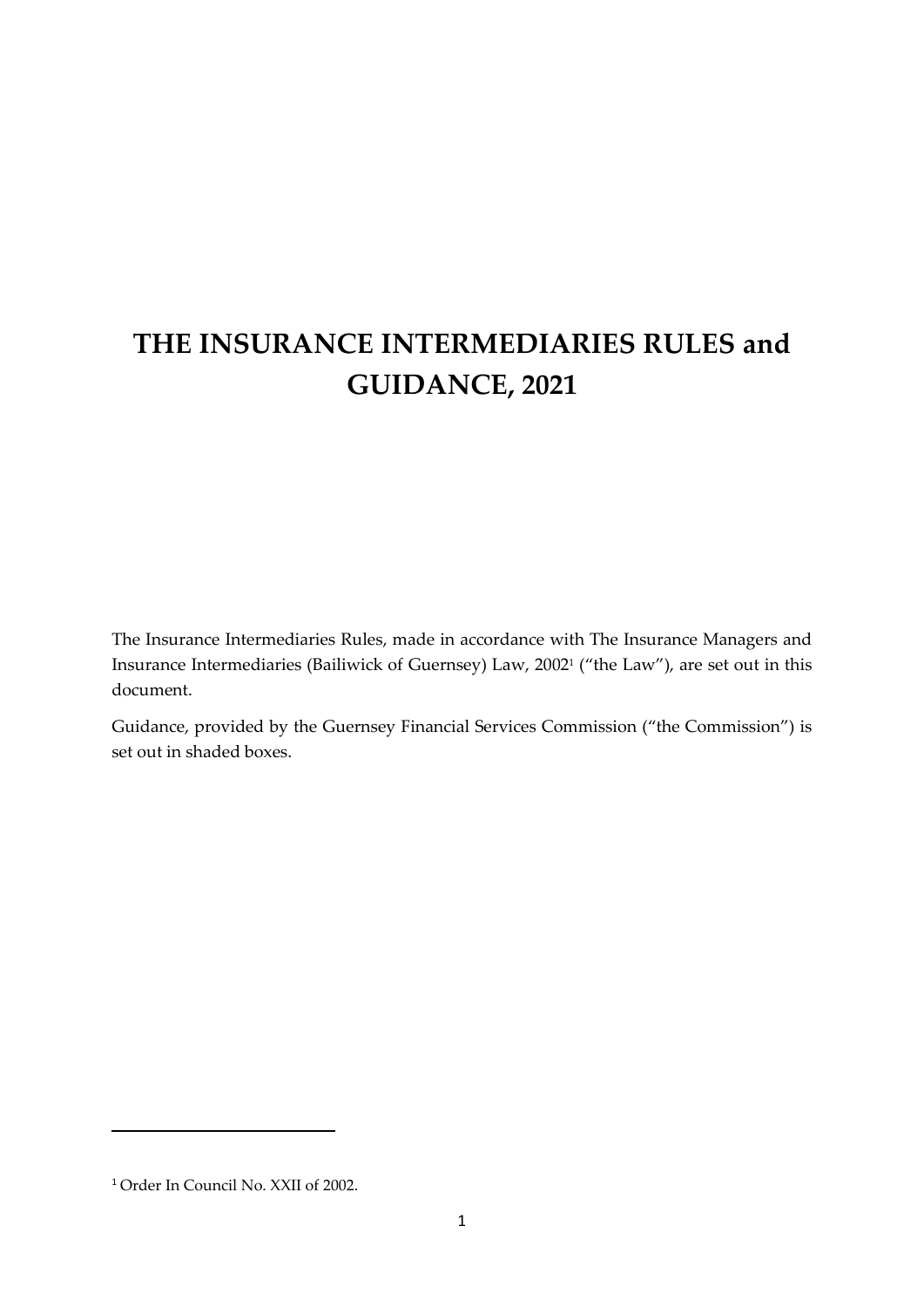# THE INSURANCE INTERMEDIARIES RULES and GUIDANCE, 2021

The Insurance Intermediaries Rules, made in accordance with The Insurance Managers and Insurance Intermediaries (Bailiwick of Guernsey) Law, 2002[1] ("the Law"), are set out in this document.

Guidance, provided by the Guernsey Financial Services Commission ("the Commission") is set out in shaded boxes.

[1] Order In Council No. XXII of 2002.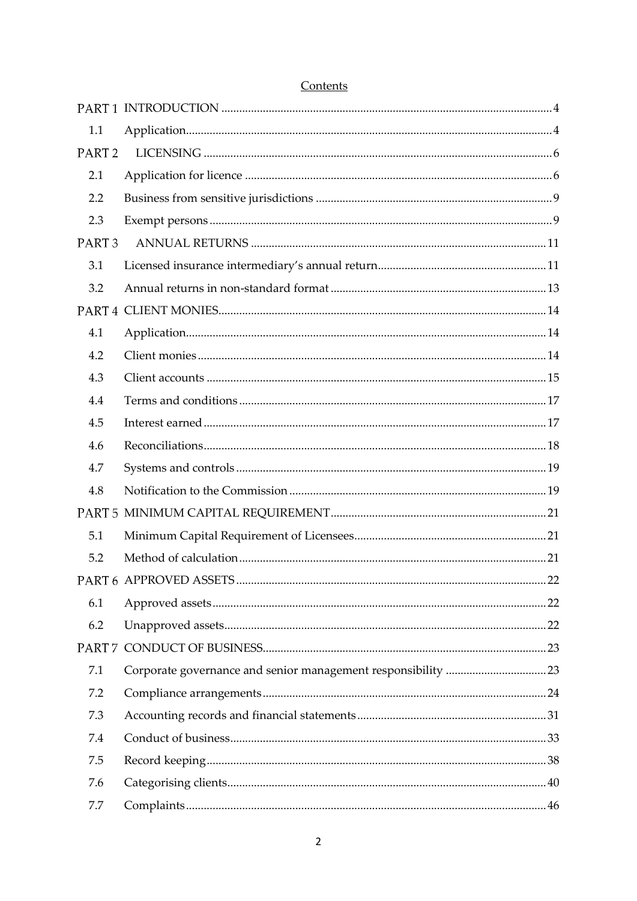Contents

| | | |
|---|---|---|
| PART 1 | INTRODUCTION | 4 |
| 1.1 | Application | 4 |
| PART 2 | LICENSING | 6 |
| 2.1 | Application for licence | 6 |
| 2.2 | Business from sensitive jurisdictions | 9 |
| 2.3 | Exempt persons | 9 |
| PART 3 | ANNUAL RETURNS | 11 |
| 3.1 | Licensed insurance intermediary's annual return | 11 |
| 3.2 | Annual returns in non-standard format | 13 |
| PART 4 | CLIENT MONIES | 14 |
| 4.1 | Application | 14 |
| 4.2 | Client monies | 14 |
| 4.3 | Client accounts | 15 |
| 4.4 | Terms and conditions | 17 |
| 4.5 | Interest earned | 17 |
| 4.6 | Reconciliations | 18 |
| 4.7 | Systems and controls | 19 |
| 4.8 | Notification to the Commission | 19 |
| PART 5 | MINIMUM CAPITAL REQUIREMENT | 21 |
| 5.1 | Minimum Capital Requirement of Licensees | 21 |
| 5.2 | Method of calculation | 21 |
| PART 6 | APPROVED ASSETS | 22 |
| 6.1 | Approved assets | 22 |
| 6.2 | Unapproved assets | 22 |
| PART 7 | CONDUCT OF BUSINESS | 23 |
| 7.1 | Corporate governance and senior management responsibility | 23 |
| 7.2 | Compliance arrangements | 24 |
| 7.3 | Accounting records and financial statements | 31 |
| 7.4 | Conduct of business | 33 |
| 7.5 | Record keeping | 38 |
| 7.6 | Categorising clients | 40 |
| 7.7 | Complaints | 46 |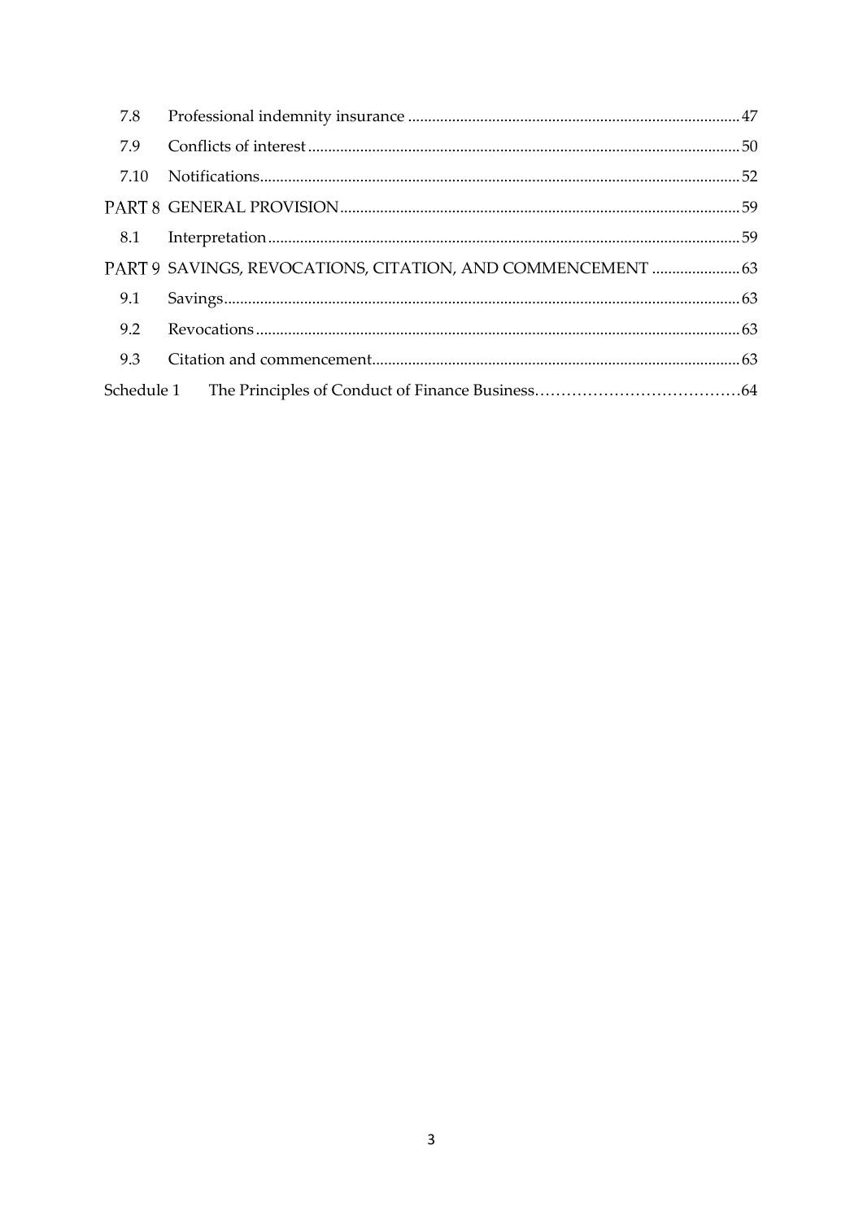| | | |
|---|---|---|
| 7.8 | Professional indemnity insurance | 47 |
| 7.9 | Conflicts of interest | 50 |
| 7.10 | Notifications | 52 |
| PART 8 | GENERAL PROVISION | 59 |
| 8.1 | Interpretation | 59 |
| PART 9 | SAVINGS, REVOCATIONS, CITATION, AND COMMENCEMENT | 63 |
| 9.1 | Savings | 63 |
| 9.2 | Revocations | 63 |
| 9.3 | Citation and commencement | 63 |
| Schedule 1 | The Principles of Conduct of Finance Business | 64 |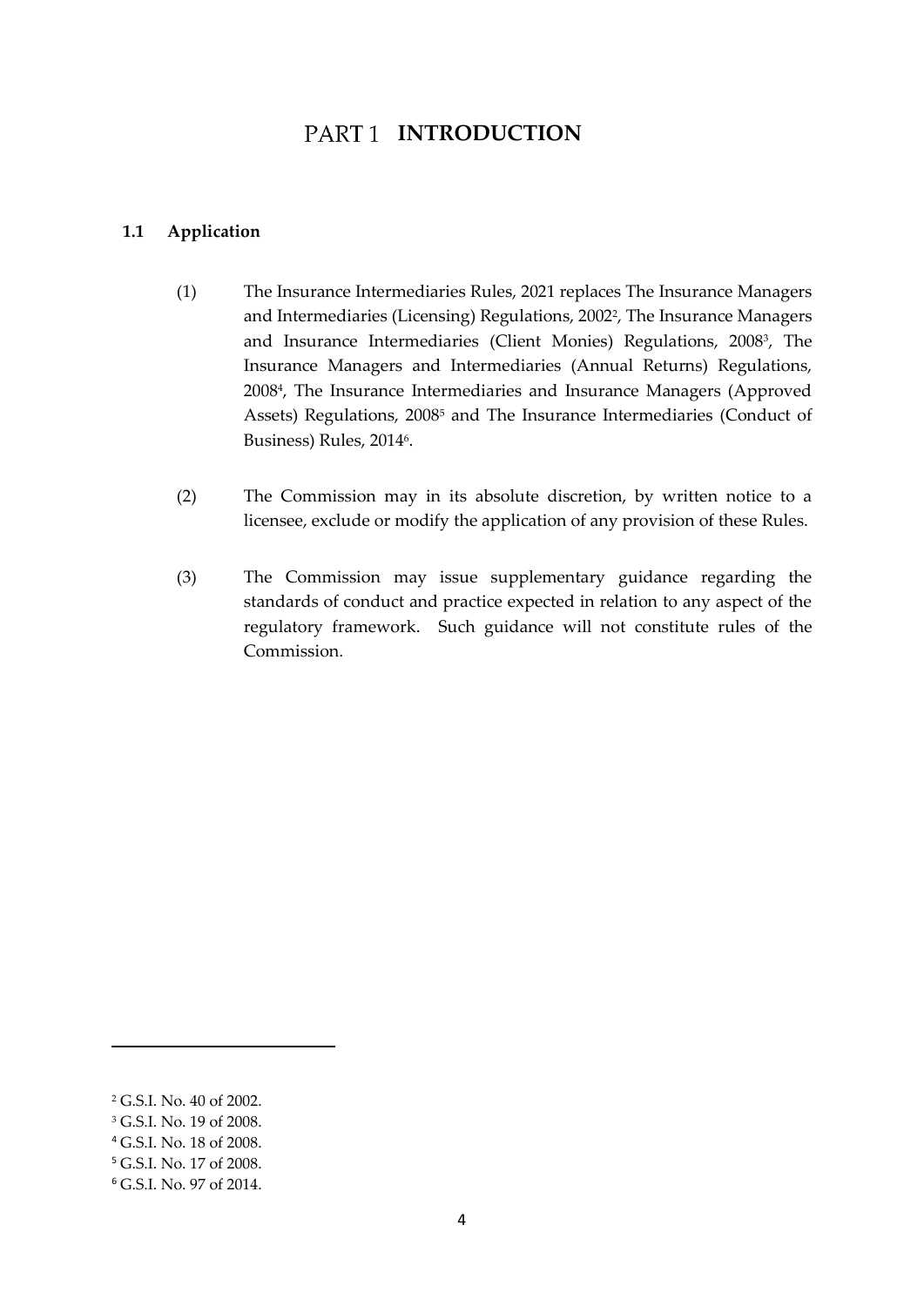# PART 1 INTRODUCTION

## 1.1 Application

(1) The Insurance Intermediaries Rules, 2021 replaces The Insurance Managers and Intermediaries (Licensing) Regulations, 2002[2], The Insurance Managers and Insurance Intermediaries (Client Monies) Regulations, 2008[3], The Insurance Managers and Intermediaries (Annual Returns) Regulations, 2008[4], The Insurance Intermediaries and Insurance Managers (Approved Assets) Regulations, 2008[5] and The Insurance Intermediaries (Conduct of Business) Rules, 2014[6].

(2) The Commission may in its absolute discretion, by written notice to a licensee, exclude or modify the application of any provision of these Rules.

(3) The Commission may issue supplementary guidance regarding the standards of conduct and practice expected in relation to any aspect of the regulatory framework. Such guidance will not constitute rules of the Commission.

---

[2] G.S.I. No. 40 of 2002.

[3] G.S.I. No. 19 of 2008.

[4] G.S.I. No. 18 of 2008.

[5] G.S.I. No. 17 of 2008.

[6] G.S.I. No. 97 of 2014.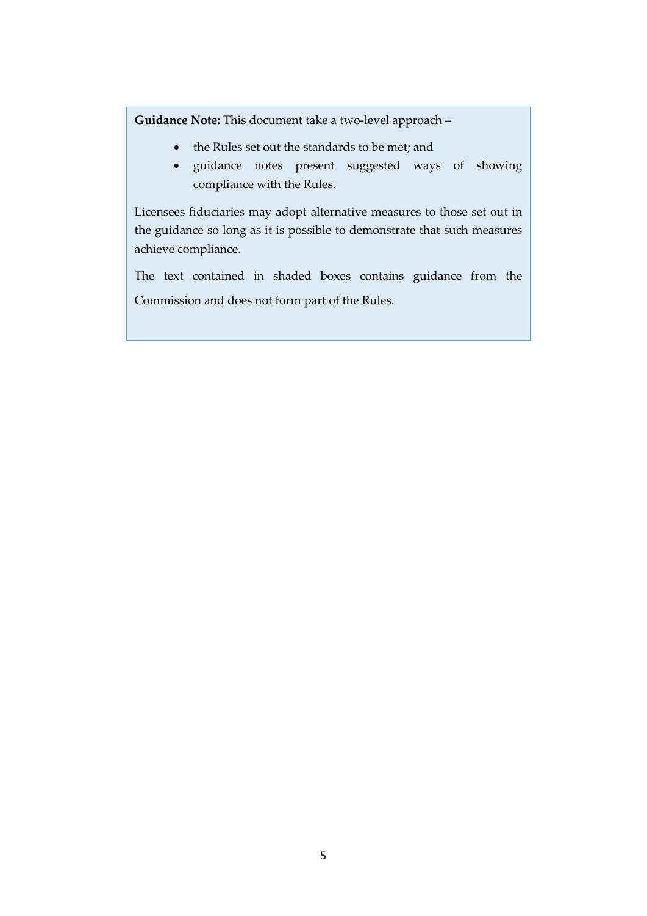**Guidance Note:** This document take a two-level approach –

- the Rules set out the standards to be met; and
- guidance notes present suggested ways of showing compliance with the Rules.

Licensees fiduciaries may adopt alternative measures to those set out in the guidance so long as it is possible to demonstrate that such measures achieve compliance.

The text contained in shaded boxes contains guidance from the Commission and does not form part of the Rules.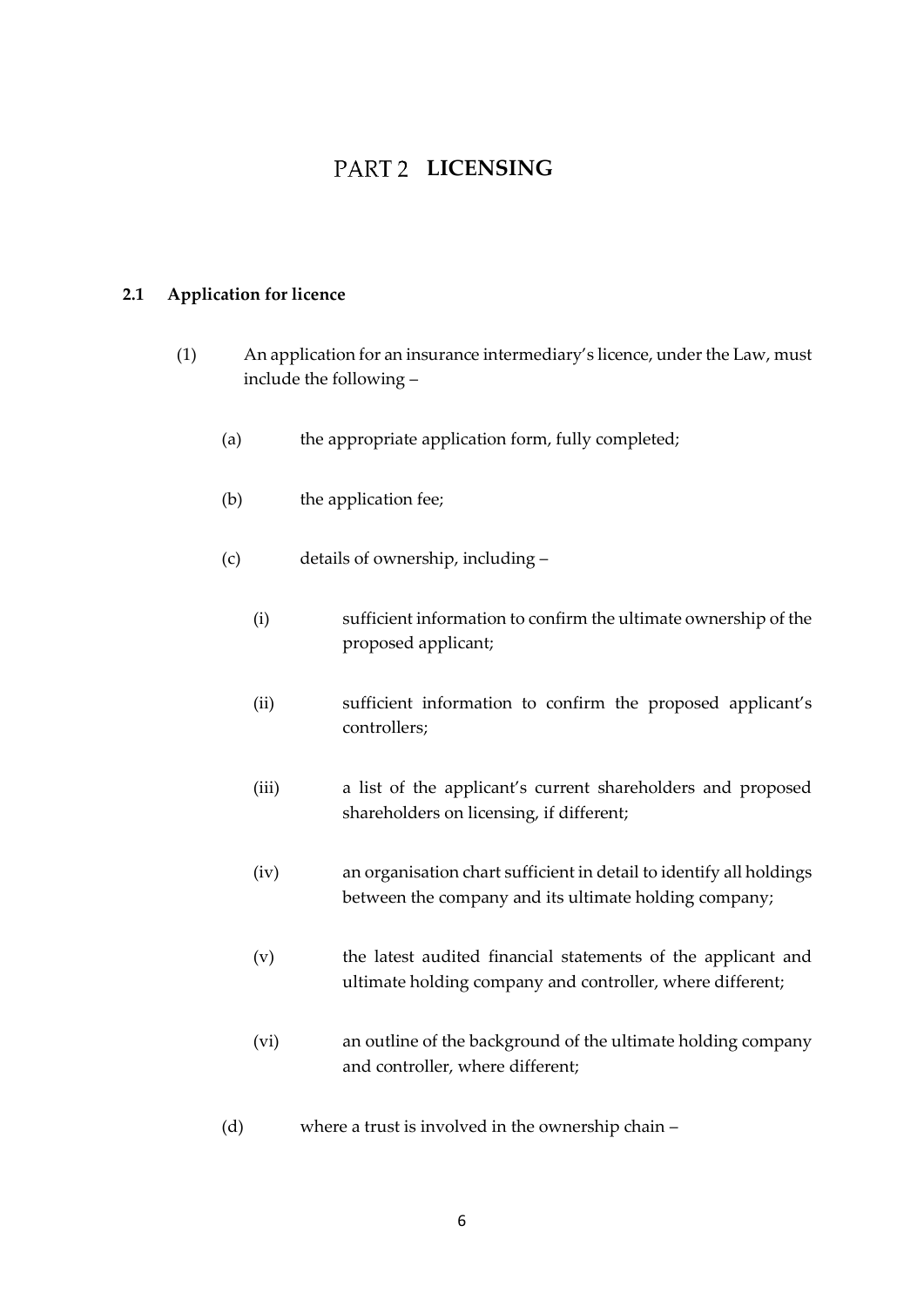# PART 2 LICENSING

## 2.1 Application for licence

(1) An application for an insurance intermediary's licence, under the Law, must include the following –

(a) the appropriate application form, fully completed;

(b) the application fee;

(c) details of ownership, including –

(i) sufficient information to confirm the ultimate ownership of the proposed applicant;

(ii) sufficient information to confirm the proposed applicant's controllers;

(iii) a list of the applicant's current shareholders and proposed shareholders on licensing, if different;

(iv) an organisation chart sufficient in detail to identify all holdings between the company and its ultimate holding company;

(v) the latest audited financial statements of the applicant and ultimate holding company and controller, where different;

(vi) an outline of the background of the ultimate holding company and controller, where different;

(d) where a trust is involved in the ownership chain –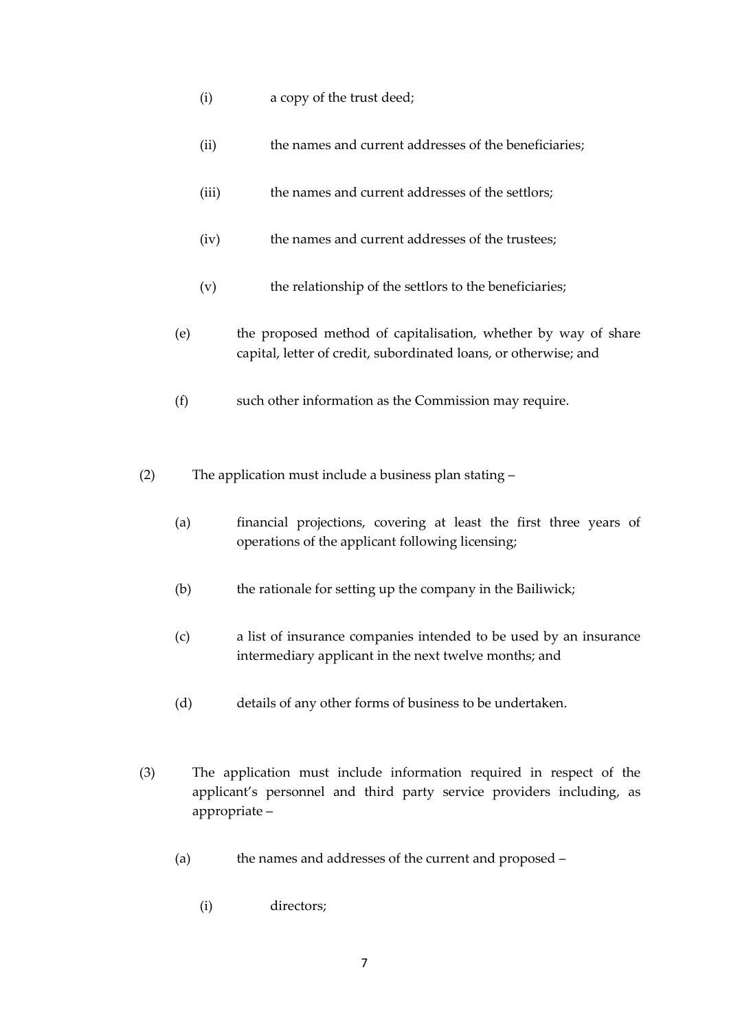(i) a copy of the trust deed;

(ii) the names and current addresses of the beneficiaries;

(iii) the names and current addresses of the settlors;

(iv) the names and current addresses of the trustees;

(v) the relationship of the settlors to the beneficiaries;

(e) the proposed method of capitalisation, whether by way of share capital, letter of credit, subordinated loans, or otherwise; and

(f) such other information as the Commission may require.

(2) The application must include a business plan stating –

(a) financial projections, covering at least the first three years of operations of the applicant following licensing;

(b) the rationale for setting up the company in the Bailiwick;

(c) a list of insurance companies intended to be used by an insurance intermediary applicant in the next twelve months; and

(d) details of any other forms of business to be undertaken.

(3) The application must include information required in respect of the applicant's personnel and third party service providers including, as appropriate –

(a) the names and addresses of the current and proposed –

(i) directors;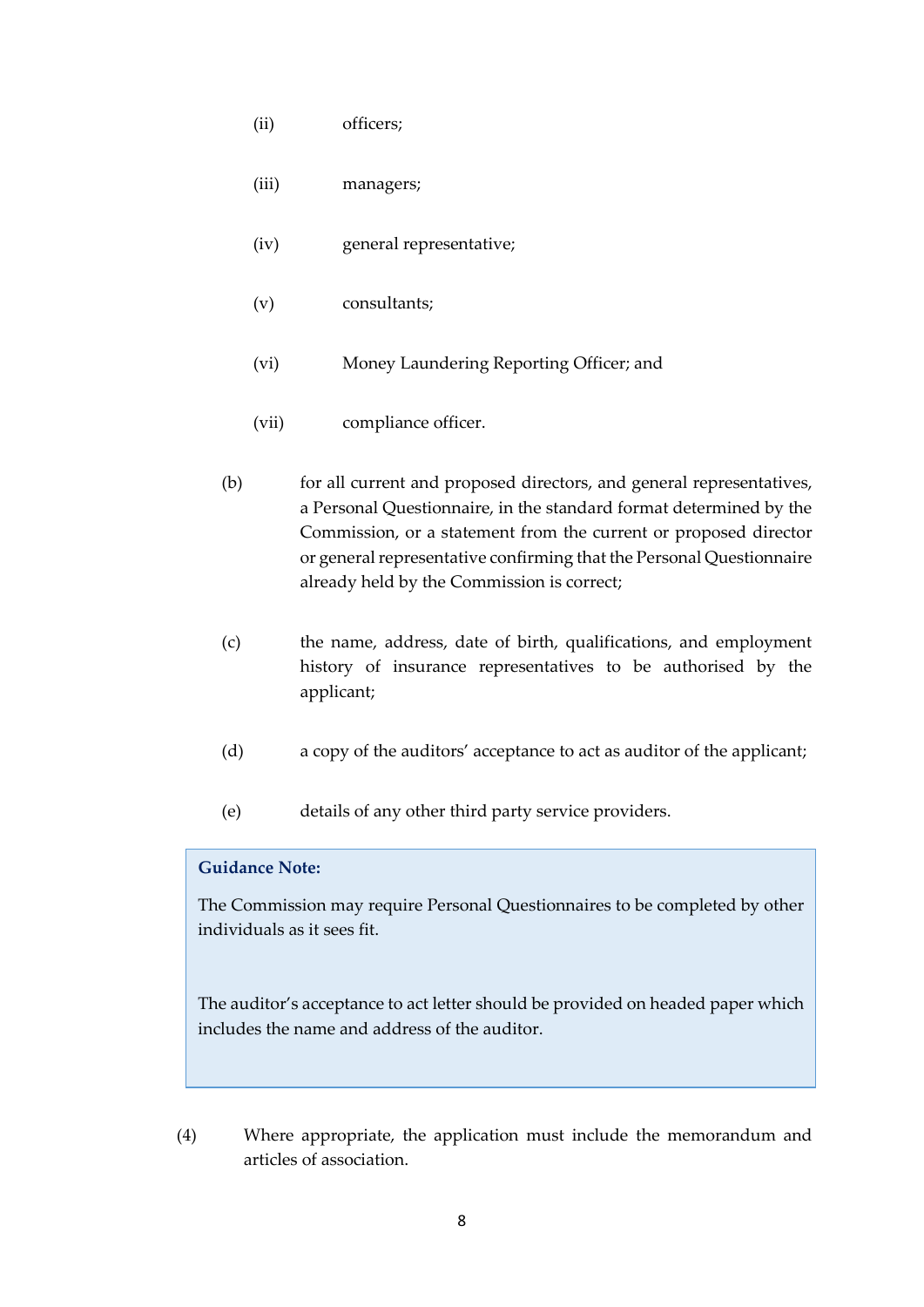(ii) officers;

(iii) managers;

(iv) general representative;

(v) consultants;

(vi) Money Laundering Reporting Officer; and

(vii) compliance officer.

(b) for all current and proposed directors, and general representatives, a Personal Questionnaire, in the standard format determined by the Commission, or a statement from the current or proposed director or general representative confirming that the Personal Questionnaire already held by the Commission is correct;

(c) the name, address, date of birth, qualifications, and employment history of insurance representatives to be authorised by the applicant;

(d) a copy of the auditors' acceptance to act as auditor of the applicant;

(e) details of any other third party service providers.

> **Guidance Note:**
>
> The Commission may require Personal Questionnaires to be completed by other individuals as it sees fit.
>
> The auditor's acceptance to act letter should be provided on headed paper which includes the name and address of the auditor.

(4) Where appropriate, the application must include the memorandum and articles of association.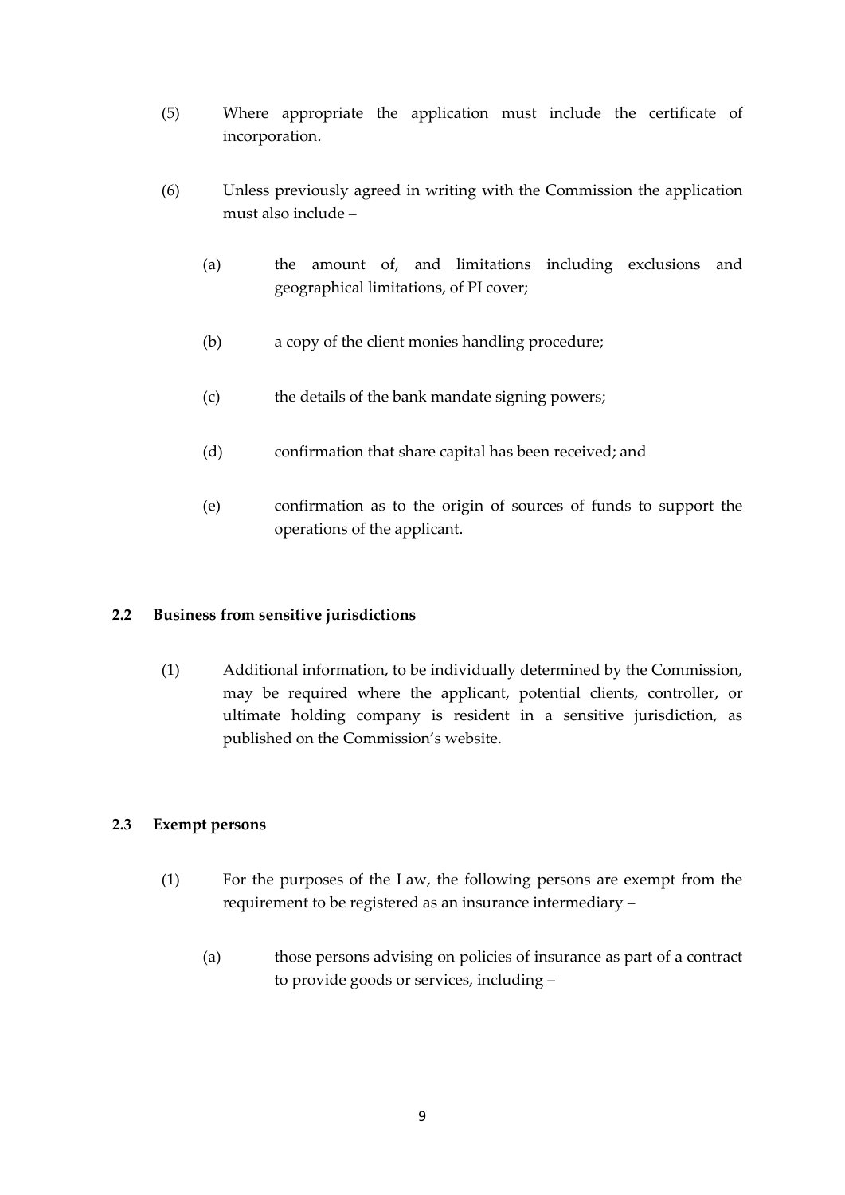(5) Where appropriate the application must include the certificate of incorporation.

(6) Unless previously agreed in writing with the Commission the application must also include –

(a) the amount of, and limitations including exclusions and geographical limitations, of PI cover;

(b) a copy of the client monies handling procedure;

(c) the details of the bank mandate signing powers;

(d) confirmation that share capital has been received; and

(e) confirmation as to the origin of sources of funds to support the operations of the applicant.

### 2.2 Business from sensitive jurisdictions

(1) Additional information, to be individually determined by the Commission, may be required where the applicant, potential clients, controller, or ultimate holding company is resident in a sensitive jurisdiction, as published on the Commission's website.

### 2.3 Exempt persons

(1) For the purposes of the Law, the following persons are exempt from the requirement to be registered as an insurance intermediary –

(a) those persons advising on policies of insurance as part of a contract to provide goods or services, including –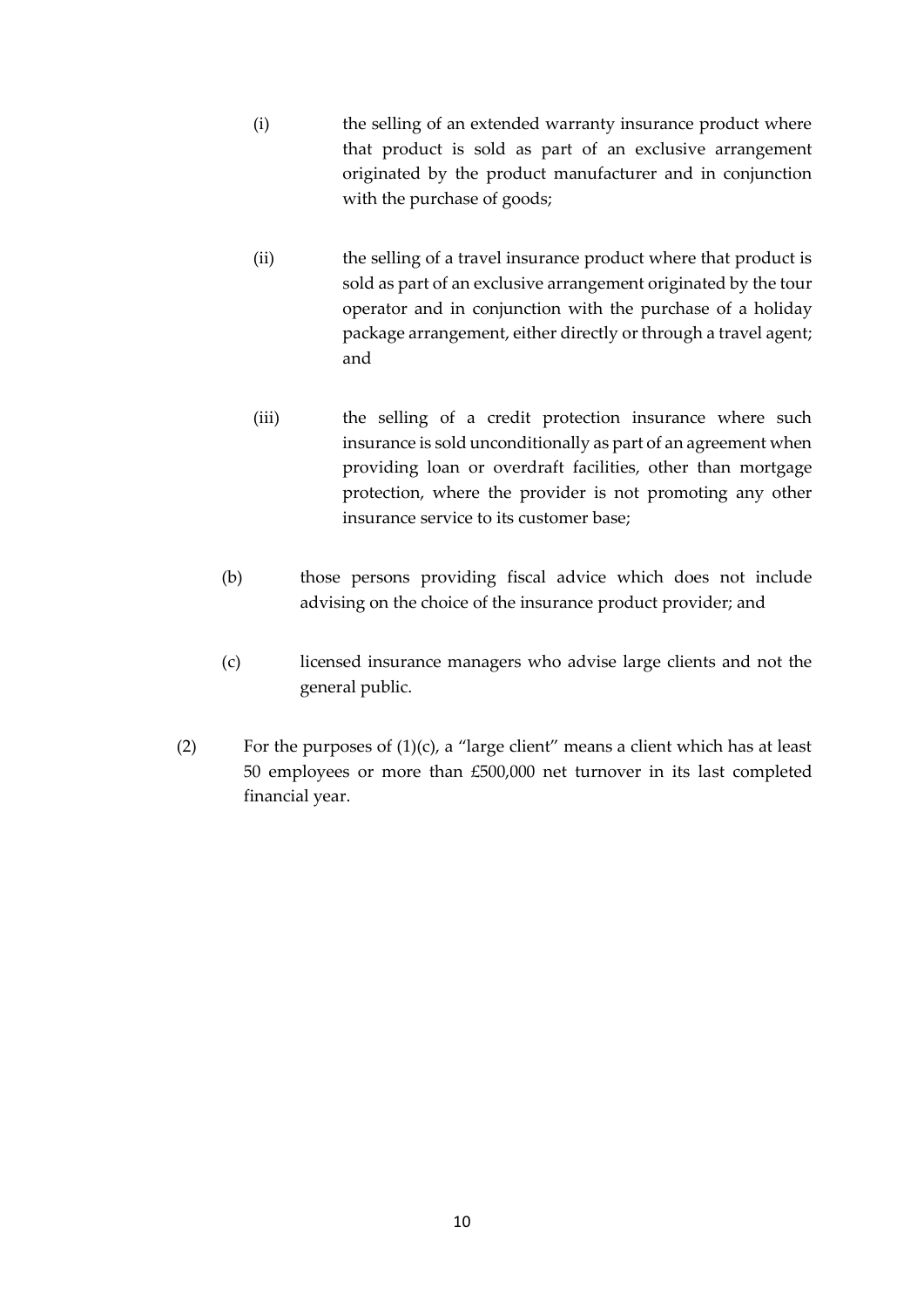(i) the selling of an extended warranty insurance product where that product is sold as part of an exclusive arrangement originated by the product manufacturer and in conjunction with the purchase of goods;

(ii) the selling of a travel insurance product where that product is sold as part of an exclusive arrangement originated by the tour operator and in conjunction with the purchase of a holiday package arrangement, either directly or through a travel agent; and

(iii) the selling of a credit protection insurance where such insurance is sold unconditionally as part of an agreement when providing loan or overdraft facilities, other than mortgage protection, where the provider is not promoting any other insurance service to its customer base;

(b) those persons providing fiscal advice which does not include advising on the choice of the insurance product provider; and

(c) licensed insurance managers who advise large clients and not the general public.

(2) For the purposes of (1)(c), a "large client" means a client which has at least 50 employees or more than £500,000 net turnover in its last completed financial year.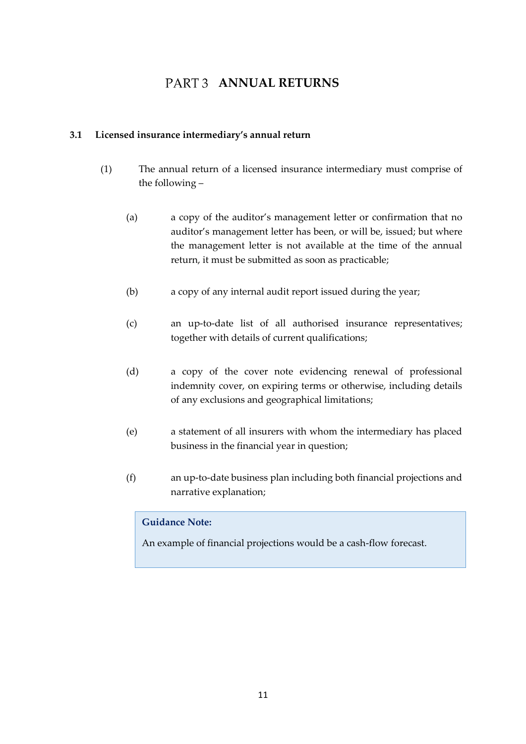# PART 3 ANNUAL RETURNS

### 3.1 Licensed insurance intermediary's annual return

(1) The annual return of a licensed insurance intermediary must comprise of the following –

(a) a copy of the auditor's management letter or confirmation that no auditor's management letter has been, or will be, issued; but where the management letter is not available at the time of the annual return, it must be submitted as soon as practicable;

(b) a copy of any internal audit report issued during the year;

(c) an up-to-date list of all authorised insurance representatives; together with details of current qualifications;

(d) a copy of the cover note evidencing renewal of professional indemnity cover, on expiring terms or otherwise, including details of any exclusions and geographical limitations;

(e) a statement of all insurers with whom the intermediary has placed business in the financial year in question;

(f) an up-to-date business plan including both financial projections and narrative explanation;

> **Guidance Note:**
>
> An example of financial projections would be a cash-flow forecast.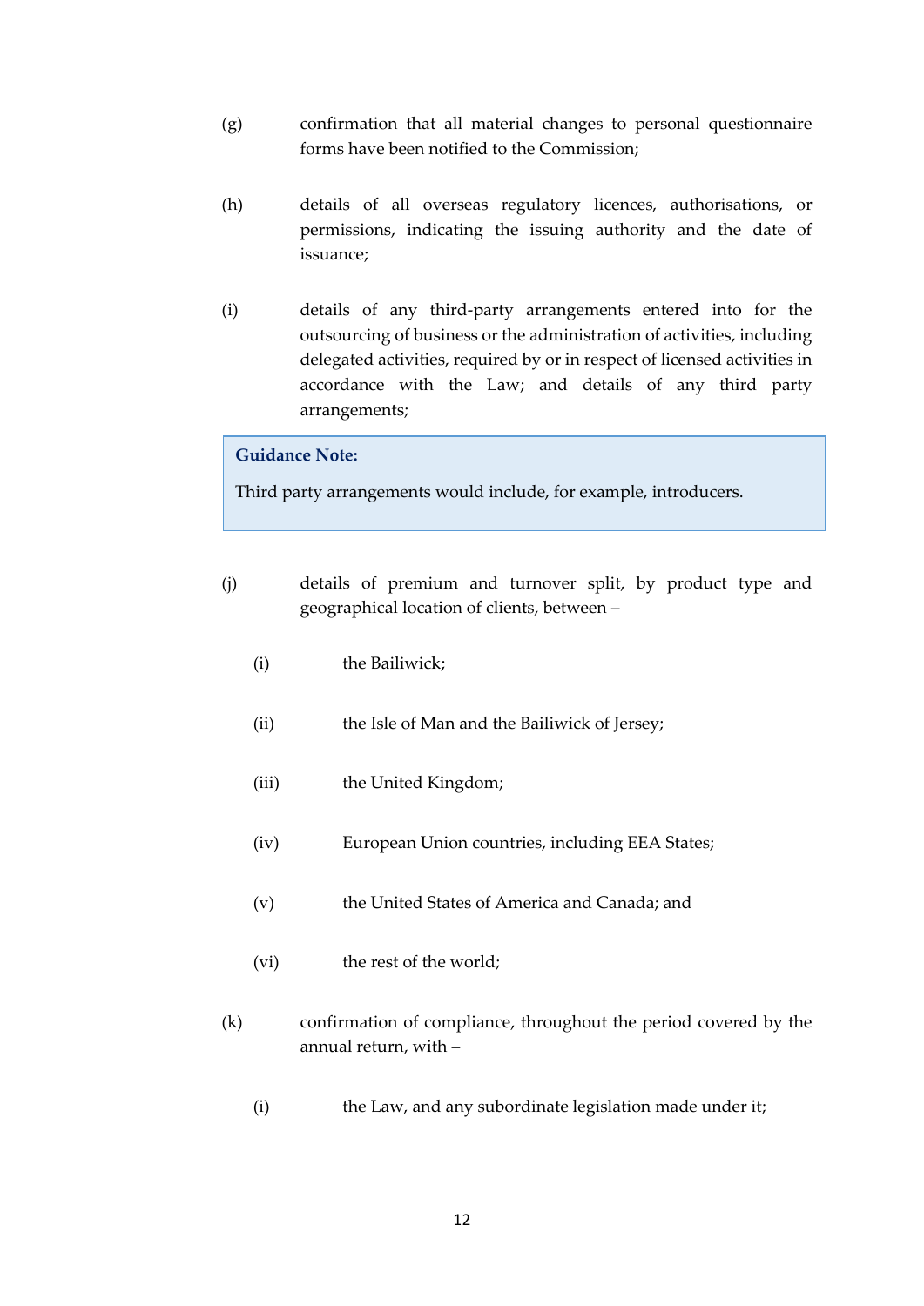(g) confirmation that all material changes to personal questionnaire forms have been notified to the Commission;

(h) details of all overseas regulatory licences, authorisations, or permissions, indicating the issuing authority and the date of issuance;

(i) details of any third-party arrangements entered into for the outsourcing of business or the administration of activities, including delegated activities, required by or in respect of licensed activities in accordance with the Law; and details of any third party arrangements;

> **Guidance Note:**
>
> Third party arrangements would include, for example, introducers.

(j) details of premium and turnover split, by product type and geographical location of clients, between –

(i) the Bailiwick;

(ii) the Isle of Man and the Bailiwick of Jersey;

(iii) the United Kingdom;

(iv) European Union countries, including EEA States;

(v) the United States of America and Canada; and

(vi) the rest of the world;

(k) confirmation of compliance, throughout the period covered by the annual return, with –

(i) the Law, and any subordinate legislation made under it;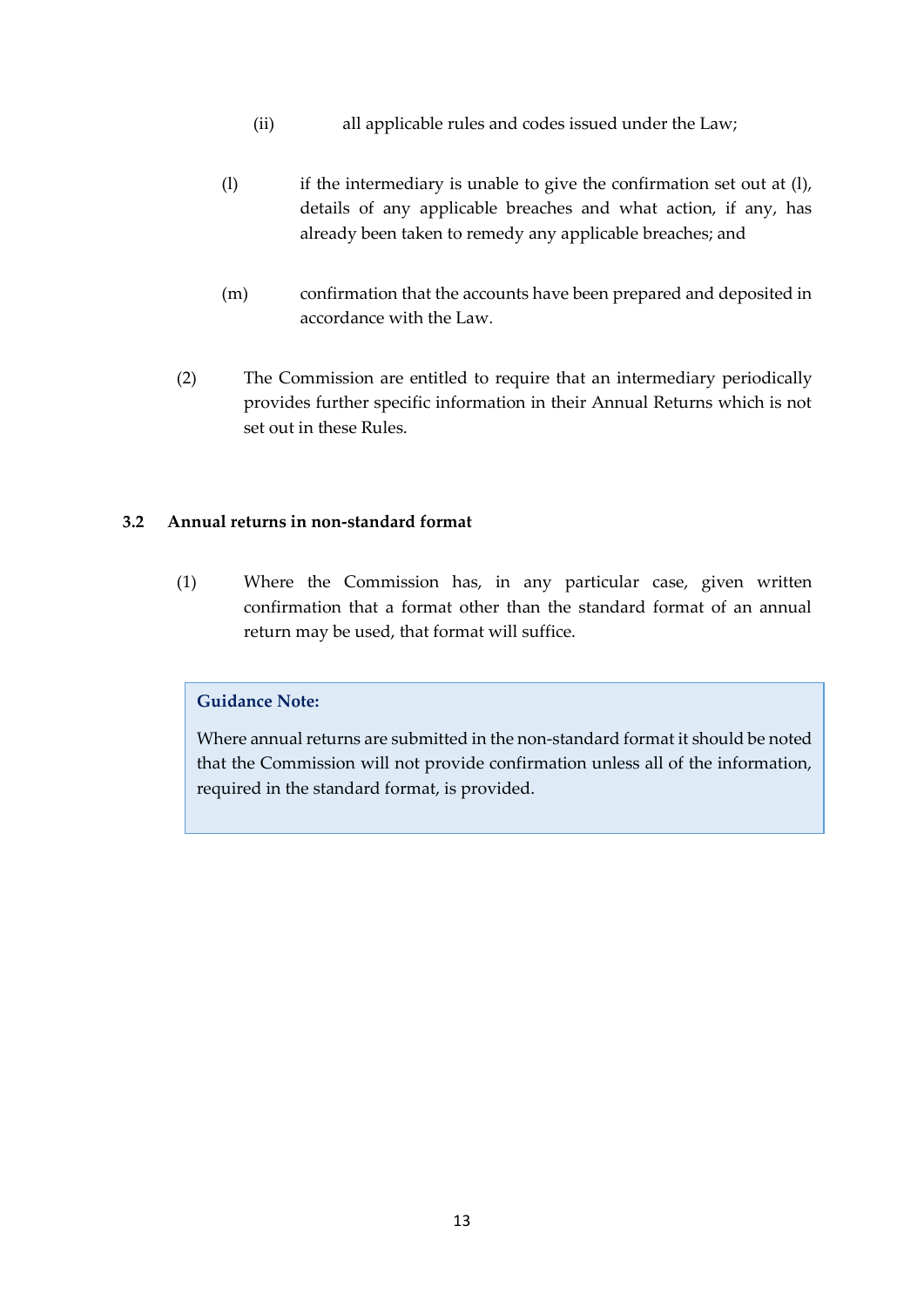(ii) all applicable rules and codes issued under the Law;

(l) if the intermediary is unable to give the confirmation set out at (l), details of any applicable breaches and what action, if any, has already been taken to remedy any applicable breaches; and

(m) confirmation that the accounts have been prepared and deposited in accordance with the Law.

(2) The Commission are entitled to require that an intermediary periodically provides further specific information in their Annual Returns which is not set out in these Rules.

### 3.2 Annual returns in non-standard format

(1) Where the Commission has, in any particular case, given written confirmation that a format other than the standard format of an annual return may be used, that format will suffice.

> **Guidance Note:**
>
> Where annual returns are submitted in the non-standard format it should be noted that the Commission will not provide confirmation unless all of the information, required in the standard format, is provided.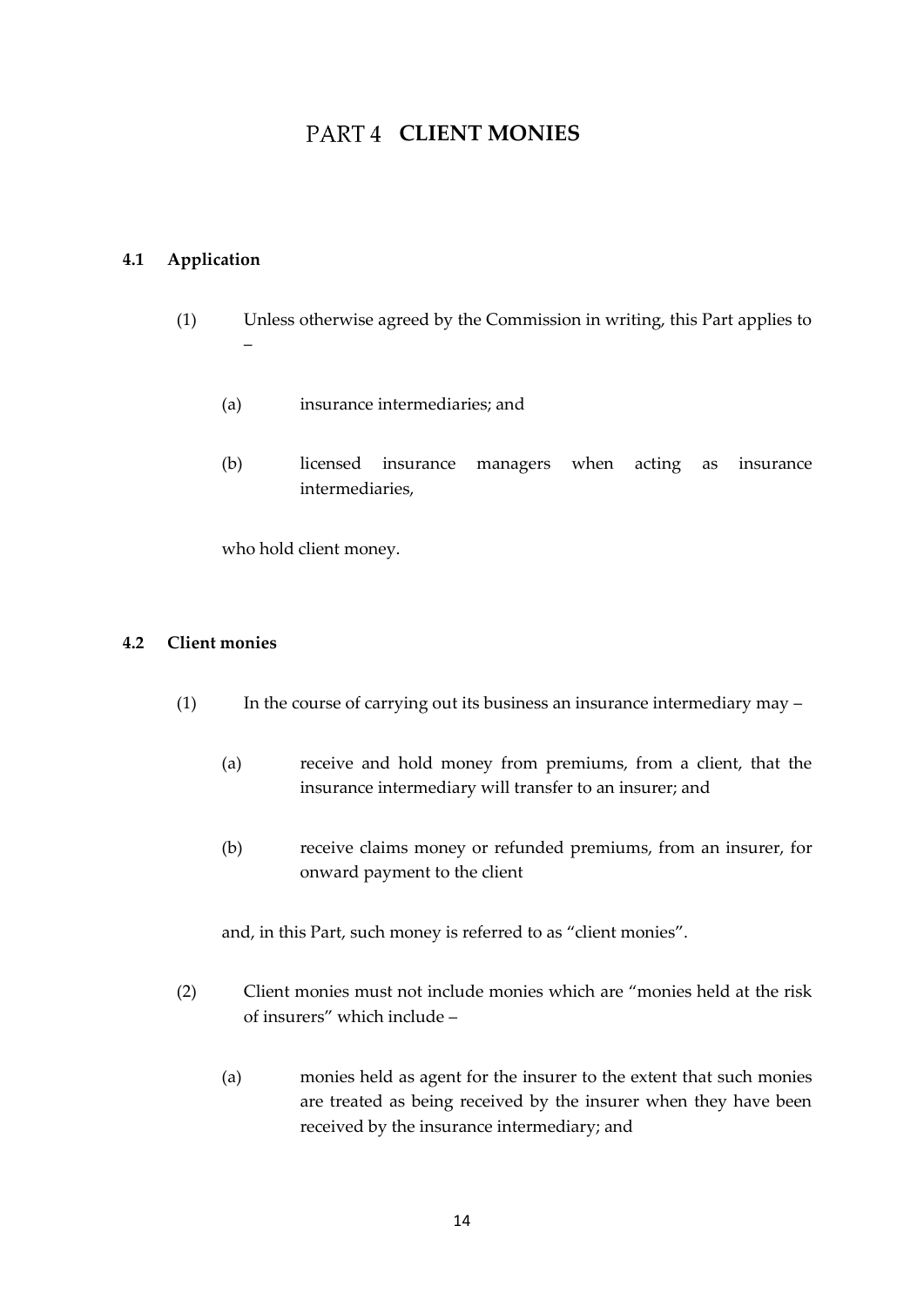# PART 4 CLIENT MONIES

## 4.1 Application

(1) Unless otherwise agreed by the Commission in writing, this Part applies to –

(a) insurance intermediaries; and

(b) licensed insurance managers when acting as insurance intermediaries,

who hold client money.

## 4.2 Client monies

(1) In the course of carrying out its business an insurance intermediary may –

(a) receive and hold money from premiums, from a client, that the insurance intermediary will transfer to an insurer; and

(b) receive claims money or refunded premiums, from an insurer, for onward payment to the client

and, in this Part, such money is referred to as "client monies".

(2) Client monies must not include monies which are "monies held at the risk of insurers" which include –

(a) monies held as agent for the insurer to the extent that such monies are treated as being received by the insurer when they have been received by the insurance intermediary; and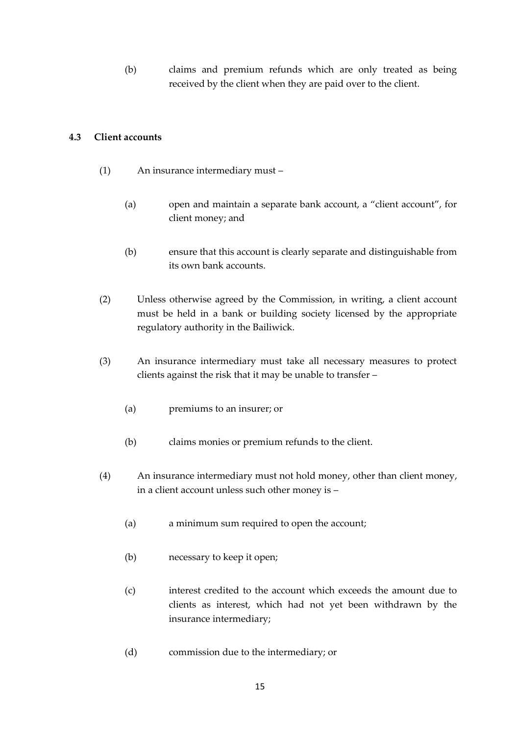(b) claims and premium refunds which are only treated as being received by the client when they are paid over to the client.

### 4.3 Client accounts

(1) An insurance intermediary must –

(a) open and maintain a separate bank account, a "client account", for client money; and

(b) ensure that this account is clearly separate and distinguishable from its own bank accounts.

(2) Unless otherwise agreed by the Commission, in writing, a client account must be held in a bank or building society licensed by the appropriate regulatory authority in the Bailiwick.

(3) An insurance intermediary must take all necessary measures to protect clients against the risk that it may be unable to transfer –

(a) premiums to an insurer; or

(b) claims monies or premium refunds to the client.

(4) An insurance intermediary must not hold money, other than client money, in a client account unless such other money is –

(a) a minimum sum required to open the account;

(b) necessary to keep it open;

(c) interest credited to the account which exceeds the amount due to clients as interest, which had not yet been withdrawn by the insurance intermediary;

(d) commission due to the intermediary; or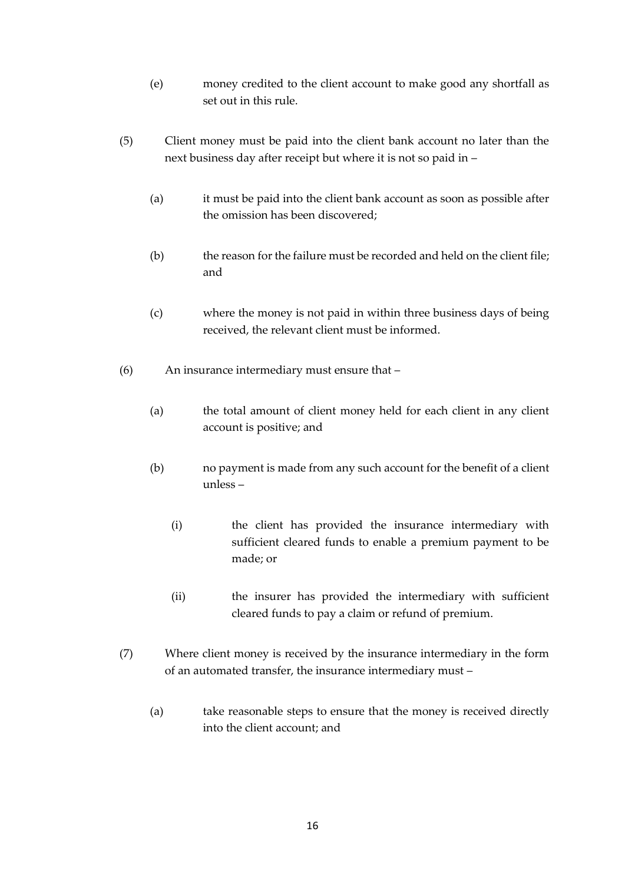(e) money credited to the client account to make good any shortfall as set out in this rule.

(5) Client money must be paid into the client bank account no later than the next business day after receipt but where it is not so paid in –

(a) it must be paid into the client bank account as soon as possible after the omission has been discovered;

(b) the reason for the failure must be recorded and held on the client file; and

(c) where the money is not paid in within three business days of being received, the relevant client must be informed.

(6) An insurance intermediary must ensure that –

(a) the total amount of client money held for each client in any client account is positive; and

(b) no payment is made from any such account for the benefit of a client unless –

(i) the client has provided the insurance intermediary with sufficient cleared funds to enable a premium payment to be made; or

(ii) the insurer has provided the intermediary with sufficient cleared funds to pay a claim or refund of premium.

(7) Where client money is received by the insurance intermediary in the form of an automated transfer, the insurance intermediary must –

(a) take reasonable steps to ensure that the money is received directly into the client account; and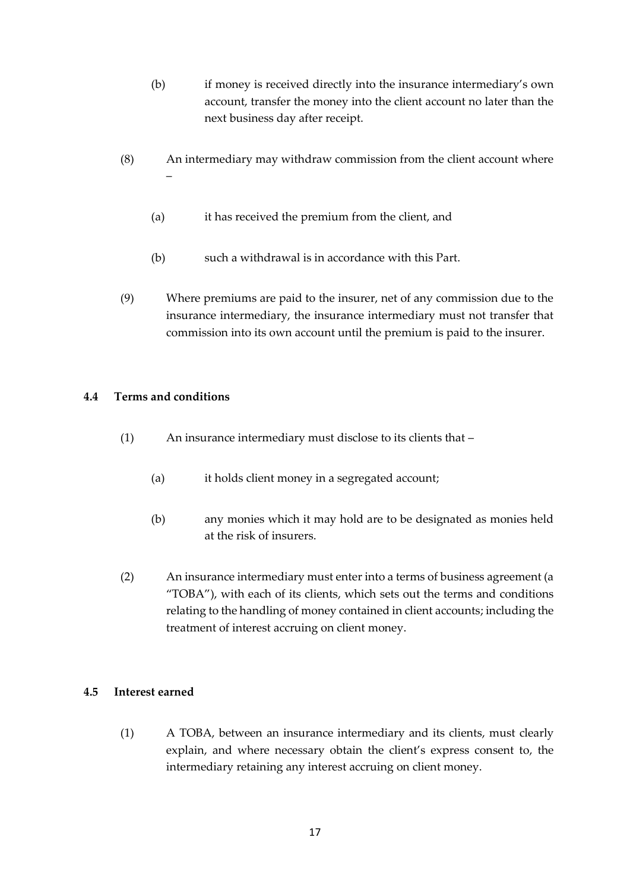(b) if money is received directly into the insurance intermediary's own account, transfer the money into the client account no later than the next business day after receipt.

(8) An intermediary may withdraw commission from the client account where –

(a) it has received the premium from the client, and

(b) such a withdrawal is in accordance with this Part.

(9) Where premiums are paid to the insurer, net of any commission due to the insurance intermediary, the insurance intermediary must not transfer that commission into its own account until the premium is paid to the insurer.

### 4.4 Terms and conditions

(1) An insurance intermediary must disclose to its clients that –

(a) it holds client money in a segregated account;

(b) any monies which it may hold are to be designated as monies held at the risk of insurers.

(2) An insurance intermediary must enter into a terms of business agreement (a "TOBA"), with each of its clients, which sets out the terms and conditions relating to the handling of money contained in client accounts; including the treatment of interest accruing on client money.

### 4.5 Interest earned

(1) A TOBA, between an insurance intermediary and its clients, must clearly explain, and where necessary obtain the client's express consent to, the intermediary retaining any interest accruing on client money.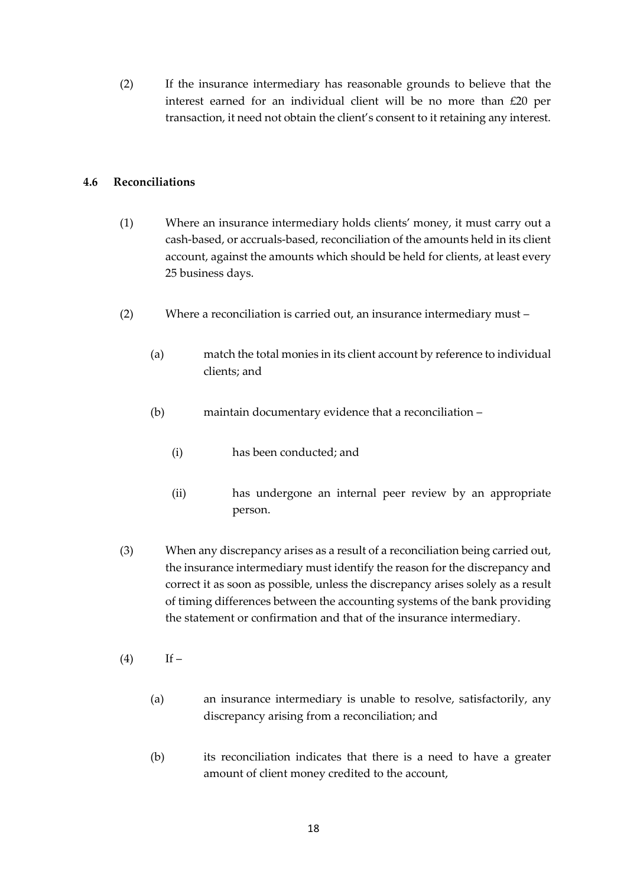(2) If the insurance intermediary has reasonable grounds to believe that the interest earned for an individual client will be no more than £20 per transaction, it need not obtain the client's consent to it retaining any interest.

### 4.6 Reconciliations

(1) Where an insurance intermediary holds clients' money, it must carry out a cash-based, or accruals-based, reconciliation of the amounts held in its client account, against the amounts which should be held for clients, at least every 25 business days.

(2) Where a reconciliation is carried out, an insurance intermediary must –

(a) match the total monies in its client account by reference to individual clients; and

(b) maintain documentary evidence that a reconciliation –

(i) has been conducted; and

(ii) has undergone an internal peer review by an appropriate person.

(3) When any discrepancy arises as a result of a reconciliation being carried out, the insurance intermediary must identify the reason for the discrepancy and correct it as soon as possible, unless the discrepancy arises solely as a result of timing differences between the accounting systems of the bank providing the statement or confirmation and that of the insurance intermediary.

(4) If –

(a) an insurance intermediary is unable to resolve, satisfactorily, any discrepancy arising from a reconciliation; and

(b) its reconciliation indicates that there is a need to have a greater amount of client money credited to the account,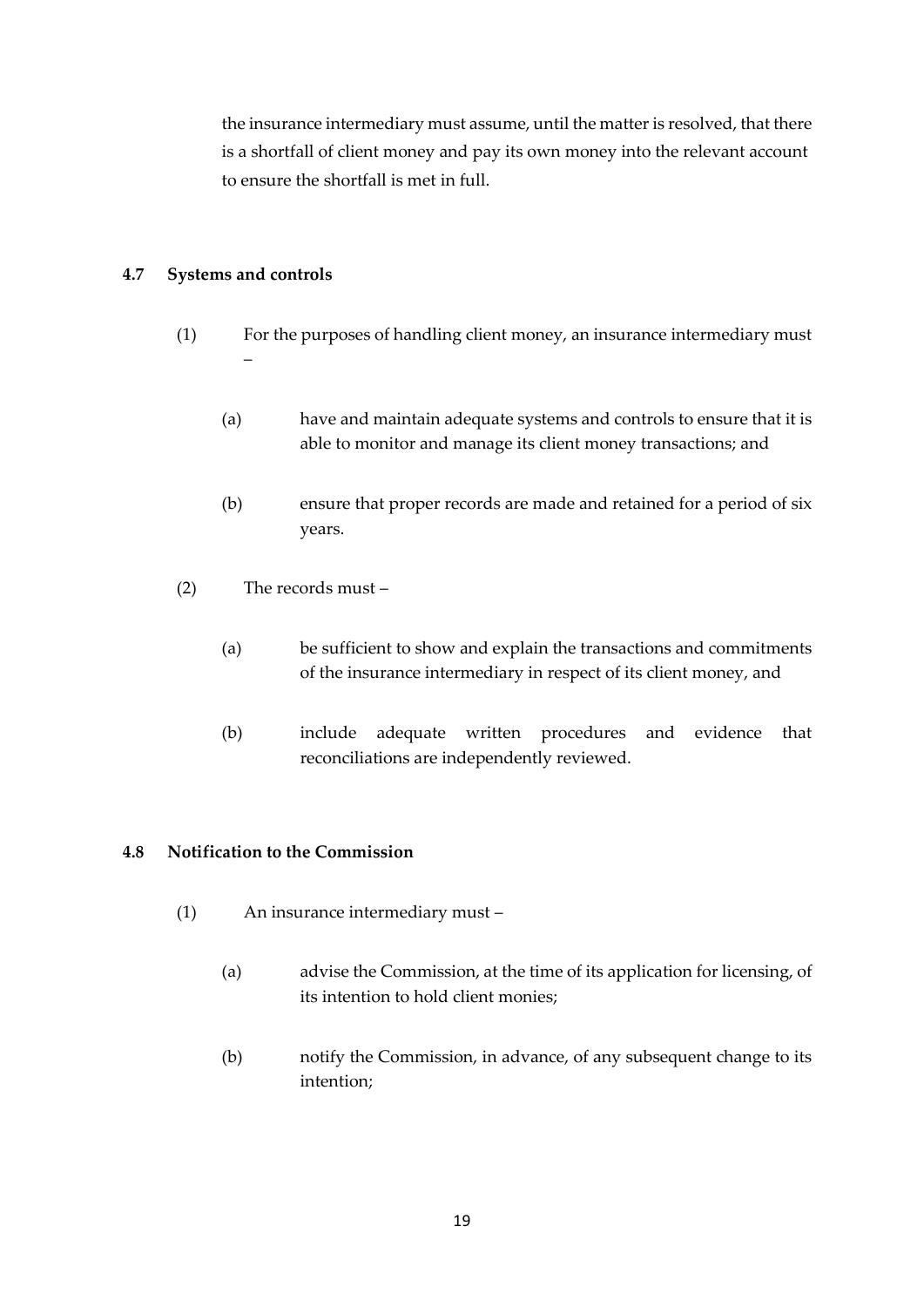the insurance intermediary must assume, until the matter is resolved, that there is a shortfall of client money and pay its own money into the relevant account to ensure the shortfall is met in full.

### 4.7 Systems and controls

(1) For the purposes of handling client money, an insurance intermediary must –

(a) have and maintain adequate systems and controls to ensure that it is able to monitor and manage its client money transactions; and

(b) ensure that proper records are made and retained for a period of six years.

(2) The records must –

(a) be sufficient to show and explain the transactions and commitments of the insurance intermediary in respect of its client money, and

(b) include adequate written procedures and evidence that reconciliations are independently reviewed.

### 4.8 Notification to the Commission

(1) An insurance intermediary must –

(a) advise the Commission, at the time of its application for licensing, of its intention to hold client monies;

(b) notify the Commission, in advance, of any subsequent change to its intention;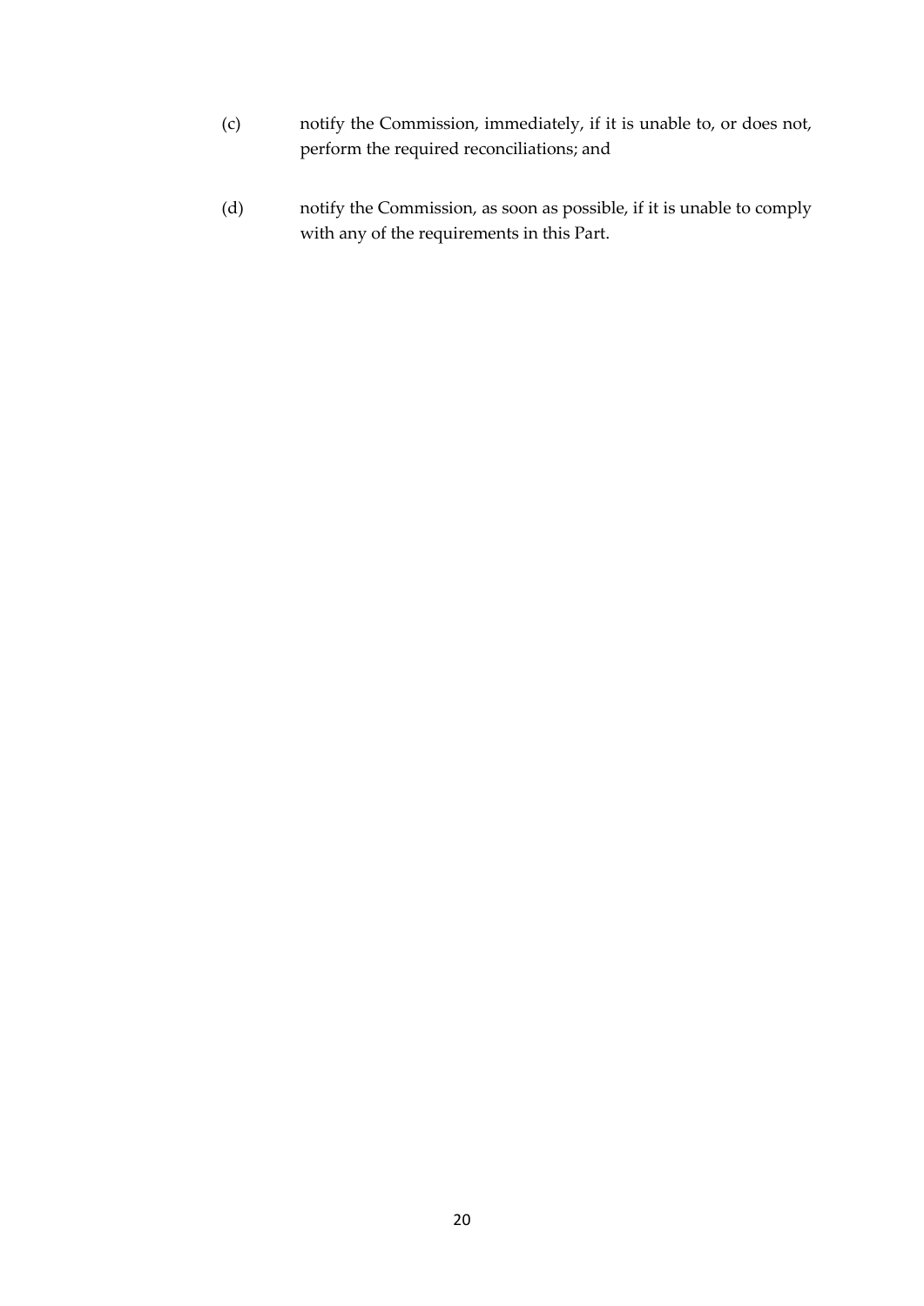(c) notify the Commission, immediately, if it is unable to, or does not, perform the required reconciliations; and

(d) notify the Commission, as soon as possible, if it is unable to comply with any of the requirements in this Part.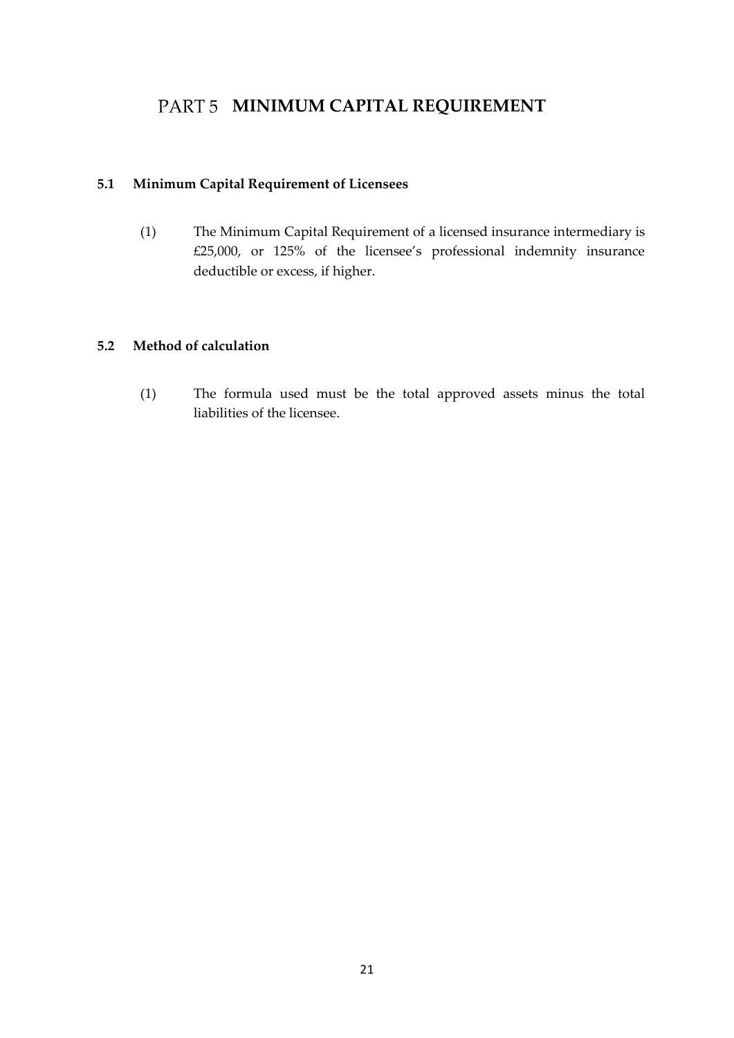# PART 5 MINIMUM CAPITAL REQUIREMENT

### 5.1 Minimum Capital Requirement of Licensees

(1) The Minimum Capital Requirement of a licensed insurance intermediary is £25,000, or 125% of the licensee's professional indemnity insurance deductible or excess, if higher.

### 5.2 Method of calculation

(1) The formula used must be the total approved assets minus the total liabilities of the licensee.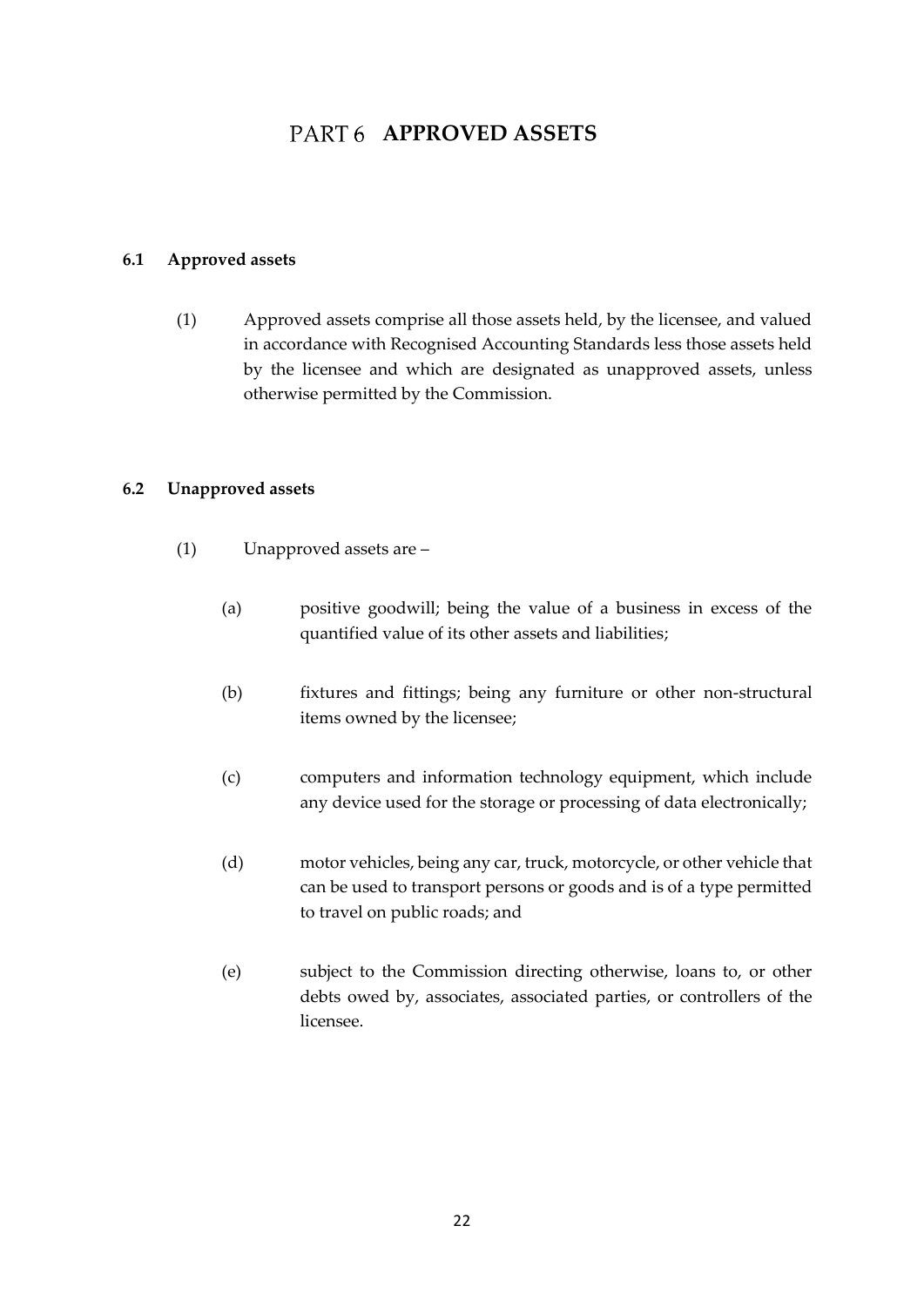# PART 6 APPROVED ASSETS

### 6.1 Approved assets

(1) Approved assets comprise all those assets held, by the licensee, and valued in accordance with Recognised Accounting Standards less those assets held by the licensee and which are designated as unapproved assets, unless otherwise permitted by the Commission.

### 6.2 Unapproved assets

(1) Unapproved assets are –

(a) positive goodwill; being the value of a business in excess of the quantified value of its other assets and liabilities;

(b) fixtures and fittings; being any furniture or other non-structural items owned by the licensee;

(c) computers and information technology equipment, which include any device used for the storage or processing of data electronically;

(d) motor vehicles, being any car, truck, motorcycle, or other vehicle that can be used to transport persons or goods and is of a type permitted to travel on public roads; and

(e) subject to the Commission directing otherwise, loans to, or other debts owed by, associates, associated parties, or controllers of the licensee.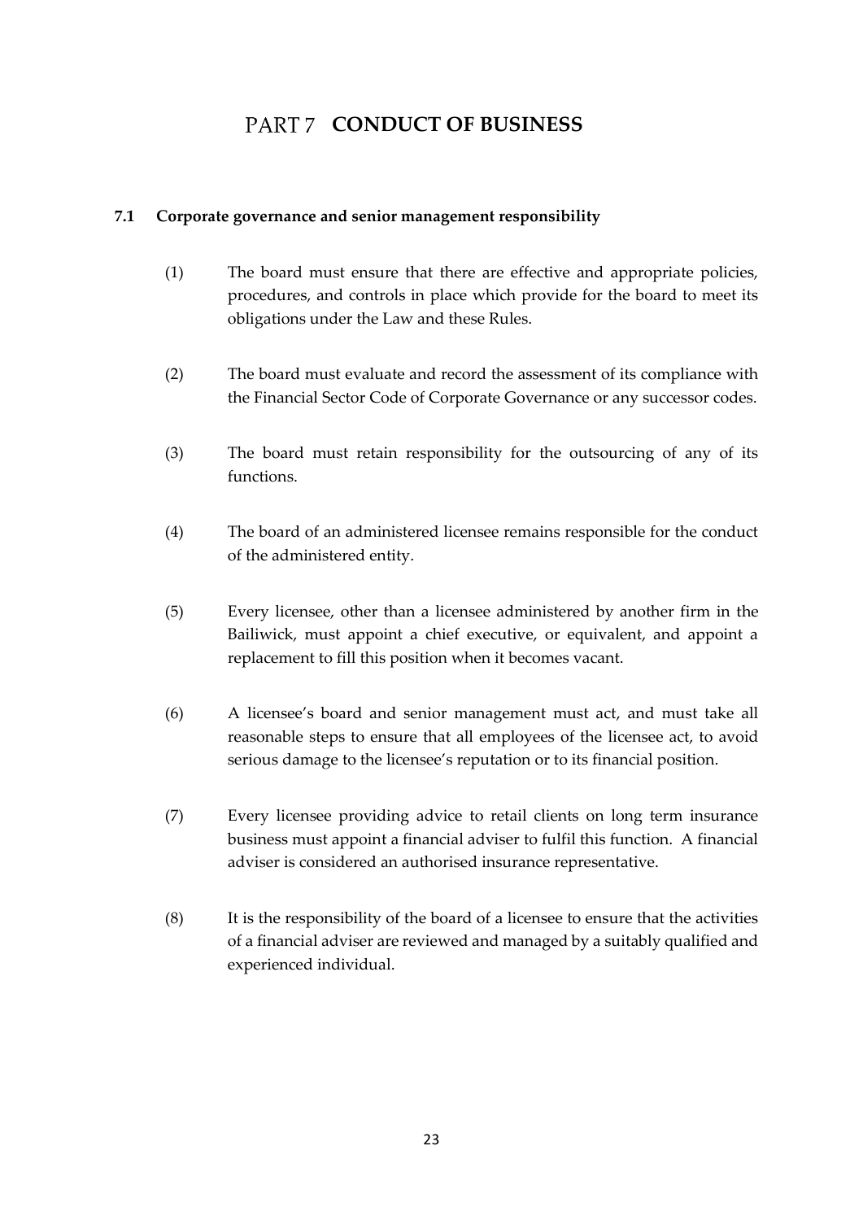# PART 7 CONDUCT OF BUSINESS

## 7.1 Corporate governance and senior management responsibility

(1) The board must ensure that there are effective and appropriate policies, procedures, and controls in place which provide for the board to meet its obligations under the Law and these Rules.

(2) The board must evaluate and record the assessment of its compliance with the Financial Sector Code of Corporate Governance or any successor codes.

(3) The board must retain responsibility for the outsourcing of any of its functions.

(4) The board of an administered licensee remains responsible for the conduct of the administered entity.

(5) Every licensee, other than a licensee administered by another firm in the Bailiwick, must appoint a chief executive, or equivalent, and appoint a replacement to fill this position when it becomes vacant.

(6) A licensee's board and senior management must act, and must take all reasonable steps to ensure that all employees of the licensee act, to avoid serious damage to the licensee's reputation or to its financial position.

(7) Every licensee providing advice to retail clients on long term insurance business must appoint a financial adviser to fulfil this function. A financial adviser is considered an authorised insurance representative.

(8) It is the responsibility of the board of a licensee to ensure that the activities of a financial adviser are reviewed and managed by a suitably qualified and experienced individual.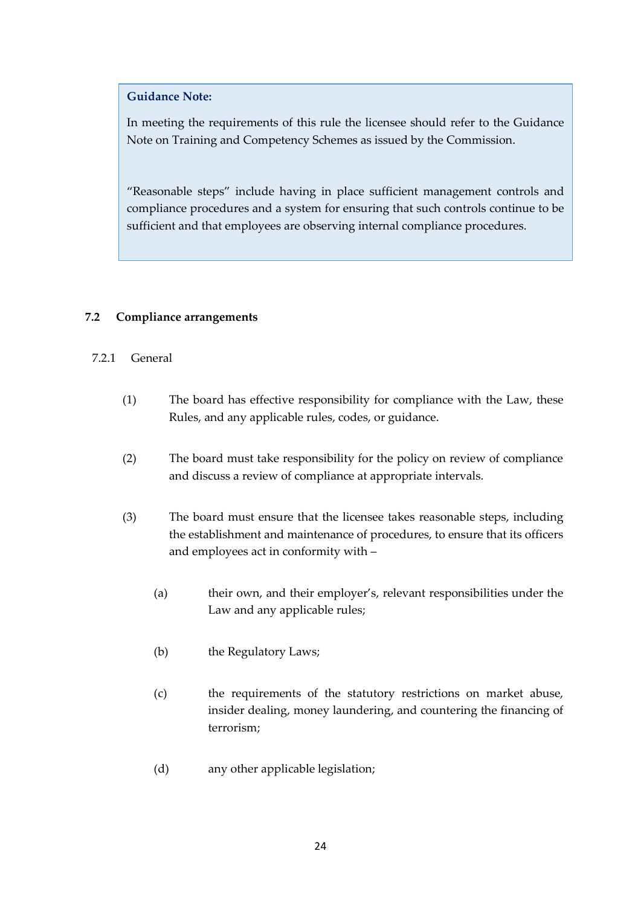> **Guidance Note:**
>
> In meeting the requirements of this rule the licensee should refer to the Guidance Note on Training and Competency Schemes as issued by the Commission.
>
> "Reasonable steps" include having in place sufficient management controls and compliance procedures and a system for ensuring that such controls continue to be sufficient and that employees are observing internal compliance procedures.

### 7.2 Compliance arrangements

#### 7.2.1 General

(1) The board has effective responsibility for compliance with the Law, these Rules, and any applicable rules, codes, or guidance.

(2) The board must take responsibility for the policy on review of compliance and discuss a review of compliance at appropriate intervals.

(3) The board must ensure that the licensee takes reasonable steps, including the establishment and maintenance of procedures, to ensure that its officers and employees act in conformity with –

- (a) their own, and their employer's, relevant responsibilities under the Law and any applicable rules;
- (b) the Regulatory Laws;
- (c) the requirements of the statutory restrictions on market abuse, insider dealing, money laundering, and countering the financing of terrorism;
- (d) any other applicable legislation;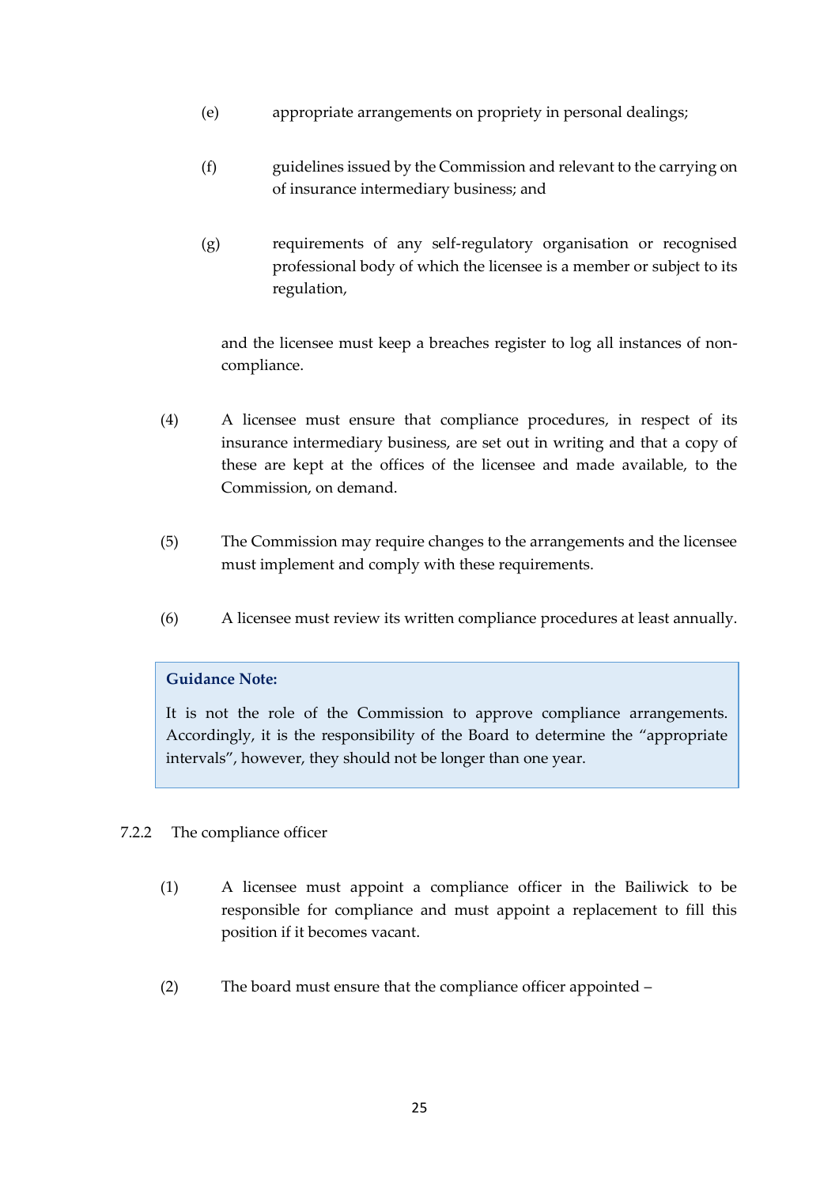(e) appropriate arrangements on propriety in personal dealings;

(f) guidelines issued by the Commission and relevant to the carrying on of insurance intermediary business; and

(g) requirements of any self-regulatory organisation or recognised professional body of which the licensee is a member or subject to its regulation,

and the licensee must keep a breaches register to log all instances of non-compliance.

(4) A licensee must ensure that compliance procedures, in respect of its insurance intermediary business, are set out in writing and that a copy of these are kept at the offices of the licensee and made available, to the Commission, on demand.

(5) The Commission may require changes to the arrangements and the licensee must implement and comply with these requirements.

(6) A licensee must review its written compliance procedures at least annually.

> **Guidance Note:**
>
> It is not the role of the Commission to approve compliance arrangements. Accordingly, it is the responsibility of the Board to determine the "appropriate intervals", however, they should not be longer than one year.

7.2.2 The compliance officer

(1) A licensee must appoint a compliance officer in the Bailiwick to be responsible for compliance and must appoint a replacement to fill this position if it becomes vacant.

(2) The board must ensure that the compliance officer appointed –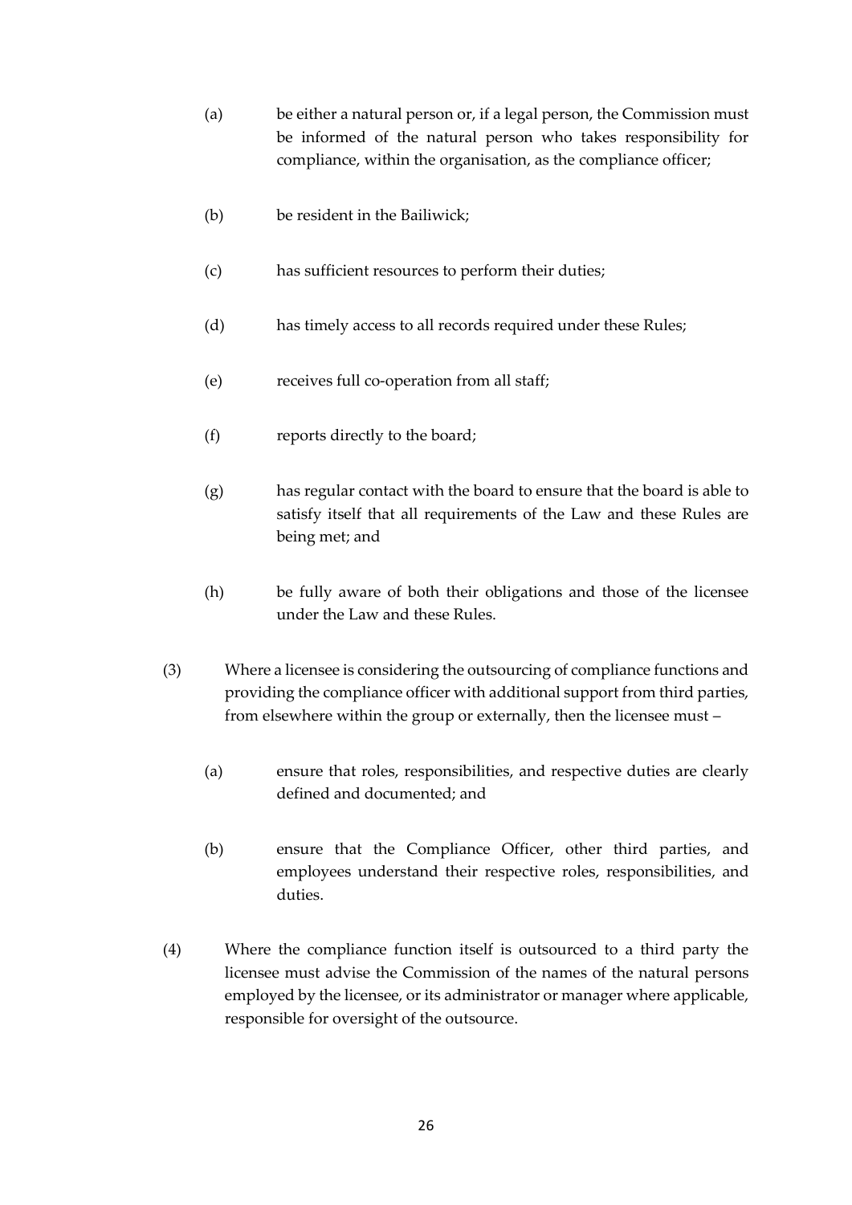(a) be either a natural person or, if a legal person, the Commission must be informed of the natural person who takes responsibility for compliance, within the organisation, as the compliance officer;

(b) be resident in the Bailiwick;

(c) has sufficient resources to perform their duties;

(d) has timely access to all records required under these Rules;

(e) receives full co-operation from all staff;

(f) reports directly to the board;

(g) has regular contact with the board to ensure that the board is able to satisfy itself that all requirements of the Law and these Rules are being met; and

(h) be fully aware of both their obligations and those of the licensee under the Law and these Rules.

(3) Where a licensee is considering the outsourcing of compliance functions and providing the compliance officer with additional support from third parties, from elsewhere within the group or externally, then the licensee must –

(a) ensure that roles, responsibilities, and respective duties are clearly defined and documented; and

(b) ensure that the Compliance Officer, other third parties, and employees understand their respective roles, responsibilities, and duties.

(4) Where the compliance function itself is outsourced to a third party the licensee must advise the Commission of the names of the natural persons employed by the licensee, or its administrator or manager where applicable, responsible for oversight of the outsource.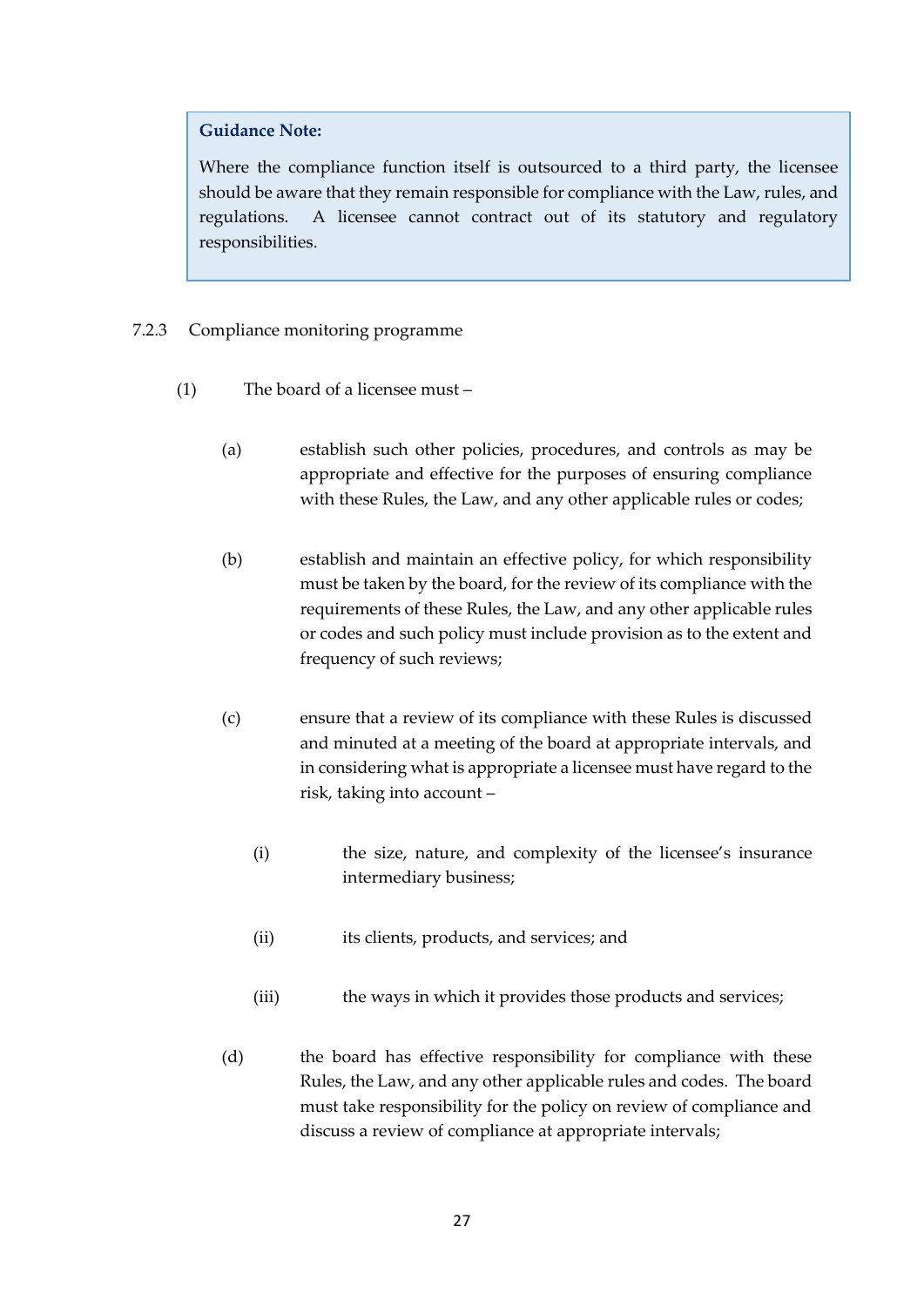> **Guidance Note:**
>
> Where the compliance function itself is outsourced to a third party, the licensee should be aware that they remain responsible for compliance with the Law, rules, and regulations. A licensee cannot contract out of its statutory and regulatory responsibilities.

7.2.3 Compliance monitoring programme

(1) The board of a licensee must –

(a) establish such other policies, procedures, and controls as may be appropriate and effective for the purposes of ensuring compliance with these Rules, the Law, and any other applicable rules or codes;

(b) establish and maintain an effective policy, for which responsibility must be taken by the board, for the review of its compliance with the requirements of these Rules, the Law, and any other applicable rules or codes and such policy must include provision as to the extent and frequency of such reviews;

(c) ensure that a review of its compliance with these Rules is discussed and minuted at a meeting of the board at appropriate intervals, and in considering what is appropriate a licensee must have regard to the risk, taking into account –

(i) the size, nature, and complexity of the licensee's insurance intermediary business;

(ii) its clients, products, and services; and

(iii) the ways in which it provides those products and services;

(d) the board has effective responsibility for compliance with these Rules, the Law, and any other applicable rules and codes. The board must take responsibility for the policy on review of compliance and discuss a review of compliance at appropriate intervals;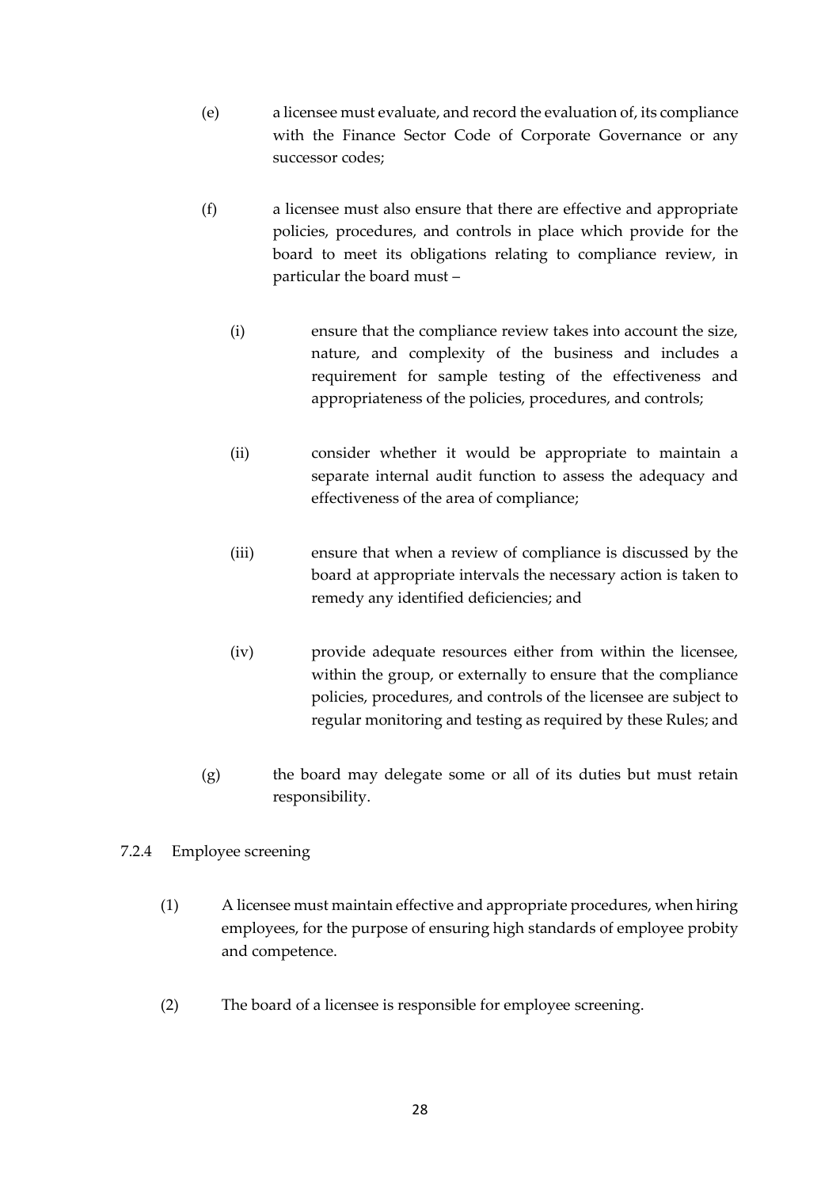(e) a licensee must evaluate, and record the evaluation of, its compliance with the Finance Sector Code of Corporate Governance or any successor codes;

(f) a licensee must also ensure that there are effective and appropriate policies, procedures, and controls in place which provide for the board to meet its obligations relating to compliance review, in particular the board must –

   (i) ensure that the compliance review takes into account the size, nature, and complexity of the business and includes a requirement for sample testing of the effectiveness and appropriateness of the policies, procedures, and controls;

   (ii) consider whether it would be appropriate to maintain a separate internal audit function to assess the adequacy and effectiveness of the area of compliance;

   (iii) ensure that when a review of compliance is discussed by the board at appropriate intervals the necessary action is taken to remedy any identified deficiencies; and

   (iv) provide adequate resources either from within the licensee, within the group, or externally to ensure that the compliance policies, procedures, and controls of the licensee are subject to regular monitoring and testing as required by these Rules; and

(g) the board may delegate some or all of its duties but must retain responsibility.

7.2.4 Employee screening

(1) A licensee must maintain effective and appropriate procedures, when hiring employees, for the purpose of ensuring high standards of employee probity and competence.

(2) The board of a licensee is responsible for employee screening.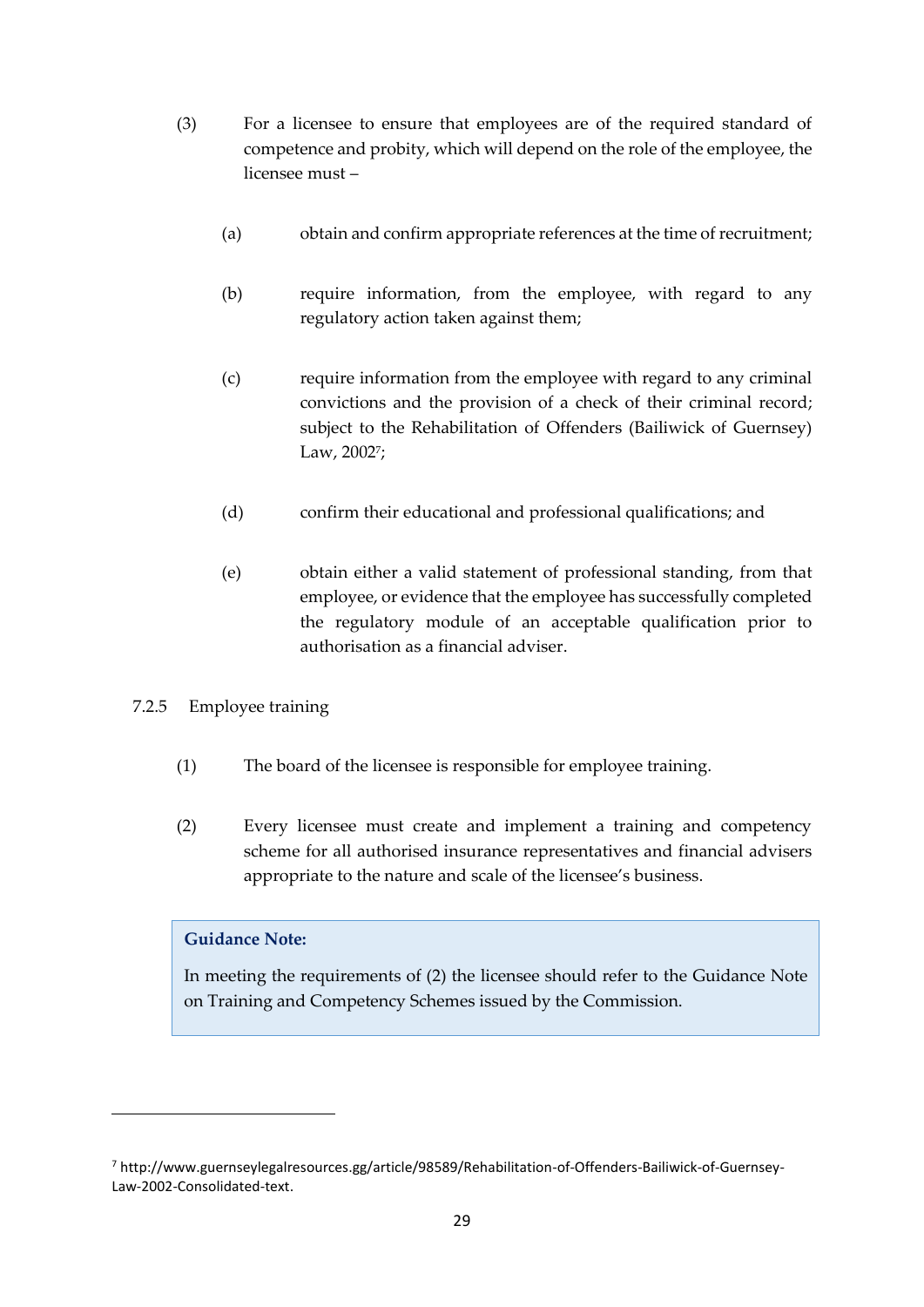(3) For a licensee to ensure that employees are of the required standard of competence and probity, which will depend on the role of the employee, the licensee must –

(a) obtain and confirm appropriate references at the time of recruitment;

(b) require information, from the employee, with regard to any regulatory action taken against them;

(c) require information from the employee with regard to any criminal convictions and the provision of a check of their criminal record; subject to the Rehabilitation of Offenders (Bailiwick of Guernsey) Law, 2002[7];

(d) confirm their educational and professional qualifications; and

(e) obtain either a valid statement of professional standing, from that employee, or evidence that the employee has successfully completed the regulatory module of an acceptable qualification prior to authorisation as a financial adviser.

7.2.5 Employee training

(1) The board of the licensee is responsible for employee training.

(2) Every licensee must create and implement a training and competency scheme for all authorised insurance representatives and financial advisers appropriate to the nature and scale of the licensee's business.

> **Guidance Note:**
>
> In meeting the requirements of (2) the licensee should refer to the Guidance Note on Training and Competency Schemes issued by the Commission.

---

[7] http://www.guernseylegalresources.gg/article/98589/Rehabilitation-of-Offenders-Bailiwick-of-Guernsey-Law-2002-Consolidated-text.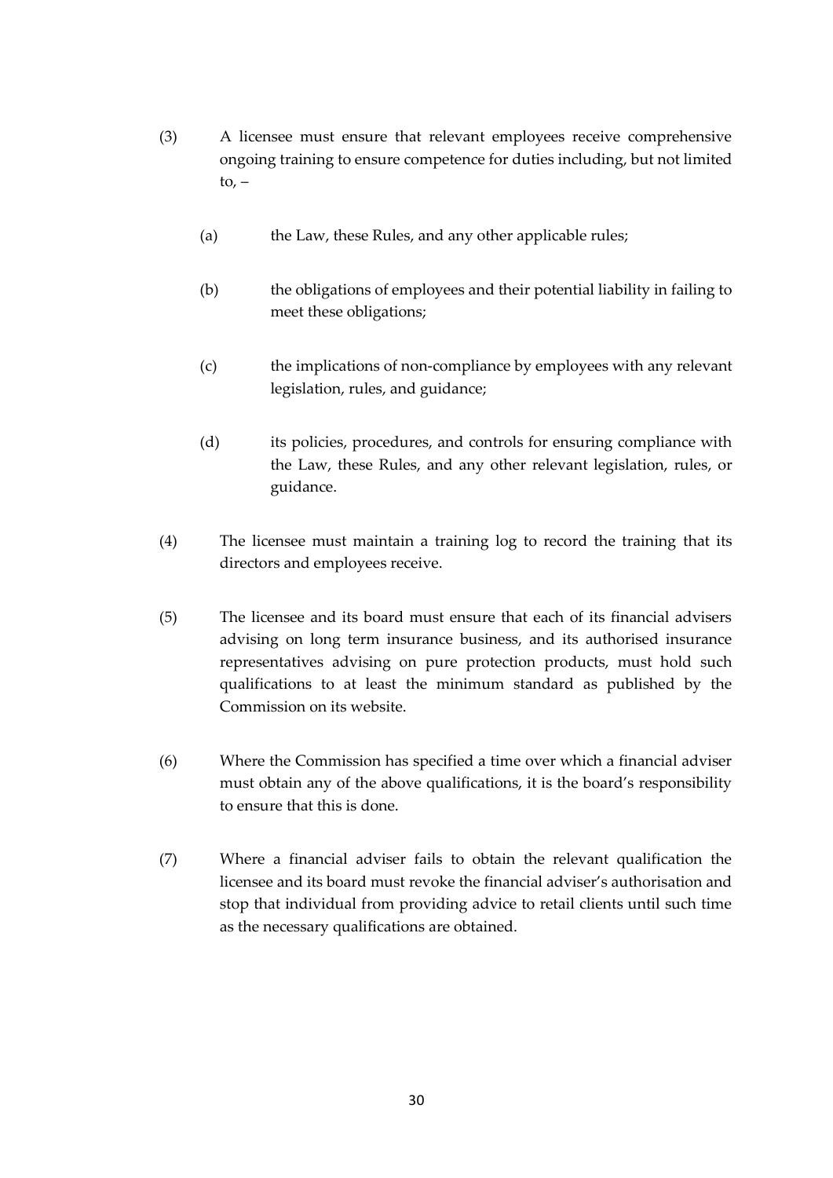(3) A licensee must ensure that relevant employees receive comprehensive ongoing training to ensure competence for duties including, but not limited to, –

  (a) the Law, these Rules, and any other applicable rules;

  (b) the obligations of employees and their potential liability in failing to meet these obligations;

  (c) the implications of non-compliance by employees with any relevant legislation, rules, and guidance;

  (d) its policies, procedures, and controls for ensuring compliance with the Law, these Rules, and any other relevant legislation, rules, or guidance.

(4) The licensee must maintain a training log to record the training that its directors and employees receive.

(5) The licensee and its board must ensure that each of its financial advisers advising on long term insurance business, and its authorised insurance representatives advising on pure protection products, must hold such qualifications to at least the minimum standard as published by the Commission on its website.

(6) Where the Commission has specified a time over which a financial adviser must obtain any of the above qualifications, it is the board's responsibility to ensure that this is done.

(7) Where a financial adviser fails to obtain the relevant qualification the licensee and its board must revoke the financial adviser's authorisation and stop that individual from providing advice to retail clients until such time as the necessary qualifications are obtained.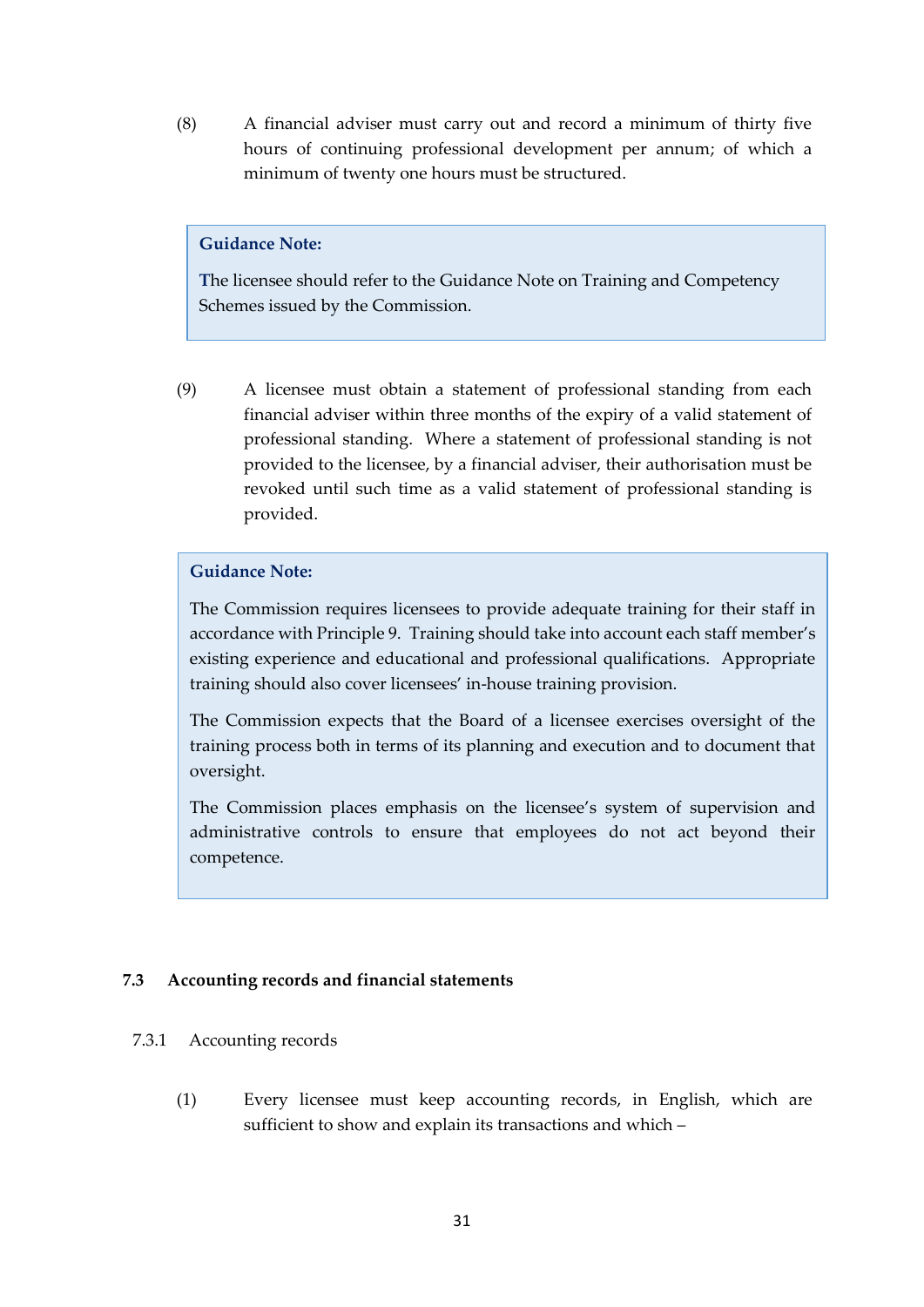(8) A financial adviser must carry out and record a minimum of thirty five hours of continuing professional development per annum; of which a minimum of twenty one hours must be structured.

> **Guidance Note:**
>
> The licensee should refer to the Guidance Note on Training and Competency Schemes issued by the Commission.

(9) A licensee must obtain a statement of professional standing from each financial adviser within three months of the expiry of a valid statement of professional standing. Where a statement of professional standing is not provided to the licensee, by a financial adviser, their authorisation must be revoked until such time as a valid statement of professional standing is provided.

> **Guidance Note:**
>
> The Commission requires licensees to provide adequate training for their staff in accordance with Principle 9. Training should take into account each staff member's existing experience and educational and professional qualifications. Appropriate training should also cover licensees' in-house training provision.
>
> The Commission expects that the Board of a licensee exercises oversight of the training process both in terms of its planning and execution and to document that oversight.
>
> The Commission places emphasis on the licensee's system of supervision and administrative controls to ensure that employees do not act beyond their competence.

### 7.3 Accounting records and financial statements

#### 7.3.1 Accounting records

(1) Every licensee must keep accounting records, in English, which are sufficient to show and explain its transactions and which –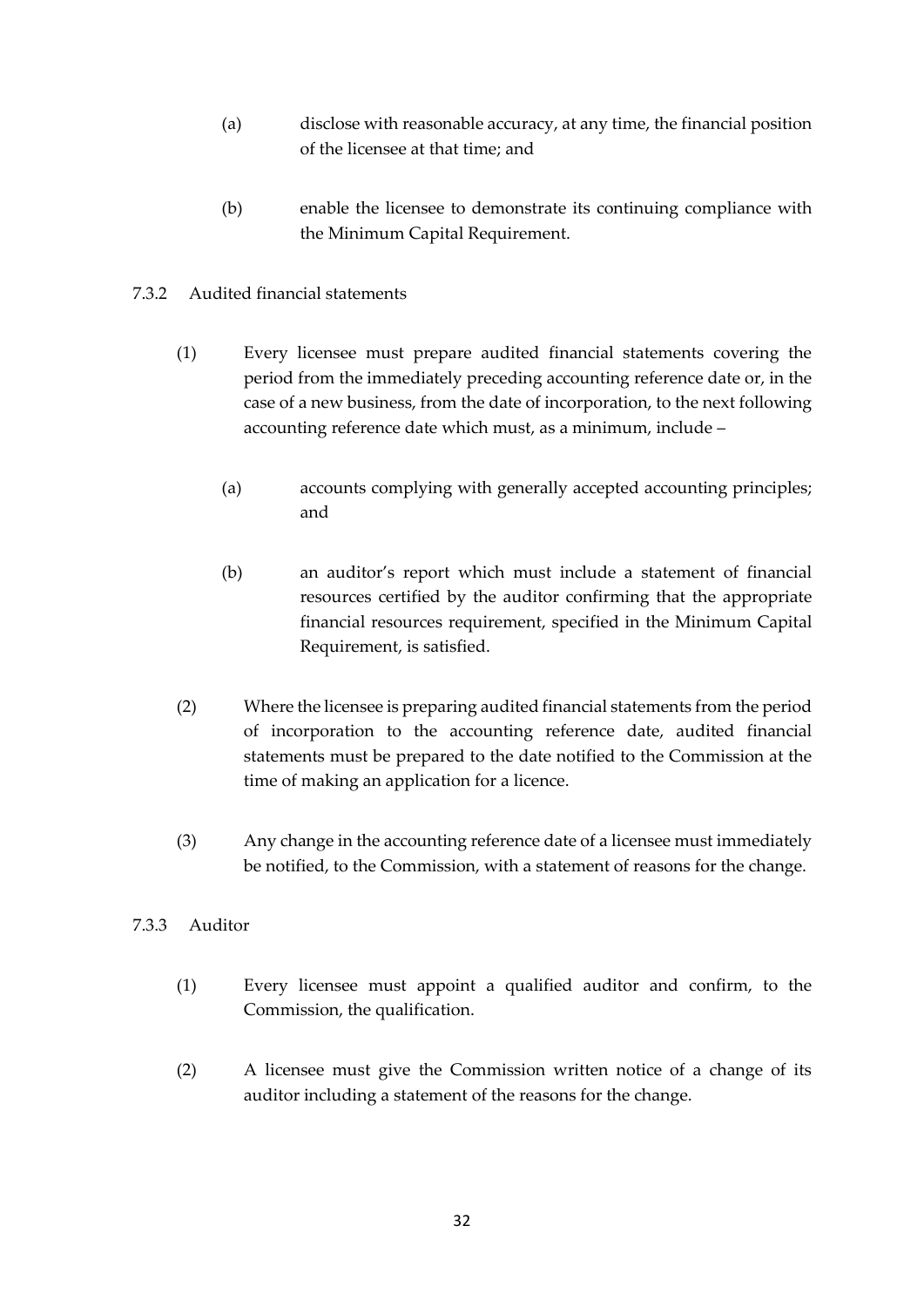(a) disclose with reasonable accuracy, at any time, the financial position of the licensee at that time; and

(b) enable the licensee to demonstrate its continuing compliance with the Minimum Capital Requirement.

7.3.2 Audited financial statements

(1) Every licensee must prepare audited financial statements covering the period from the immediately preceding accounting reference date or, in the case of a new business, from the date of incorporation, to the next following accounting reference date which must, as a minimum, include –

(a) accounts complying with generally accepted accounting principles; and

(b) an auditor's report which must include a statement of financial resources certified by the auditor confirming that the appropriate financial resources requirement, specified in the Minimum Capital Requirement, is satisfied.

(2) Where the licensee is preparing audited financial statements from the period of incorporation to the accounting reference date, audited financial statements must be prepared to the date notified to the Commission at the time of making an application for a licence.

(3) Any change in the accounting reference date of a licensee must immediately be notified, to the Commission, with a statement of reasons for the change.

7.3.3 Auditor

(1) Every licensee must appoint a qualified auditor and confirm, to the Commission, the qualification.

(2) A licensee must give the Commission written notice of a change of its auditor including a statement of the reasons for the change.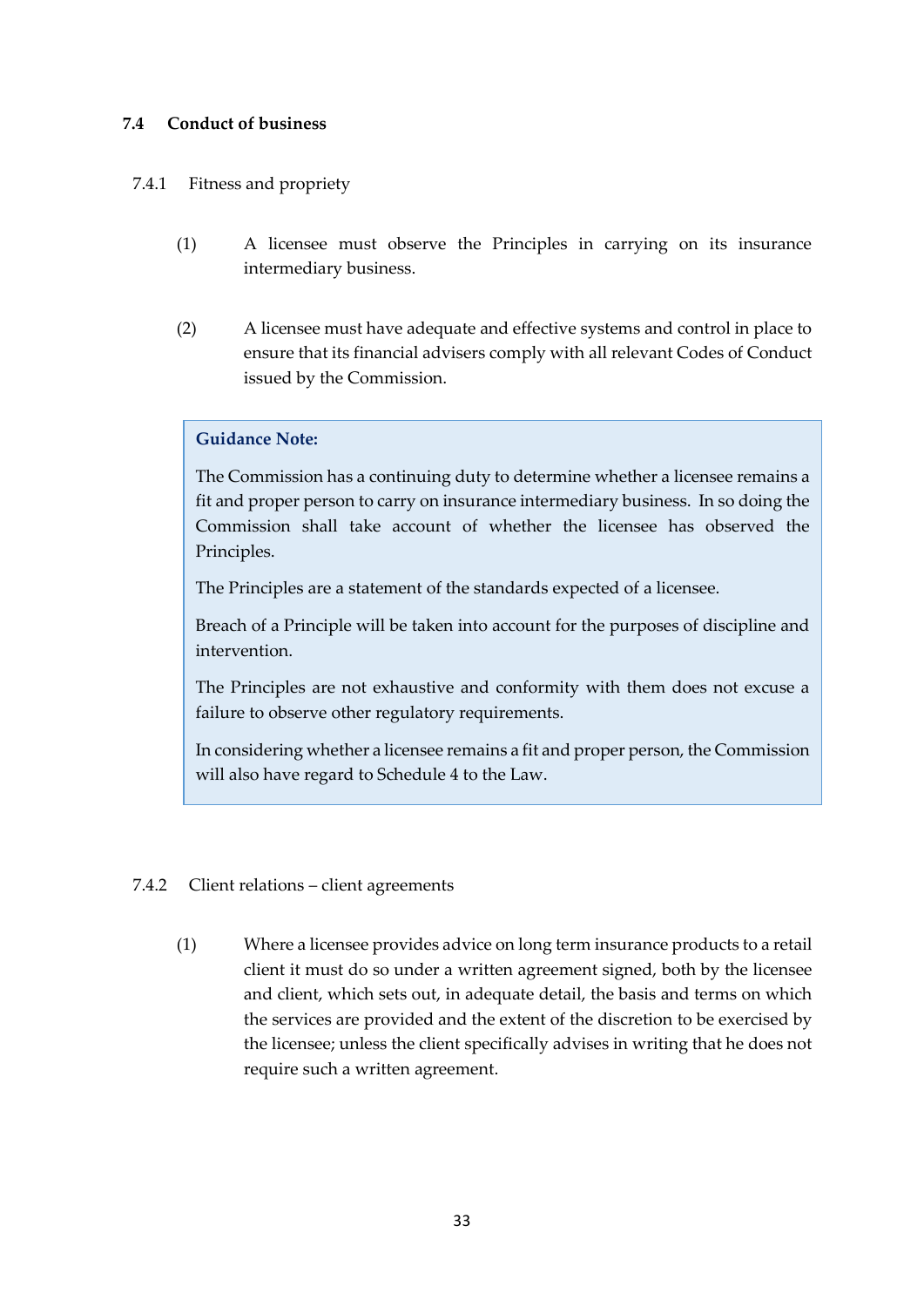## 7.4 Conduct of business

### 7.4.1 Fitness and propriety

(1) A licensee must observe the Principles in carrying on its insurance intermediary business.

(2) A licensee must have adequate and effective systems and control in place to ensure that its financial advisers comply with all relevant Codes of Conduct issued by the Commission.

> **Guidance Note:**
>
> The Commission has a continuing duty to determine whether a licensee remains a fit and proper person to carry on insurance intermediary business. In so doing the Commission shall take account of whether the licensee has observed the Principles.
>
> The Principles are a statement of the standards expected of a licensee.
>
> Breach of a Principle will be taken into account for the purposes of discipline and intervention.
>
> The Principles are not exhaustive and conformity with them does not excuse a failure to observe other regulatory requirements.
>
> In considering whether a licensee remains a fit and proper person, the Commission will also have regard to Schedule 4 to the Law.

### 7.4.2 Client relations – client agreements

(1) Where a licensee provides advice on long term insurance products to a retail client it must do so under a written agreement signed, both by the licensee and client, which sets out, in adequate detail, the basis and terms on which the services are provided and the extent of the discretion to be exercised by the licensee; unless the client specifically advises in writing that he does not require such a written agreement.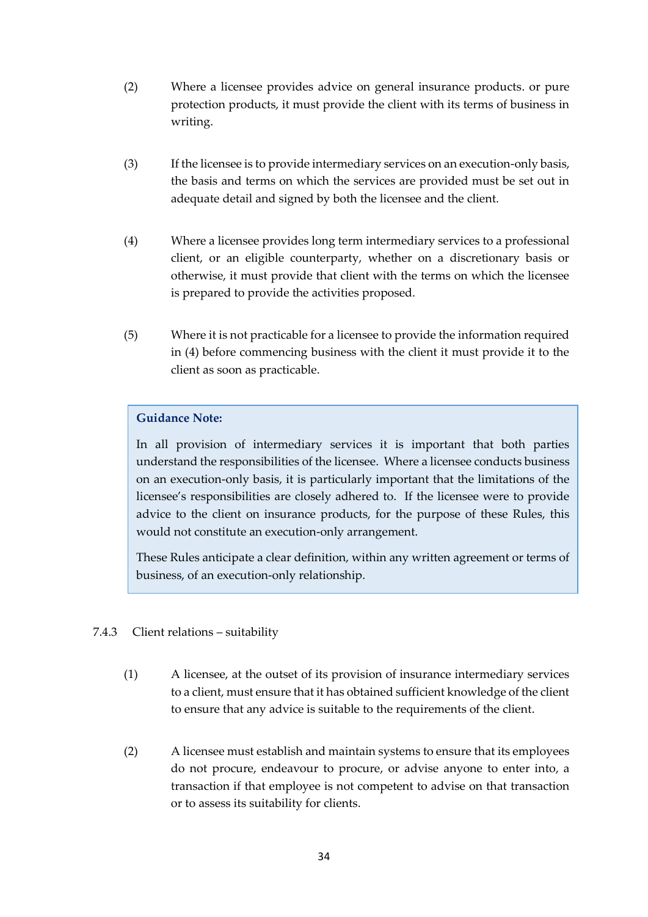(2) Where a licensee provides advice on general insurance products. or pure protection products, it must provide the client with its terms of business in writing.

(3) If the licensee is to provide intermediary services on an execution-only basis, the basis and terms on which the services are provided must be set out in adequate detail and signed by both the licensee and the client.

(4) Where a licensee provides long term intermediary services to a professional client, or an eligible counterparty, whether on a discretionary basis or otherwise, it must provide that client with the terms on which the licensee is prepared to provide the activities proposed.

(5) Where it is not practicable for a licensee to provide the information required in (4) before commencing business with the client it must provide it to the client as soon as practicable.

> **Guidance Note:**
>
> In all provision of intermediary services it is important that both parties understand the responsibilities of the licensee. Where a licensee conducts business on an execution-only basis, it is particularly important that the limitations of the licensee's responsibilities are closely adhered to. If the licensee were to provide advice to the client on insurance products, for the purpose of these Rules, this would not constitute an execution-only arrangement.
>
> These Rules anticipate a clear definition, within any written agreement or terms of business, of an execution-only relationship.

7.4.3 Client relations – suitability

(1) A licensee, at the outset of its provision of insurance intermediary services to a client, must ensure that it has obtained sufficient knowledge of the client to ensure that any advice is suitable to the requirements of the client.

(2) A licensee must establish and maintain systems to ensure that its employees do not procure, endeavour to procure, or advise anyone to enter into, a transaction if that employee is not competent to advise on that transaction or to assess its suitability for clients.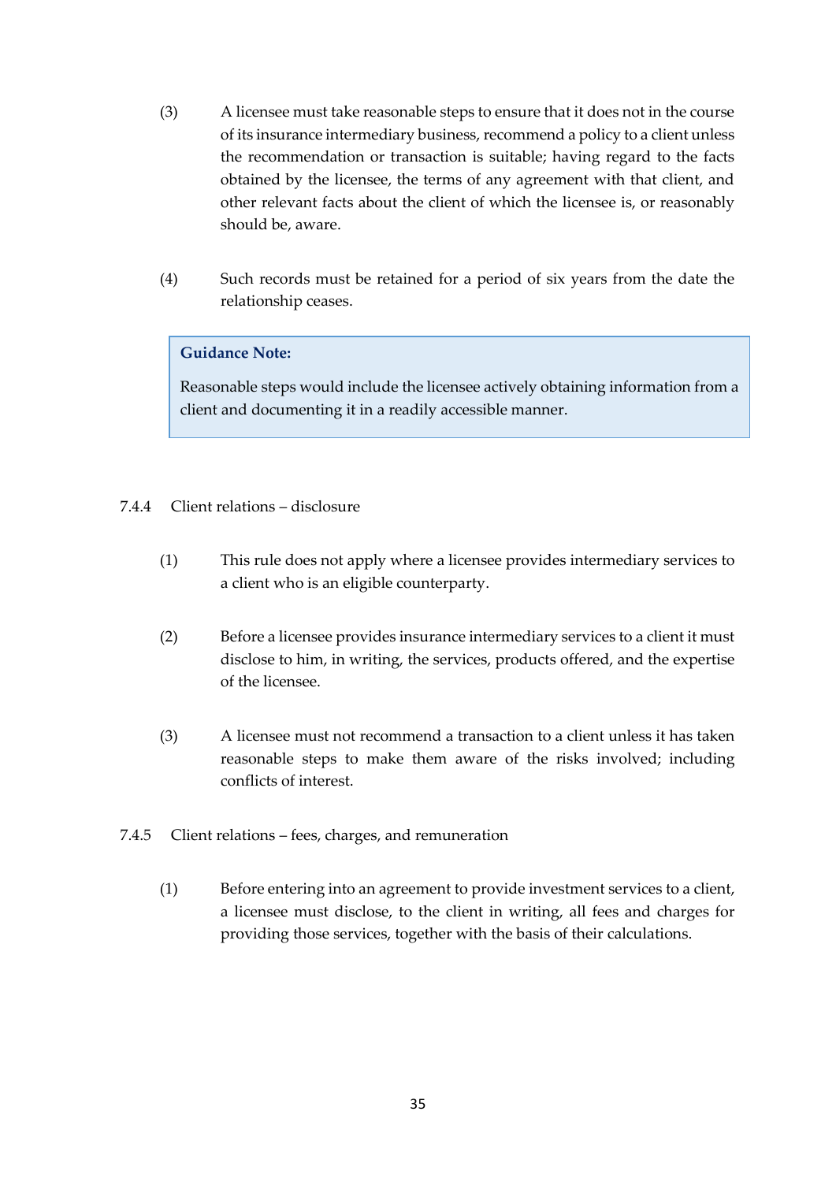(3) A licensee must take reasonable steps to ensure that it does not in the course of its insurance intermediary business, recommend a policy to a client unless the recommendation or transaction is suitable; having regard to the facts obtained by the licensee, the terms of any agreement with that client, and other relevant facts about the client of which the licensee is, or reasonably should be, aware.

(4) Such records must be retained for a period of six years from the date the relationship ceases.

> **Guidance Note:**
>
> Reasonable steps would include the licensee actively obtaining information from a client and documenting it in a readily accessible manner.

7.4.4 Client relations – disclosure

(1) This rule does not apply where a licensee provides intermediary services to a client who is an eligible counterparty.

(2) Before a licensee provides insurance intermediary services to a client it must disclose to him, in writing, the services, products offered, and the expertise of the licensee.

(3) A licensee must not recommend a transaction to a client unless it has taken reasonable steps to make them aware of the risks involved; including conflicts of interest.

7.4.5 Client relations – fees, charges, and remuneration

(1) Before entering into an agreement to provide investment services to a client, a licensee must disclose, to the client in writing, all fees and charges for providing those services, together with the basis of their calculations.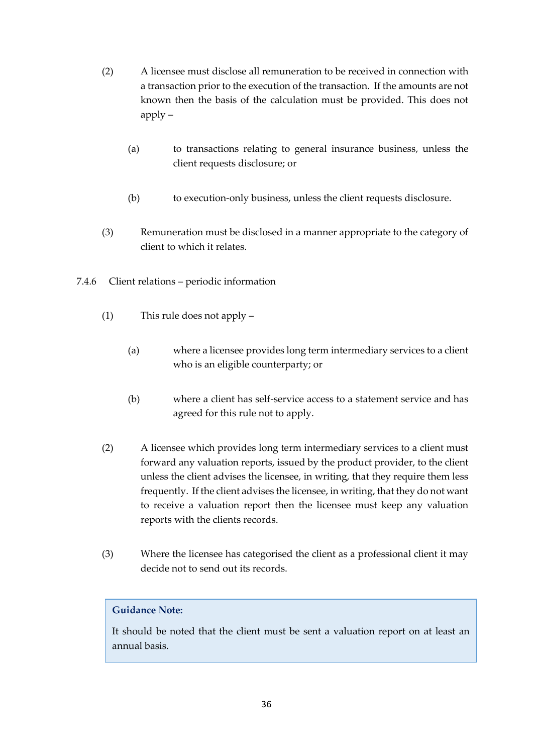(2) A licensee must disclose all remuneration to be received in connection with a transaction prior to the execution of the transaction. If the amounts are not known then the basis of the calculation must be provided. This does not apply –

(a) to transactions relating to general insurance business, unless the client requests disclosure; or

(b) to execution-only business, unless the client requests disclosure.

(3) Remuneration must be disclosed in a manner appropriate to the category of client to which it relates.

7.4.6 Client relations – periodic information

(1) This rule does not apply –

(a) where a licensee provides long term intermediary services to a client who is an eligible counterparty; or

(b) where a client has self-service access to a statement service and has agreed for this rule not to apply.

(2) A licensee which provides long term intermediary services to a client must forward any valuation reports, issued by the product provider, to the client unless the client advises the licensee, in writing, that they require them less frequently. If the client advises the licensee, in writing, that they do not want to receive a valuation report then the licensee must keep any valuation reports with the clients records.

(3) Where the licensee has categorised the client as a professional client it may decide not to send out its records.

> **Guidance Note:**
>
> It should be noted that the client must be sent a valuation report on at least an annual basis.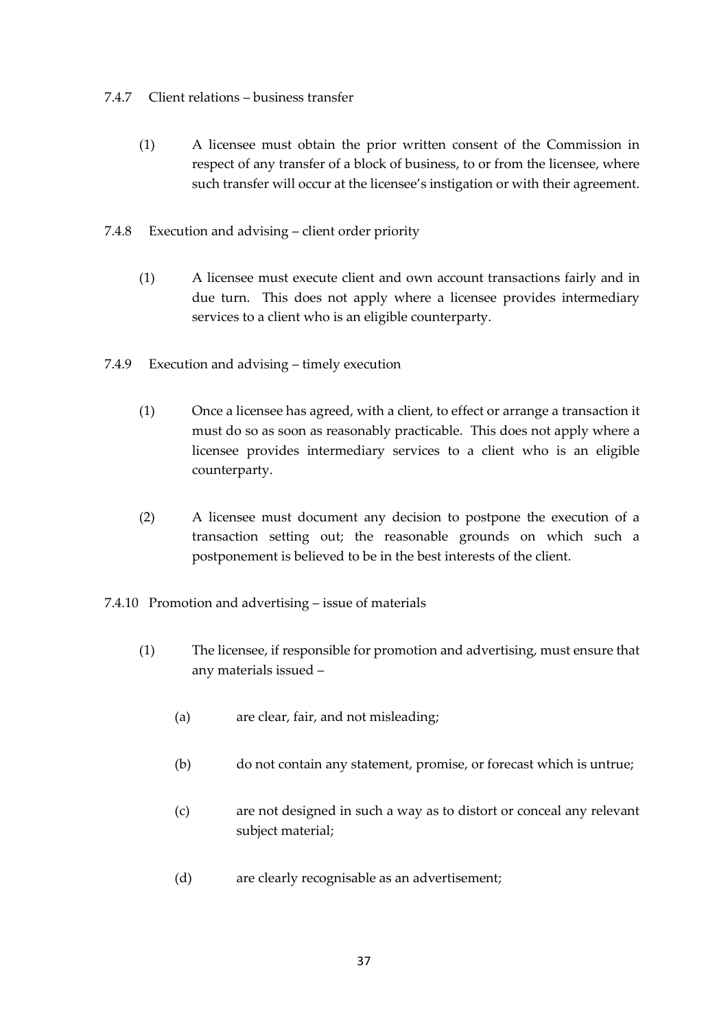### 7.4.7 Client relations – business transfer

(1) A licensee must obtain the prior written consent of the Commission in respect of any transfer of a block of business, to or from the licensee, where such transfer will occur at the licensee's instigation or with their agreement.

### 7.4.8 Execution and advising – client order priority

(1) A licensee must execute client and own account transactions fairly and in due turn. This does not apply where a licensee provides intermediary services to a client who is an eligible counterparty.

### 7.4.9 Execution and advising – timely execution

(1) Once a licensee has agreed, with a client, to effect or arrange a transaction it must do so as soon as reasonably practicable. This does not apply where a licensee provides intermediary services to a client who is an eligible counterparty.

(2) A licensee must document any decision to postpone the execution of a transaction setting out; the reasonable grounds on which such a postponement is believed to be in the best interests of the client.

### 7.4.10 Promotion and advertising – issue of materials

(1) The licensee, if responsible for promotion and advertising, must ensure that any materials issued –

(a) are clear, fair, and not misleading;

(b) do not contain any statement, promise, or forecast which is untrue;

(c) are not designed in such a way as to distort or conceal any relevant subject material;

(d) are clearly recognisable as an advertisement;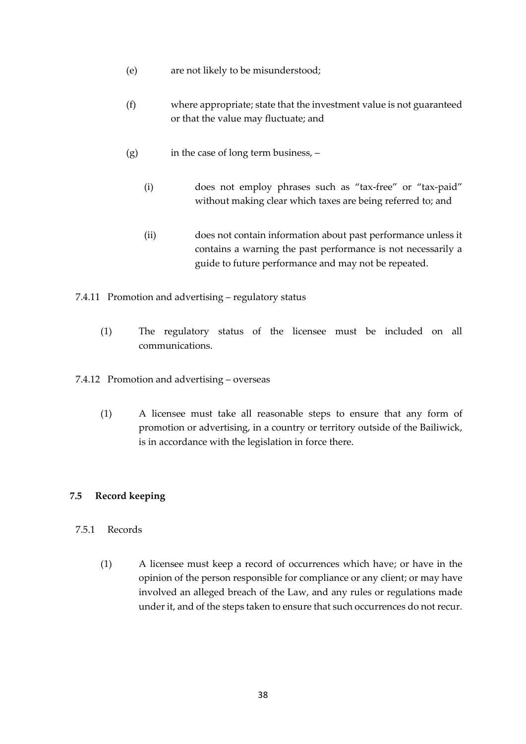(e) are not likely to be misunderstood;

(f) where appropriate; state that the investment value is not guaranteed or that the value may fluctuate; and

(g) in the case of long term business, –

   (i) does not employ phrases such as "tax-free" or "tax-paid" without making clear which taxes are being referred to; and

   (ii) does not contain information about past performance unless it contains a warning the past performance is not necessarily a guide to future performance and may not be repeated.

7.4.11 Promotion and advertising – regulatory status

(1) The regulatory status of the licensee must be included on all communications.

7.4.12 Promotion and advertising – overseas

(1) A licensee must take all reasonable steps to ensure that any form of promotion or advertising, in a country or territory outside of the Bailiwick, is in accordance with the legislation in force there.

### 7.5 Record keeping

7.5.1 Records

(1) A licensee must keep a record of occurrences which have; or have in the opinion of the person responsible for compliance or any client; or may have involved an alleged breach of the Law, and any rules or regulations made under it, and of the steps taken to ensure that such occurrences do not recur.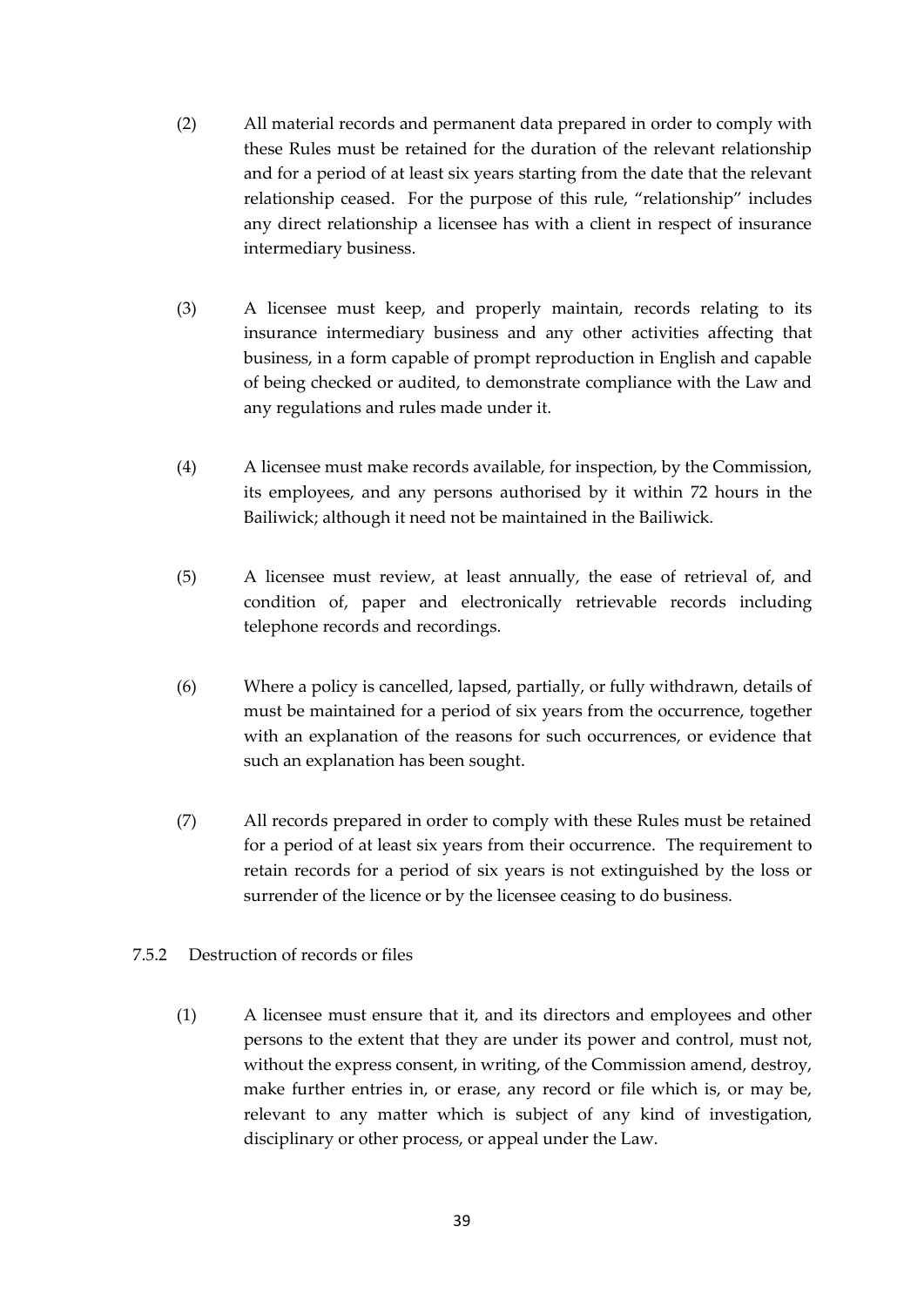(2) All material records and permanent data prepared in order to comply with these Rules must be retained for the duration of the relevant relationship and for a period of at least six years starting from the date that the relevant relationship ceased. For the purpose of this rule, "relationship" includes any direct relationship a licensee has with a client in respect of insurance intermediary business.

(3) A licensee must keep, and properly maintain, records relating to its insurance intermediary business and any other activities affecting that business, in a form capable of prompt reproduction in English and capable of being checked or audited, to demonstrate compliance with the Law and any regulations and rules made under it.

(4) A licensee must make records available, for inspection, by the Commission, its employees, and any persons authorised by it within 72 hours in the Bailiwick; although it need not be maintained in the Bailiwick.

(5) A licensee must review, at least annually, the ease of retrieval of, and condition of, paper and electronically retrievable records including telephone records and recordings.

(6) Where a policy is cancelled, lapsed, partially, or fully withdrawn, details of must be maintained for a period of six years from the occurrence, together with an explanation of the reasons for such occurrences, or evidence that such an explanation has been sought.

(7) All records prepared in order to comply with these Rules must be retained for a period of at least six years from their occurrence. The requirement to retain records for a period of six years is not extinguished by the loss or surrender of the licence or by the licensee ceasing to do business.

7.5.2 Destruction of records or files

(1) A licensee must ensure that it, and its directors and employees and other persons to the extent that they are under its power and control, must not, without the express consent, in writing, of the Commission amend, destroy, make further entries in, or erase, any record or file which is, or may be, relevant to any matter which is subject of any kind of investigation, disciplinary or other process, or appeal under the Law.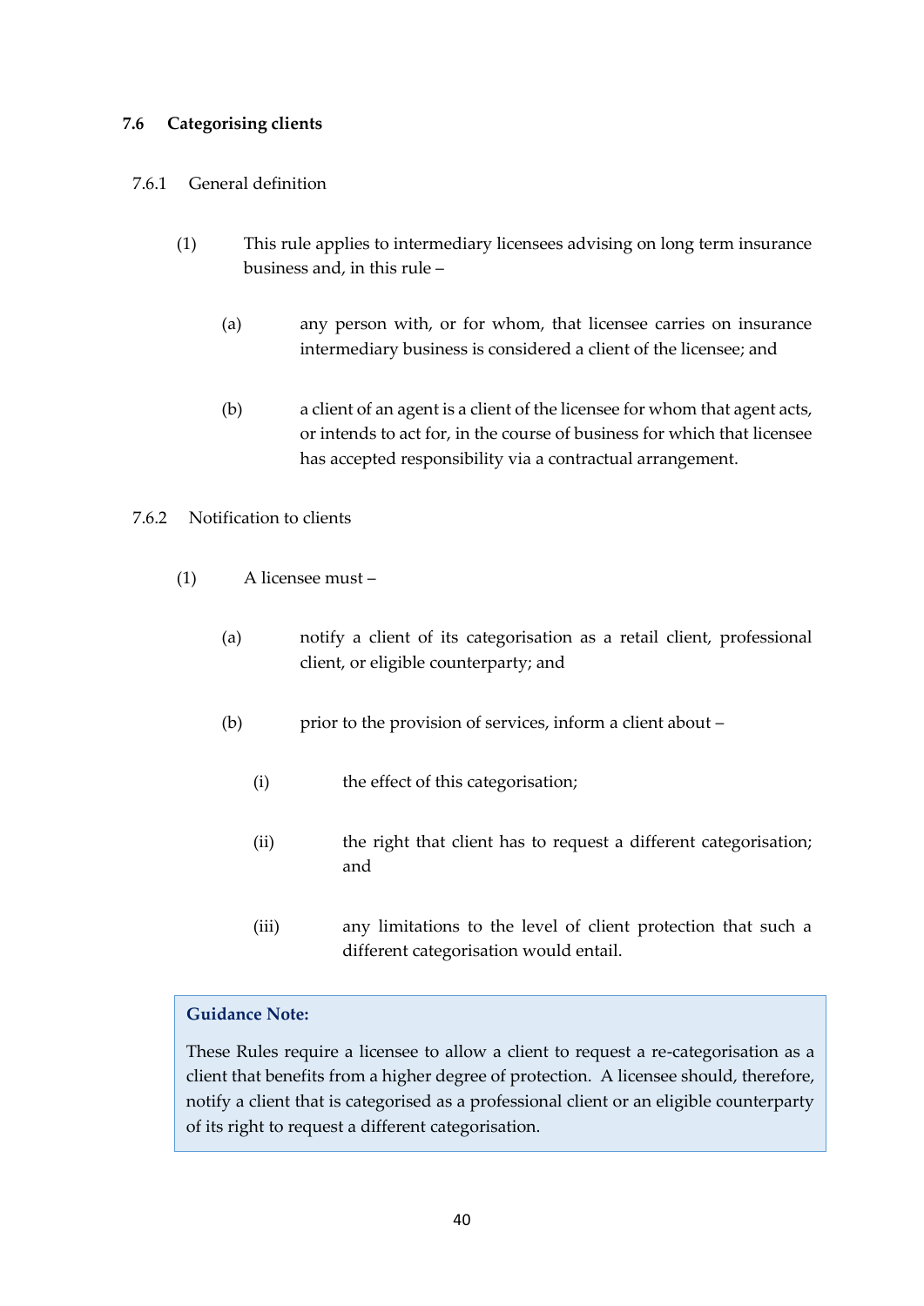### 7.6 Categorising clients

7.6.1 General definition

(1) This rule applies to intermediary licensees advising on long term insurance business and, in this rule –

(a) any person with, or for whom, that licensee carries on insurance intermediary business is considered a client of the licensee; and

(b) a client of an agent is a client of the licensee for whom that agent acts, or intends to act for, in the course of business for which that licensee has accepted responsibility via a contractual arrangement.

7.6.2 Notification to clients

(1) A licensee must –

(a) notify a client of its categorisation as a retail client, professional client, or eligible counterparty; and

(b) prior to the provision of services, inform a client about –

(i) the effect of this categorisation;

(ii) the right that client has to request a different categorisation; and

(iii) any limitations to the level of client protection that such a different categorisation would entail.

> **Guidance Note:**
>
> These Rules require a licensee to allow a client to request a re-categorisation as a client that benefits from a higher degree of protection. A licensee should, therefore, notify a client that is categorised as a professional client or an eligible counterparty of its right to request a different categorisation.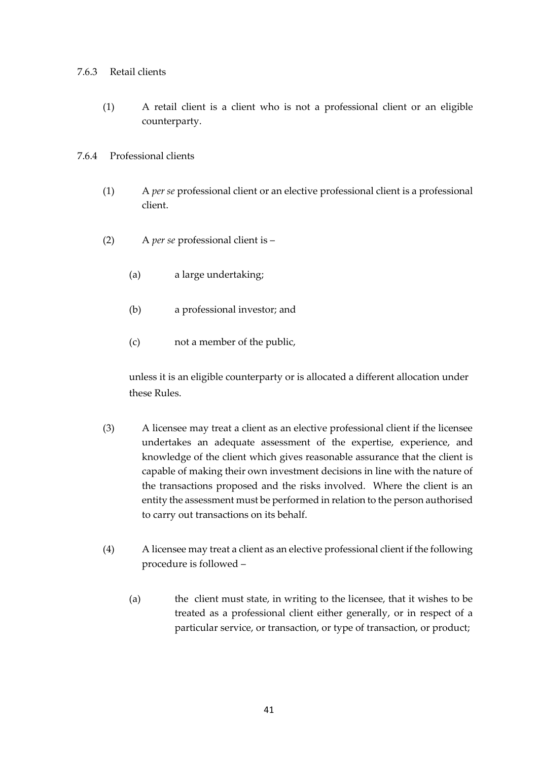7.6.3 Retail clients

(1) A retail client is a client who is not a professional client or an eligible counterparty.

7.6.4 Professional clients

(1) A *per se* professional client or an elective professional client is a professional client.

(2) A *per se* professional client is –

(a) a large undertaking;

(b) a professional investor; and

(c) not a member of the public,

unless it is an eligible counterparty or is allocated a different allocation under these Rules.

(3) A licensee may treat a client as an elective professional client if the licensee undertakes an adequate assessment of the expertise, experience, and knowledge of the client which gives reasonable assurance that the client is capable of making their own investment decisions in line with the nature of the transactions proposed and the risks involved. Where the client is an entity the assessment must be performed in relation to the person authorised to carry out transactions on its behalf.

(4) A licensee may treat a client as an elective professional client if the following procedure is followed –

(a) the client must state, in writing to the licensee, that it wishes to be treated as a professional client either generally, or in respect of a particular service, or transaction, or type of transaction, or product;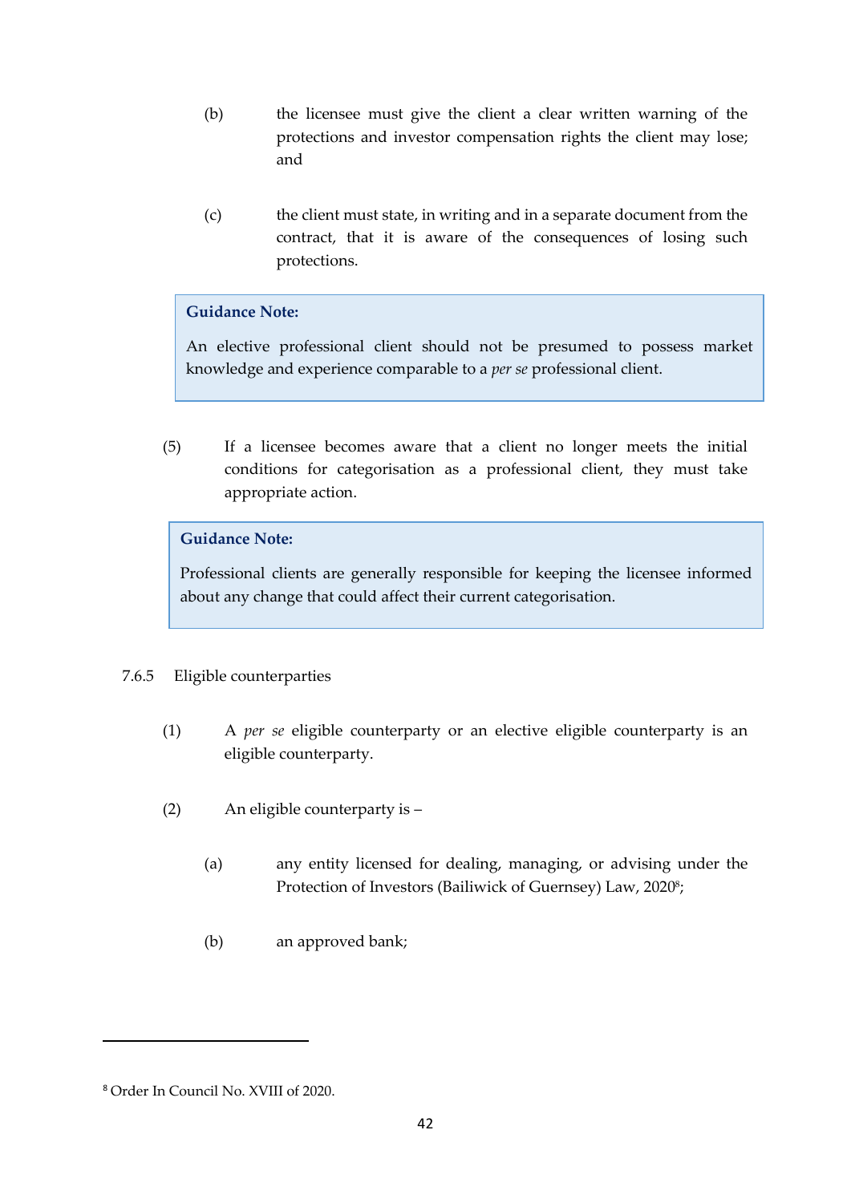(b) the licensee must give the client a clear written warning of the protections and investor compensation rights the client may lose; and

(c) the client must state, in writing and in a separate document from the contract, that it is aware of the consequences of losing such protections.

> **Guidance Note:**
>
> An elective professional client should not be presumed to possess market knowledge and experience comparable to a *per se* professional client.

(5) If a licensee becomes aware that a client no longer meets the initial conditions for categorisation as a professional client, they must take appropriate action.

> **Guidance Note:**
>
> Professional clients are generally responsible for keeping the licensee informed about any change that could affect their current categorisation.

7.6.5 Eligible counterparties

(1) A *per se* eligible counterparty or an elective eligible counterparty is an eligible counterparty.

(2) An eligible counterparty is –

(a) any entity licensed for dealing, managing, or advising under the Protection of Investors (Bailiwick of Guernsey) Law, 2020[8];

(b) an approved bank;

---

[8] Order In Council No. XVIII of 2020.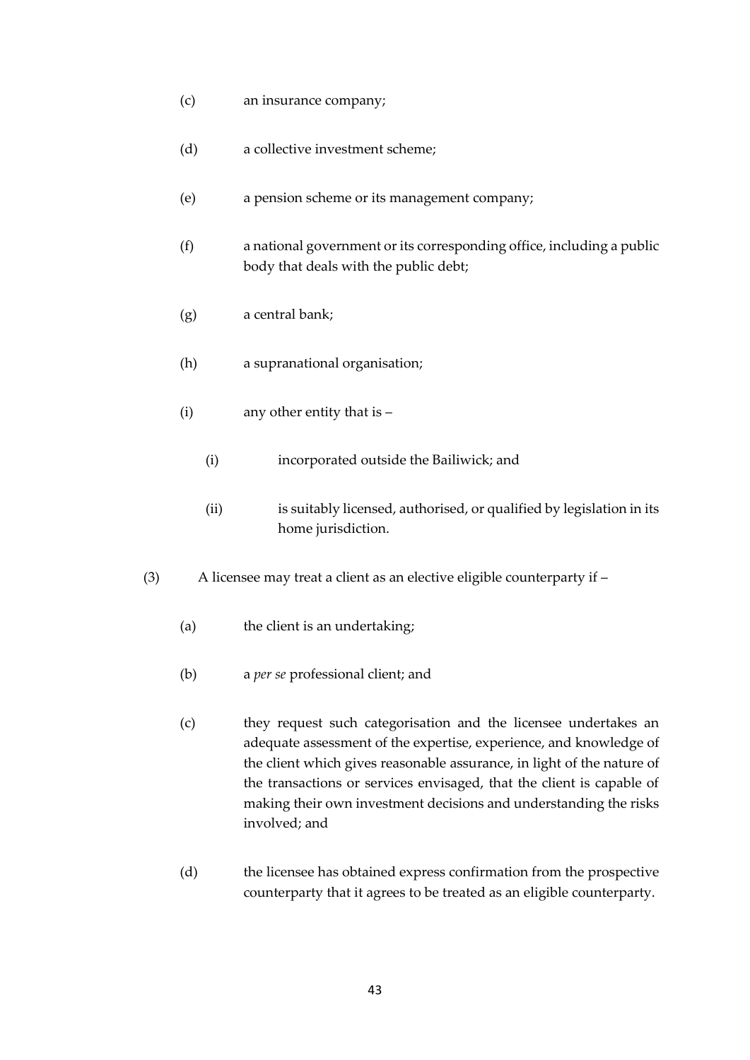(c) an insurance company;

(d) a collective investment scheme;

(e) a pension scheme or its management company;

(f) a national government or its corresponding office, including a public body that deals with the public debt;

(g) a central bank;

(h) a supranational organisation;

(i) any other entity that is –

  (i) incorporated outside the Bailiwick; and

  (ii) is suitably licensed, authorised, or qualified by legislation in its home jurisdiction.

(3) A licensee may treat a client as an elective eligible counterparty if –

(a) the client is an undertaking;

(b) a *per se* professional client; and

(c) they request such categorisation and the licensee undertakes an adequate assessment of the expertise, experience, and knowledge of the client which gives reasonable assurance, in light of the nature of the transactions or services envisaged, that the client is capable of making their own investment decisions and understanding the risks involved; and

(d) the licensee has obtained express confirmation from the prospective counterparty that it agrees to be treated as an eligible counterparty.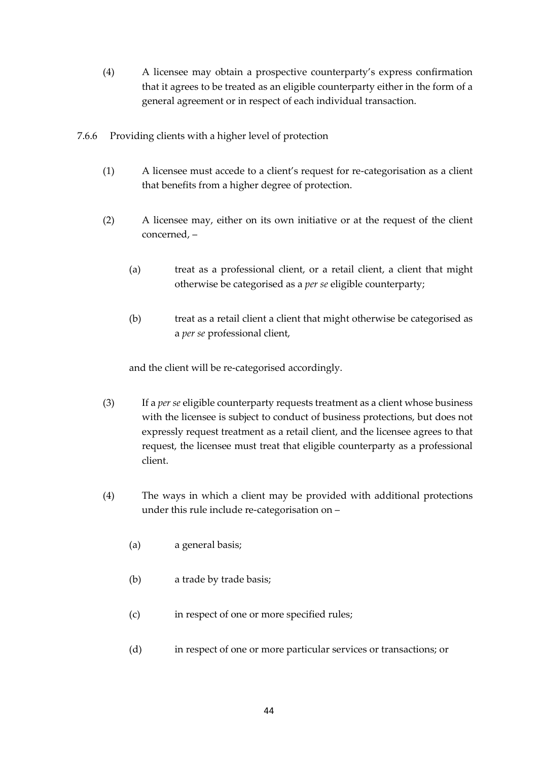(4) A licensee may obtain a prospective counterparty's express confirmation that it agrees to be treated as an eligible counterparty either in the form of a general agreement or in respect of each individual transaction.

7.6.6 Providing clients with a higher level of protection

(1) A licensee must accede to a client's request for re-categorisation as a client that benefits from a higher degree of protection.

(2) A licensee may, either on its own initiative or at the request of the client concerned, –

(a) treat as a professional client, or a retail client, a client that might otherwise be categorised as a *per se* eligible counterparty;

(b) treat as a retail client a client that might otherwise be categorised as a *per se* professional client,

and the client will be re-categorised accordingly.

(3) If a *per se* eligible counterparty requests treatment as a client whose business with the licensee is subject to conduct of business protections, but does not expressly request treatment as a retail client, and the licensee agrees to that request, the licensee must treat that eligible counterparty as a professional client.

(4) The ways in which a client may be provided with additional protections under this rule include re-categorisation on –

(a) a general basis;

(b) a trade by trade basis;

(c) in respect of one or more specified rules;

(d) in respect of one or more particular services or transactions; or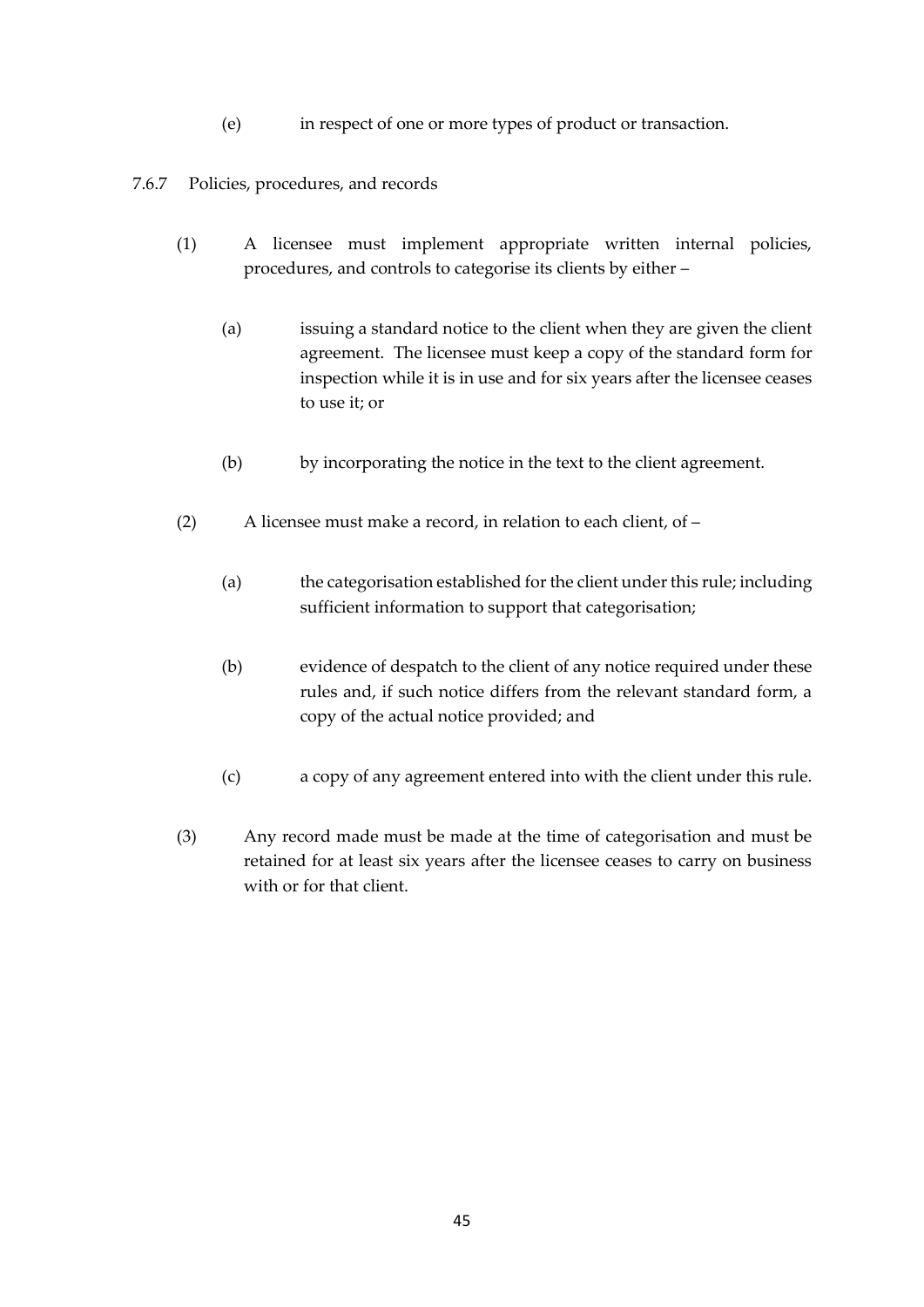(e) in respect of one or more types of product or transaction.

7.6.7 Policies, procedures, and records

(1) A licensee must implement appropriate written internal policies, procedures, and controls to categorise its clients by either –

(a) issuing a standard notice to the client when they are given the client agreement. The licensee must keep a copy of the standard form for inspection while it is in use and for six years after the licensee ceases to use it; or

(b) by incorporating the notice in the text to the client agreement.

(2) A licensee must make a record, in relation to each client, of –

(a) the categorisation established for the client under this rule; including sufficient information to support that categorisation;

(b) evidence of despatch to the client of any notice required under these rules and, if such notice differs from the relevant standard form, a copy of the actual notice provided; and

(c) a copy of any agreement entered into with the client under this rule.

(3) Any record made must be made at the time of categorisation and must be retained for at least six years after the licensee ceases to carry on business with or for that client.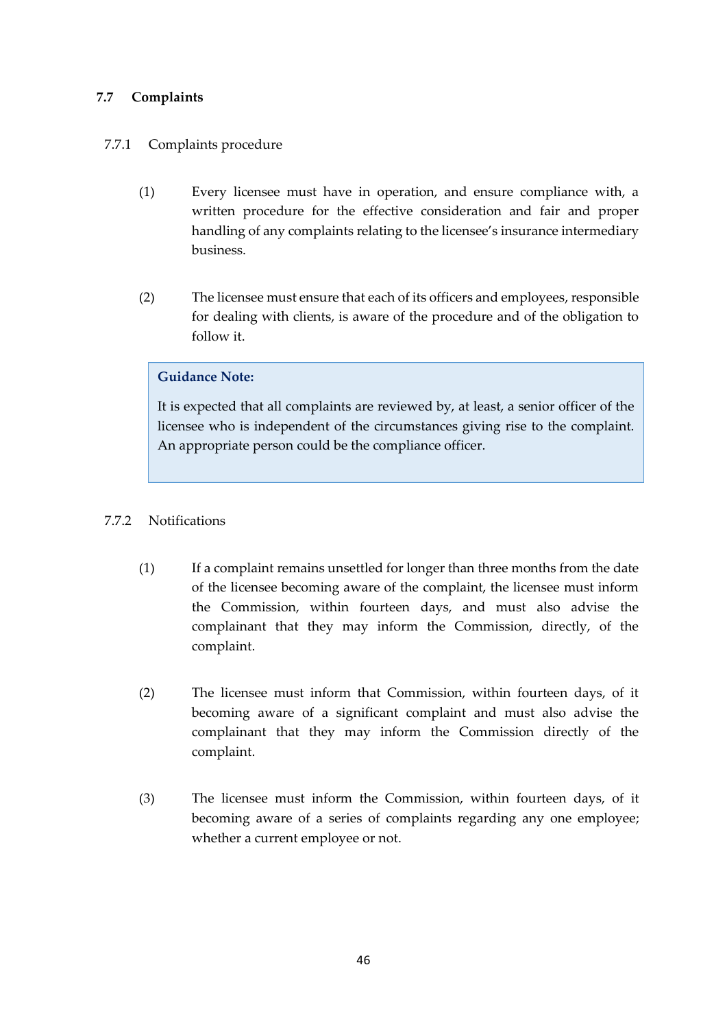### 7.7 Complaints

#### 7.7.1 Complaints procedure

(1) Every licensee must have in operation, and ensure compliance with, a written procedure for the effective consideration and fair and proper handling of any complaints relating to the licensee's insurance intermediary business.

(2) The licensee must ensure that each of its officers and employees, responsible for dealing with clients, is aware of the procedure and of the obligation to follow it.

> **Guidance Note:**
>
> It is expected that all complaints are reviewed by, at least, a senior officer of the licensee who is independent of the circumstances giving rise to the complaint. An appropriate person could be the compliance officer.

#### 7.7.2 Notifications

(1) If a complaint remains unsettled for longer than three months from the date of the licensee becoming aware of the complaint, the licensee must inform the Commission, within fourteen days, and must also advise the complainant that they may inform the Commission, directly, of the complaint.

(2) The licensee must inform that Commission, within fourteen days, of it becoming aware of a significant complaint and must also advise the complainant that they may inform the Commission directly of the complaint.

(3) The licensee must inform the Commission, within fourteen days, of it becoming aware of a series of complaints regarding any one employee; whether a current employee or not.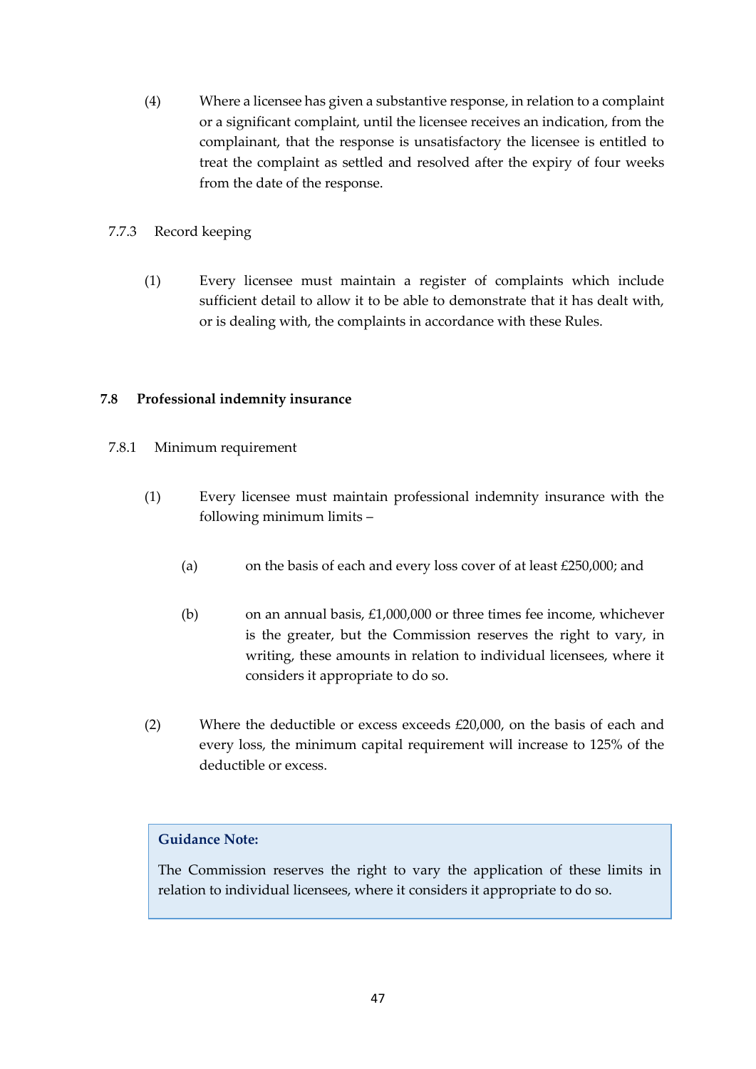(4) Where a licensee has given a substantive response, in relation to a complaint or a significant complaint, until the licensee receives an indication, from the complainant, that the response is unsatisfactory the licensee is entitled to treat the complaint as settled and resolved after the expiry of four weeks from the date of the response.

7.7.3 Record keeping

(1) Every licensee must maintain a register of complaints which include sufficient detail to allow it to be able to demonstrate that it has dealt with, or is dealing with, the complaints in accordance with these Rules.

### 7.8 Professional indemnity insurance

7.8.1 Minimum requirement

(1) Every licensee must maintain professional indemnity insurance with the following minimum limits –

(a) on the basis of each and every loss cover of at least £250,000; and

(b) on an annual basis, £1,000,000 or three times fee income, whichever is the greater, but the Commission reserves the right to vary, in writing, these amounts in relation to individual licensees, where it considers it appropriate to do so.

(2) Where the deductible or excess exceeds £20,000, on the basis of each and every loss, the minimum capital requirement will increase to 125% of the deductible or excess.

> **Guidance Note:**
>
> The Commission reserves the right to vary the application of these limits in relation to individual licensees, where it considers it appropriate to do so.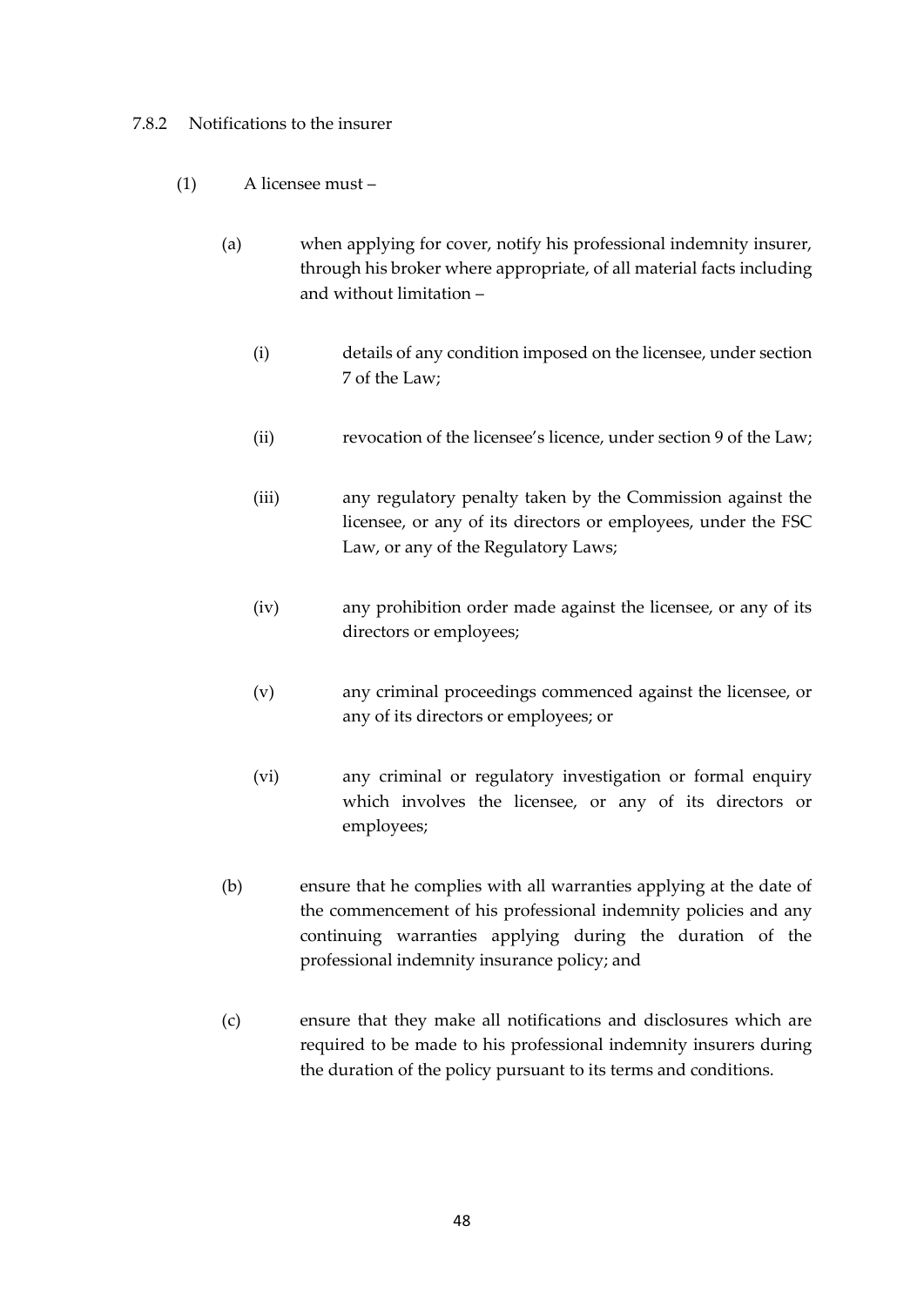### 7.8.2 Notifications to the insurer

(1) A licensee must –

(a) when applying for cover, notify his professional indemnity insurer, through his broker where appropriate, of all material facts including and without limitation –

(i) details of any condition imposed on the licensee, under section 7 of the Law;

(ii) revocation of the licensee's licence, under section 9 of the Law;

(iii) any regulatory penalty taken by the Commission against the licensee, or any of its directors or employees, under the FSC Law, or any of the Regulatory Laws;

(iv) any prohibition order made against the licensee, or any of its directors or employees;

(v) any criminal proceedings commenced against the licensee, or any of its directors or employees; or

(vi) any criminal or regulatory investigation or formal enquiry which involves the licensee, or any of its directors or employees;

(b) ensure that he complies with all warranties applying at the date of the commencement of his professional indemnity policies and any continuing warranties applying during the duration of the professional indemnity insurance policy; and

(c) ensure that they make all notifications and disclosures which are required to be made to his professional indemnity insurers during the duration of the policy pursuant to its terms and conditions.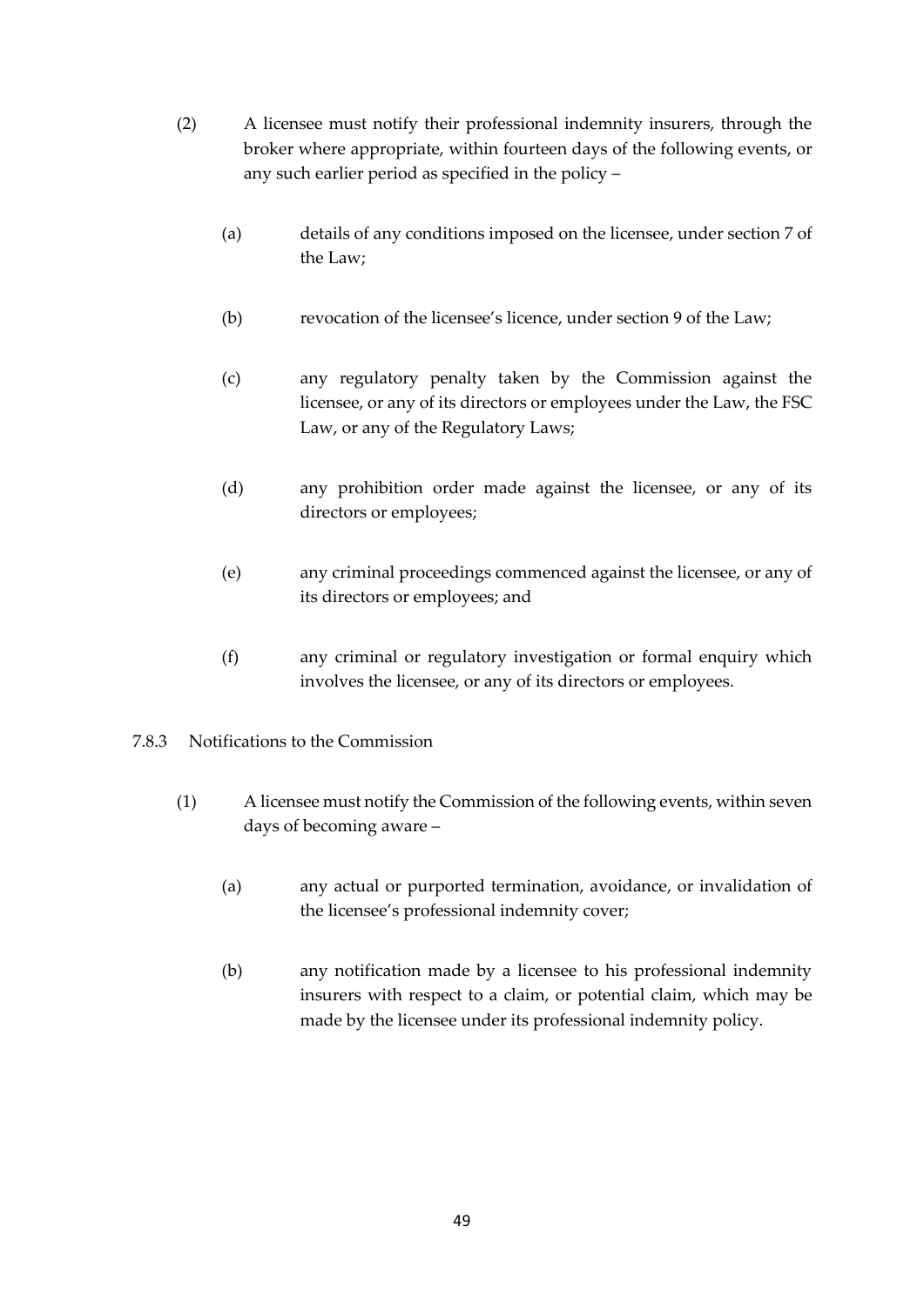(2) A licensee must notify their professional indemnity insurers, through the broker where appropriate, within fourteen days of the following events, or any such earlier period as specified in the policy –

(a) details of any conditions imposed on the licensee, under section 7 of the Law;

(b) revocation of the licensee's licence, under section 9 of the Law;

(c) any regulatory penalty taken by the Commission against the licensee, or any of its directors or employees under the Law, the FSC Law, or any of the Regulatory Laws;

(d) any prohibition order made against the licensee, or any of its directors or employees;

(e) any criminal proceedings commenced against the licensee, or any of its directors or employees; and

(f) any criminal or regulatory investigation or formal enquiry which involves the licensee, or any of its directors or employees.

7.8.3 Notifications to the Commission

(1) A licensee must notify the Commission of the following events, within seven days of becoming aware –

(a) any actual or purported termination, avoidance, or invalidation of the licensee's professional indemnity cover;

(b) any notification made by a licensee to his professional indemnity insurers with respect to a claim, or potential claim, which may be made by the licensee under its professional indemnity policy.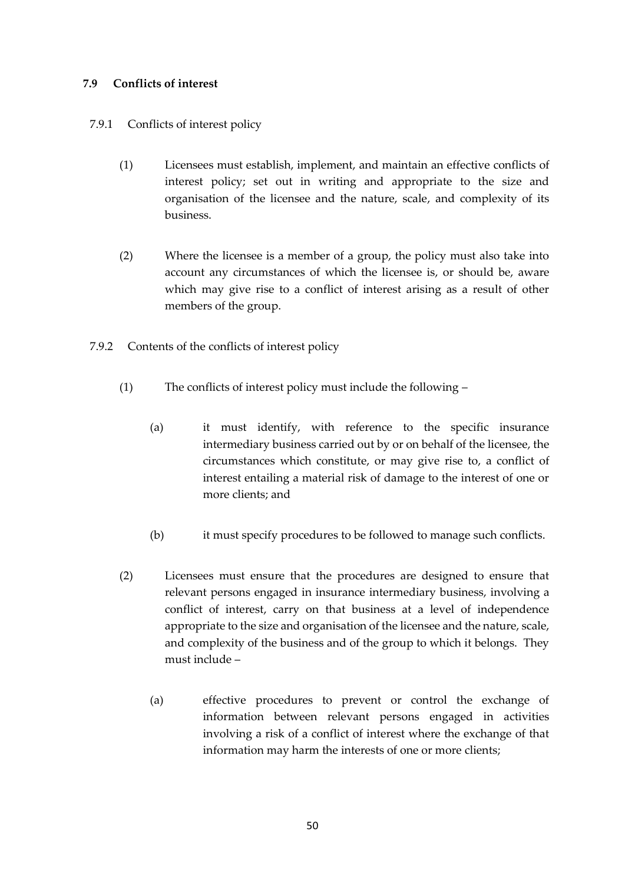### 7.9 Conflicts of interest

7.9.1 Conflicts of interest policy

(1) Licensees must establish, implement, and maintain an effective conflicts of interest policy; set out in writing and appropriate to the size and organisation of the licensee and the nature, scale, and complexity of its business.

(2) Where the licensee is a member of a group, the policy must also take into account any circumstances of which the licensee is, or should be, aware which may give rise to a conflict of interest arising as a result of other members of the group.

7.9.2 Contents of the conflicts of interest policy

(1) The conflicts of interest policy must include the following –

(a) it must identify, with reference to the specific insurance intermediary business carried out by or on behalf of the licensee, the circumstances which constitute, or may give rise to, a conflict of interest entailing a material risk of damage to the interest of one or more clients; and

(b) it must specify procedures to be followed to manage such conflicts.

(2) Licensees must ensure that the procedures are designed to ensure that relevant persons engaged in insurance intermediary business, involving a conflict of interest, carry on that business at a level of independence appropriate to the size and organisation of the licensee and the nature, scale, and complexity of the business and of the group to which it belongs. They must include –

(a) effective procedures to prevent or control the exchange of information between relevant persons engaged in activities involving a risk of a conflict of interest where the exchange of that information may harm the interests of one or more clients;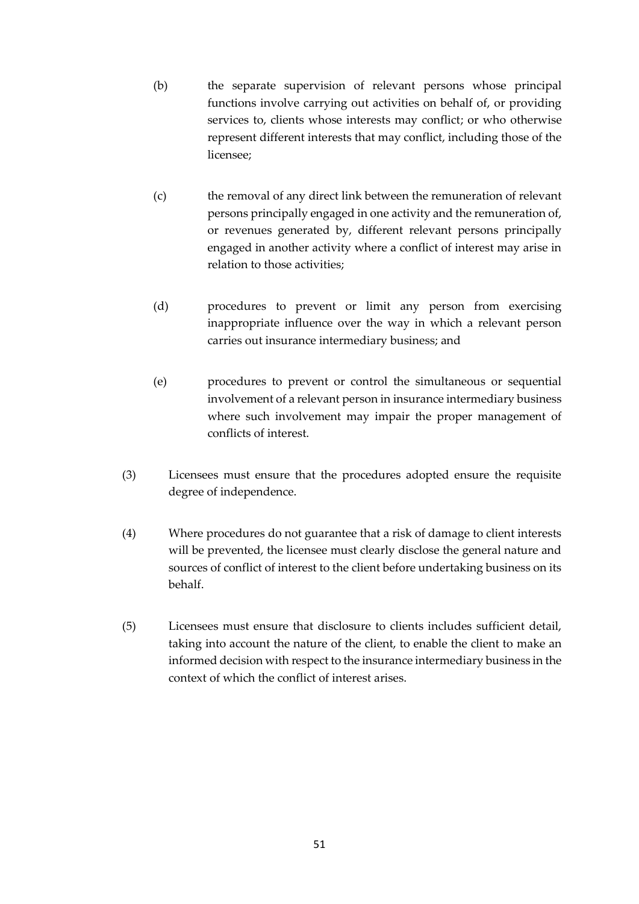(b) the separate supervision of relevant persons whose principal functions involve carrying out activities on behalf of, or providing services to, clients whose interests may conflict; or who otherwise represent different interests that may conflict, including those of the licensee;

(c) the removal of any direct link between the remuneration of relevant persons principally engaged in one activity and the remuneration of, or revenues generated by, different relevant persons principally engaged in another activity where a conflict of interest may arise in relation to those activities;

(d) procedures to prevent or limit any person from exercising inappropriate influence over the way in which a relevant person carries out insurance intermediary business; and

(e) procedures to prevent or control the simultaneous or sequential involvement of a relevant person in insurance intermediary business where such involvement may impair the proper management of conflicts of interest.

(3) Licensees must ensure that the procedures adopted ensure the requisite degree of independence.

(4) Where procedures do not guarantee that a risk of damage to client interests will be prevented, the licensee must clearly disclose the general nature and sources of conflict of interest to the client before undertaking business on its behalf.

(5) Licensees must ensure that disclosure to clients includes sufficient detail, taking into account the nature of the client, to enable the client to make an informed decision with respect to the insurance intermediary business in the context of which the conflict of interest arises.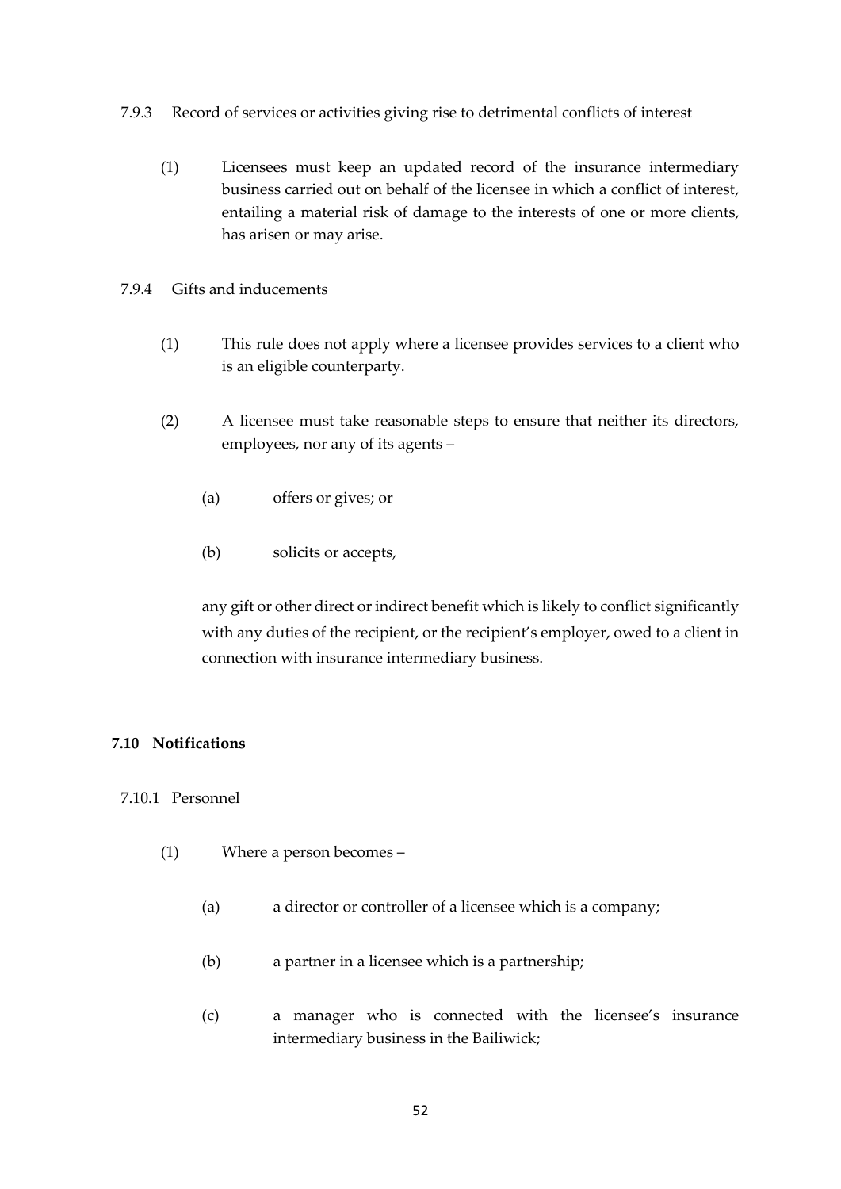7.9.3 Record of services or activities giving rise to detrimental conflicts of interest

(1) Licensees must keep an updated record of the insurance intermediary business carried out on behalf of the licensee in which a conflict of interest, entailing a material risk of damage to the interests of one or more clients, has arisen or may arise.

7.9.4 Gifts and inducements

(1) This rule does not apply where a licensee provides services to a client who is an eligible counterparty.

(2) A licensee must take reasonable steps to ensure that neither its directors, employees, nor any of its agents –

(a) offers or gives; or

(b) solicits or accepts,

any gift or other direct or indirect benefit which is likely to conflict significantly with any duties of the recipient, or the recipient's employer, owed to a client in connection with insurance intermediary business.

### 7.10 Notifications

7.10.1 Personnel

(1) Where a person becomes –

(a) a director or controller of a licensee which is a company;

(b) a partner in a licensee which is a partnership;

(c) a manager who is connected with the licensee's insurance intermediary business in the Bailiwick;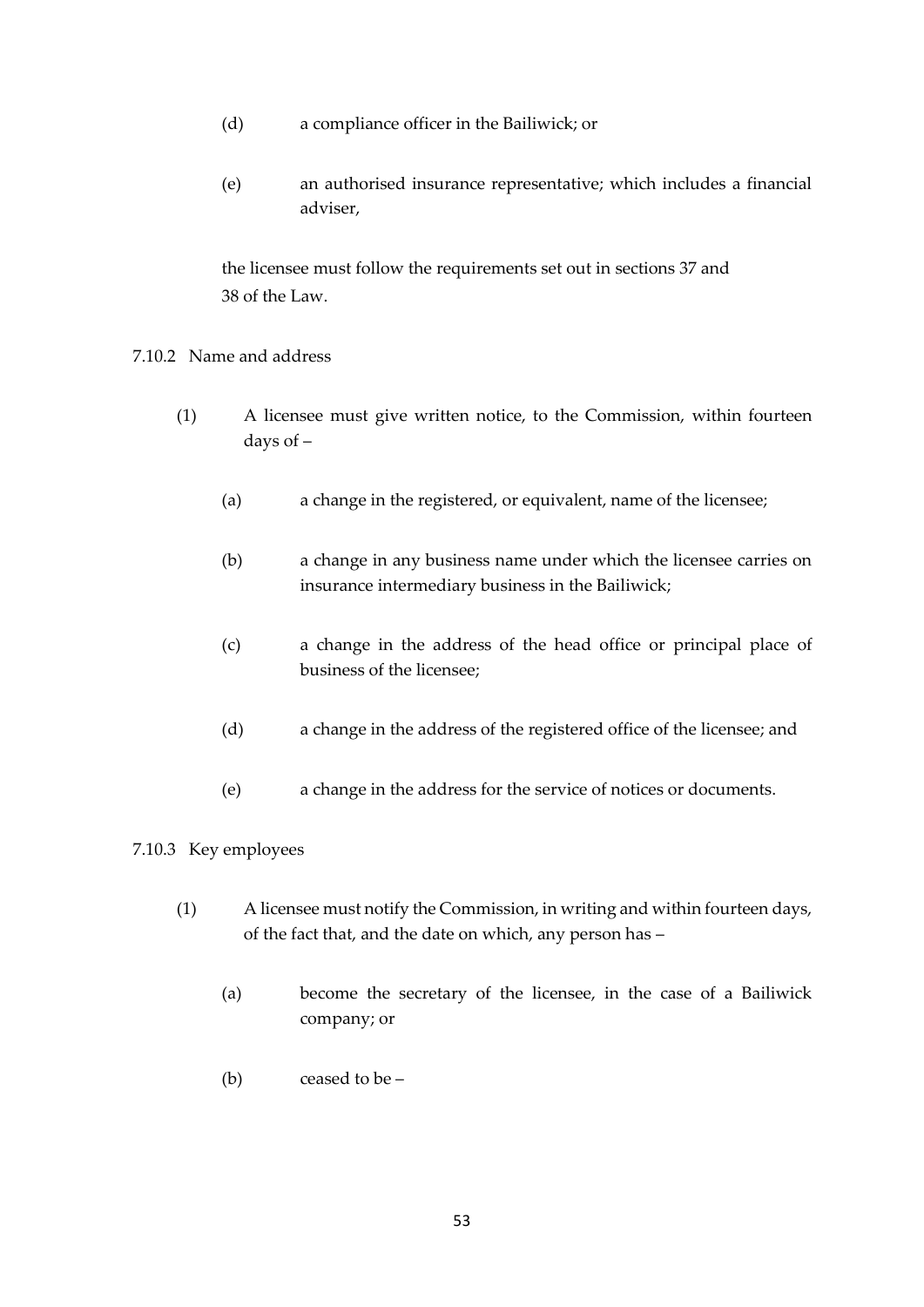(d) a compliance officer in the Bailiwick; or

(e) an authorised insurance representative; which includes a financial adviser,

the licensee must follow the requirements set out in sections 37 and 38 of the Law.

7.10.2 Name and address

(1) A licensee must give written notice, to the Commission, within fourteen days of –

(a) a change in the registered, or equivalent, name of the licensee;

(b) a change in any business name under which the licensee carries on insurance intermediary business in the Bailiwick;

(c) a change in the address of the head office or principal place of business of the licensee;

(d) a change in the address of the registered office of the licensee; and

(e) a change in the address for the service of notices or documents.

7.10.3 Key employees

(1) A licensee must notify the Commission, in writing and within fourteen days, of the fact that, and the date on which, any person has –

(a) become the secretary of the licensee, in the case of a Bailiwick company; or

(b) ceased to be –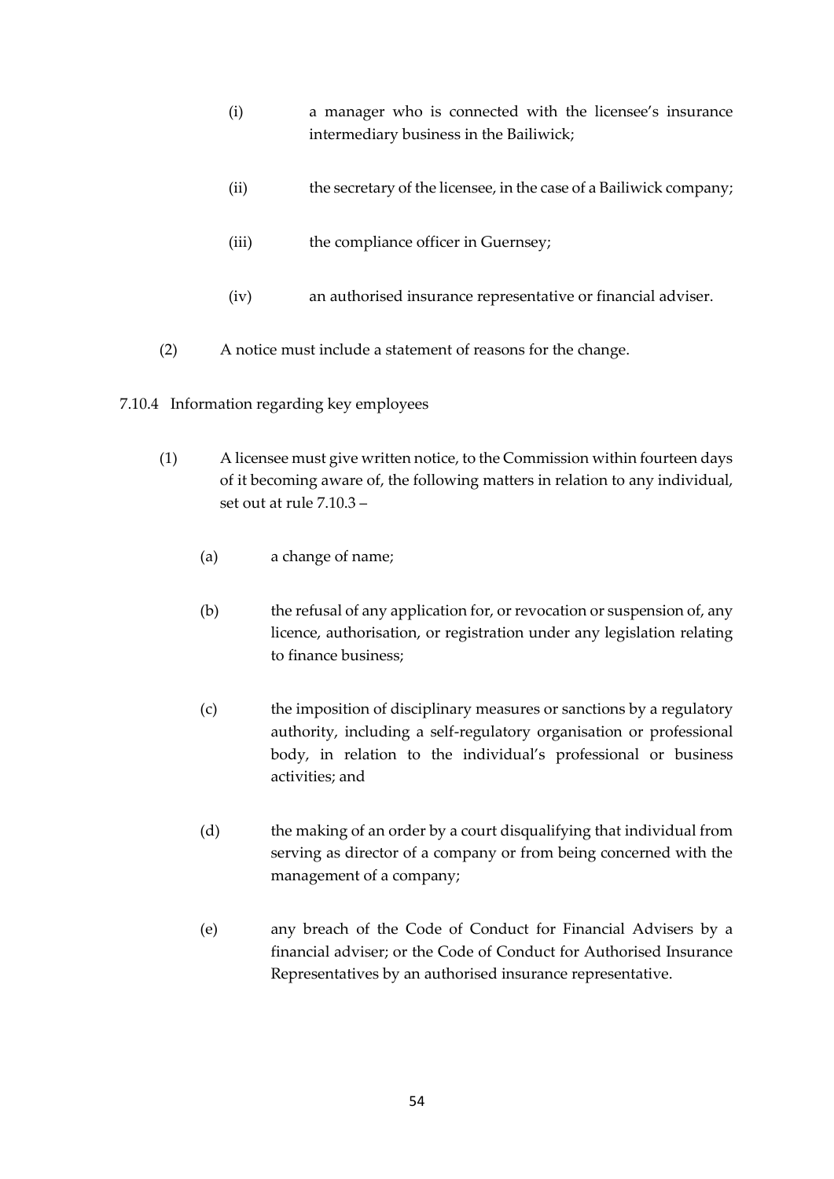(i) a manager who is connected with the licensee's insurance intermediary business in the Bailiwick;

(ii) the secretary of the licensee, in the case of a Bailiwick company;

(iii) the compliance officer in Guernsey;

(iv) an authorised insurance representative or financial adviser.

(2) A notice must include a statement of reasons for the change.

7.10.4 Information regarding key employees

(1) A licensee must give written notice, to the Commission within fourteen days of it becoming aware of, the following matters in relation to any individual, set out at rule 7.10.3 –

(a) a change of name;

(b) the refusal of any application for, or revocation or suspension of, any licence, authorisation, or registration under any legislation relating to finance business;

(c) the imposition of disciplinary measures or sanctions by a regulatory authority, including a self-regulatory organisation or professional body, in relation to the individual's professional or business activities; and

(d) the making of an order by a court disqualifying that individual from serving as director of a company or from being concerned with the management of a company;

(e) any breach of the Code of Conduct for Financial Advisers by a financial adviser; or the Code of Conduct for Authorised Insurance Representatives by an authorised insurance representative.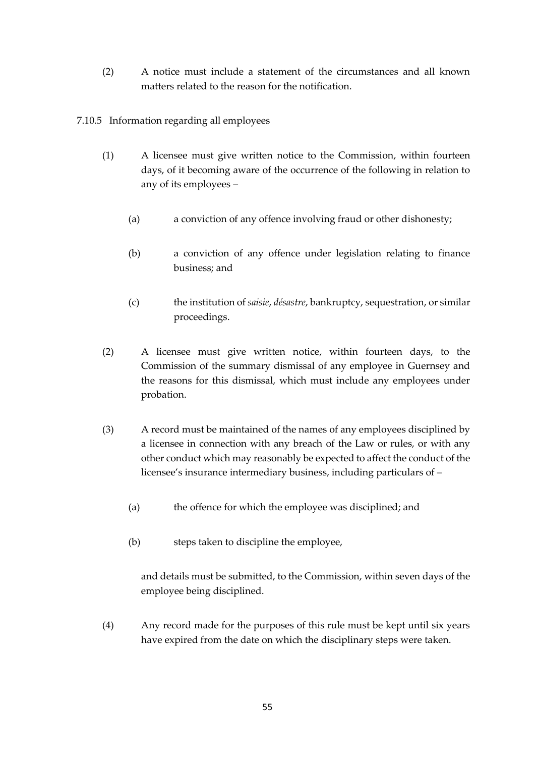(2) A notice must include a statement of the circumstances and all known matters related to the reason for the notification.

7.10.5 Information regarding all employees

(1) A licensee must give written notice to the Commission, within fourteen days, of it becoming aware of the occurrence of the following in relation to any of its employees –

(a) a conviction of any offence involving fraud or other dishonesty;

(b) a conviction of any offence under legislation relating to finance business; and

(c) the institution of *saisie*, *désastre*, bankruptcy, sequestration, or similar proceedings.

(2) A licensee must give written notice, within fourteen days, to the Commission of the summary dismissal of any employee in Guernsey and the reasons for this dismissal, which must include any employees under probation.

(3) A record must be maintained of the names of any employees disciplined by a licensee in connection with any breach of the Law or rules, or with any other conduct which may reasonably be expected to affect the conduct of the licensee's insurance intermediary business, including particulars of –

(a) the offence for which the employee was disciplined; and

(b) steps taken to discipline the employee,

and details must be submitted, to the Commission, within seven days of the employee being disciplined.

(4) Any record made for the purposes of this rule must be kept until six years have expired from the date on which the disciplinary steps were taken.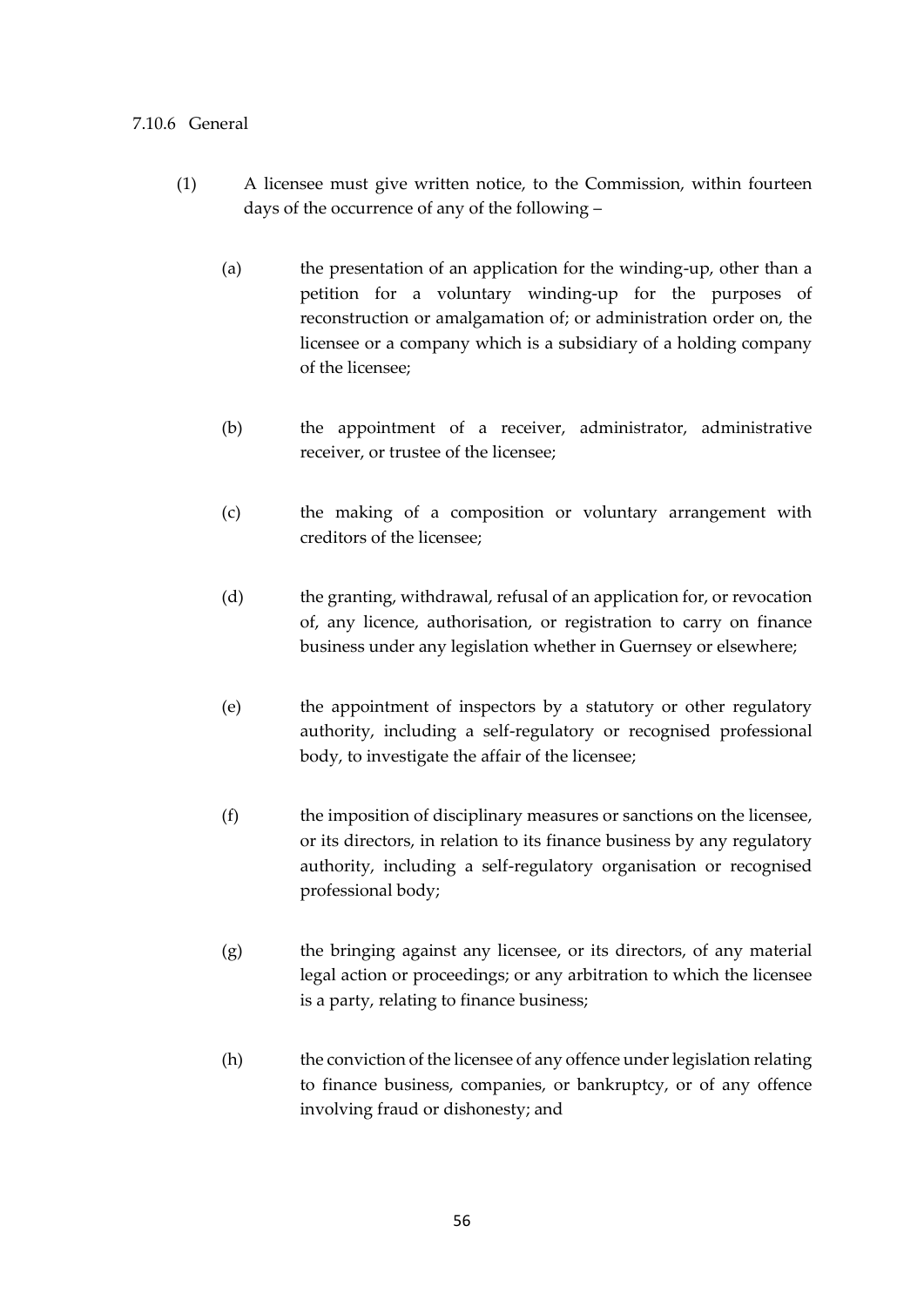7.10.6 General

(1) A licensee must give written notice, to the Commission, within fourteen days of the occurrence of any of the following –

(a) the presentation of an application for the winding-up, other than a petition for a voluntary winding-up for the purposes of reconstruction or amalgamation of; or administration order on, the licensee or a company which is a subsidiary of a holding company of the licensee;

(b) the appointment of a receiver, administrator, administrative receiver, or trustee of the licensee;

(c) the making of a composition or voluntary arrangement with creditors of the licensee;

(d) the granting, withdrawal, refusal of an application for, or revocation of, any licence, authorisation, or registration to carry on finance business under any legislation whether in Guernsey or elsewhere;

(e) the appointment of inspectors by a statutory or other regulatory authority, including a self-regulatory or recognised professional body, to investigate the affair of the licensee;

(f) the imposition of disciplinary measures or sanctions on the licensee, or its directors, in relation to its finance business by any regulatory authority, including a self-regulatory organisation or recognised professional body;

(g) the bringing against any licensee, or its directors, of any material legal action or proceedings; or any arbitration to which the licensee is a party, relating to finance business;

(h) the conviction of the licensee of any offence under legislation relating to finance business, companies, or bankruptcy, or of any offence involving fraud or dishonesty; and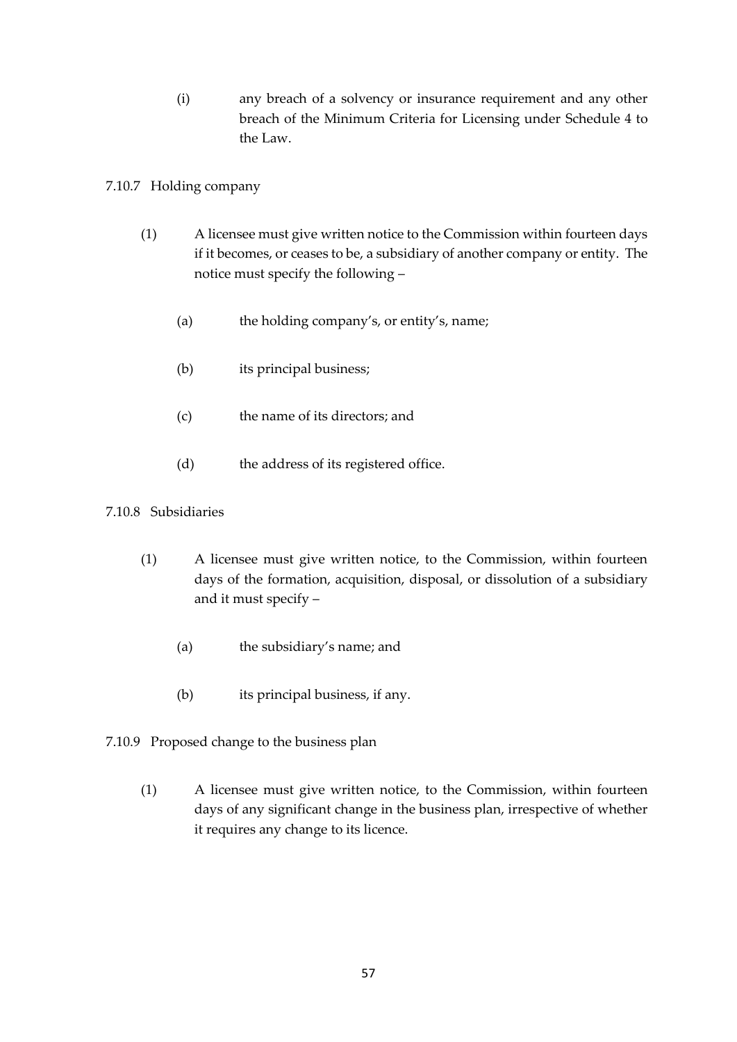(i) any breach of a solvency or insurance requirement and any other breach of the Minimum Criteria for Licensing under Schedule 4 to the Law.

7.10.7 Holding company

(1) A licensee must give written notice to the Commission within fourteen days if it becomes, or ceases to be, a subsidiary of another company or entity. The notice must specify the following –

(a) the holding company's, or entity's, name;

(b) its principal business;

(c) the name of its directors; and

(d) the address of its registered office.

7.10.8 Subsidiaries

(1) A licensee must give written notice, to the Commission, within fourteen days of the formation, acquisition, disposal, or dissolution of a subsidiary and it must specify –

(a) the subsidiary's name; and

(b) its principal business, if any.

7.10.9 Proposed change to the business plan

(1) A licensee must give written notice, to the Commission, within fourteen days of any significant change in the business plan, irrespective of whether it requires any change to its licence.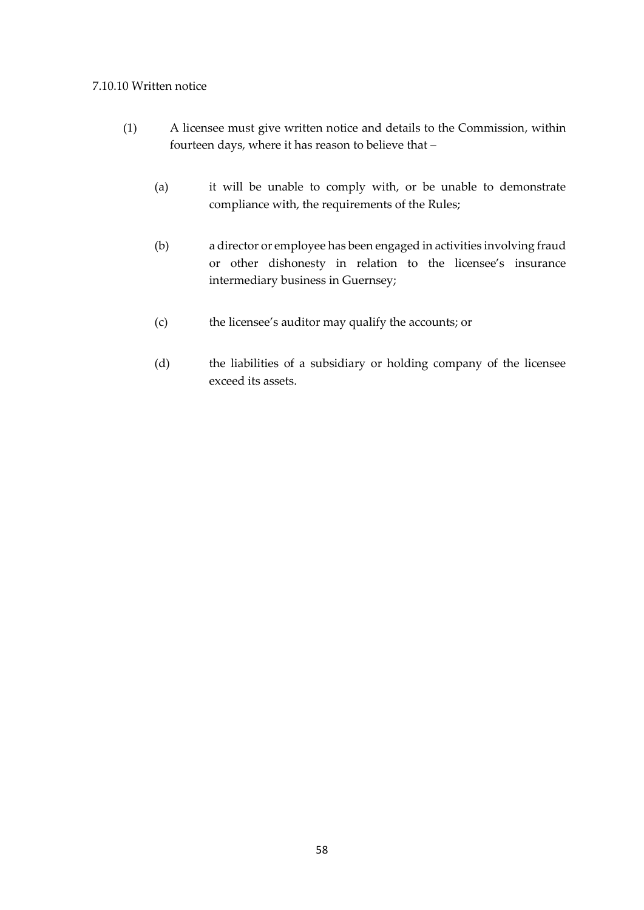7.10.10 Written notice

(1) A licensee must give written notice and details to the Commission, within fourteen days, where it has reason to believe that –

   (a) it will be unable to comply with, or be unable to demonstrate compliance with, the requirements of the Rules;

   (b) a director or employee has been engaged in activities involving fraud or other dishonesty in relation to the licensee's insurance intermediary business in Guernsey;

   (c) the licensee's auditor may qualify the accounts; or

   (d) the liabilities of a subsidiary or holding company of the licensee exceed its assets.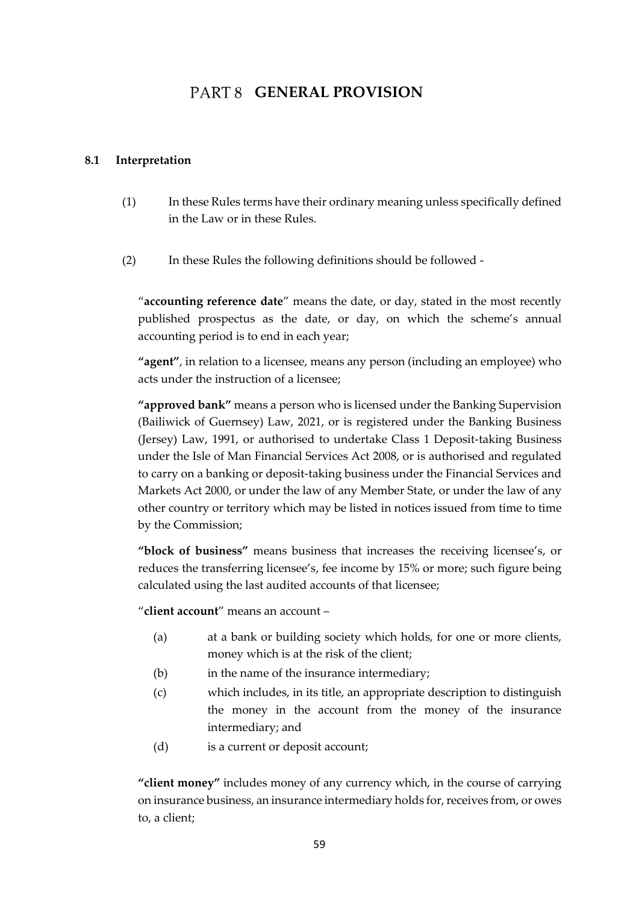# PART 8 GENERAL PROVISION

### 8.1 Interpretation

(1) In these Rules terms have their ordinary meaning unless specifically defined in the Law or in these Rules.

(2) In these Rules the following definitions should be followed -

"**accounting reference date**" means the date, or day, stated in the most recently published prospectus as the date, or day, on which the scheme's annual accounting period is to end in each year;

**"agent"**, in relation to a licensee, means any person (including an employee) who acts under the instruction of a licensee;

**"approved bank"** means a person who is licensed under the Banking Supervision (Bailiwick of Guernsey) Law, 2021, or is registered under the Banking Business (Jersey) Law, 1991, or authorised to undertake Class 1 Deposit-taking Business under the Isle of Man Financial Services Act 2008, or is authorised and regulated to carry on a banking or deposit-taking business under the Financial Services and Markets Act 2000, or under the law of any Member State, or under the law of any other country or territory which may be listed in notices issued from time to time by the Commission;

**"block of business"** means business that increases the receiving licensee's, or reduces the transferring licensee's, fee income by 15% or more; such figure being calculated using the last audited accounts of that licensee;

"**client account**" means an account –

(a) at a bank or building society which holds, for one or more clients, money which is at the risk of the client;

(b) in the name of the insurance intermediary;

(c) which includes, in its title, an appropriate description to distinguish the money in the account from the money of the insurance intermediary; and

(d) is a current or deposit account;

**"client money"** includes money of any currency which, in the course of carrying on insurance business, an insurance intermediary holds for, receives from, or owes to, a client;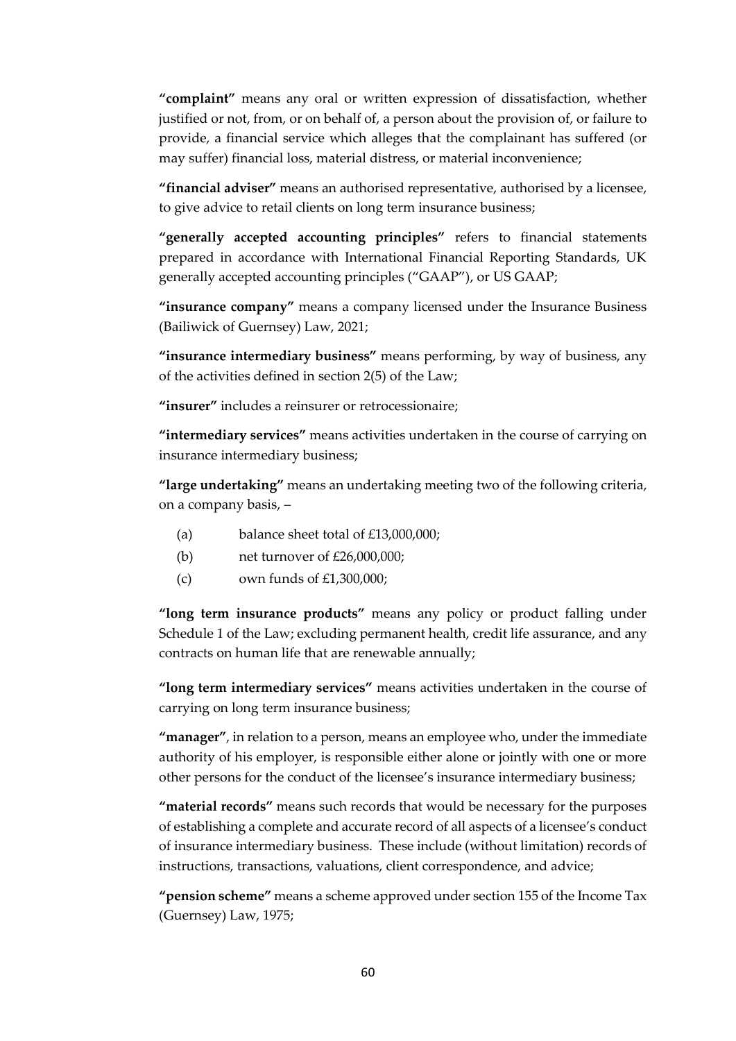**"complaint"** means any oral or written expression of dissatisfaction, whether justified or not, from, or on behalf of, a person about the provision of, or failure to provide, a financial service which alleges that the complainant has suffered (or may suffer) financial loss, material distress, or material inconvenience;

**"financial adviser"** means an authorised representative, authorised by a licensee, to give advice to retail clients on long term insurance business;

**"generally accepted accounting principles"** refers to financial statements prepared in accordance with International Financial Reporting Standards, UK generally accepted accounting principles ("GAAP"), or US GAAP;

**"insurance company"** means a company licensed under the Insurance Business (Bailiwick of Guernsey) Law, 2021;

**"insurance intermediary business"** means performing, by way of business, any of the activities defined in section 2(5) of the Law;

**"insurer"** includes a reinsurer or retrocessionaire;

**"intermediary services"** means activities undertaken in the course of carrying on insurance intermediary business;

**"large undertaking"** means an undertaking meeting two of the following criteria, on a company basis, –

(a) balance sheet total of £13,000,000;

(b) net turnover of £26,000,000;

(c) own funds of £1,300,000;

**"long term insurance products"** means any policy or product falling under Schedule 1 of the Law; excluding permanent health, credit life assurance, and any contracts on human life that are renewable annually;

**"long term intermediary services"** means activities undertaken in the course of carrying on long term insurance business;

**"manager"**, in relation to a person, means an employee who, under the immediate authority of his employer, is responsible either alone or jointly with one or more other persons for the conduct of the licensee's insurance intermediary business;

**"material records"** means such records that would be necessary for the purposes of establishing a complete and accurate record of all aspects of a licensee's conduct of insurance intermediary business. These include (without limitation) records of instructions, transactions, valuations, client correspondence, and advice;

**"pension scheme"** means a scheme approved under section 155 of the Income Tax (Guernsey) Law, 1975;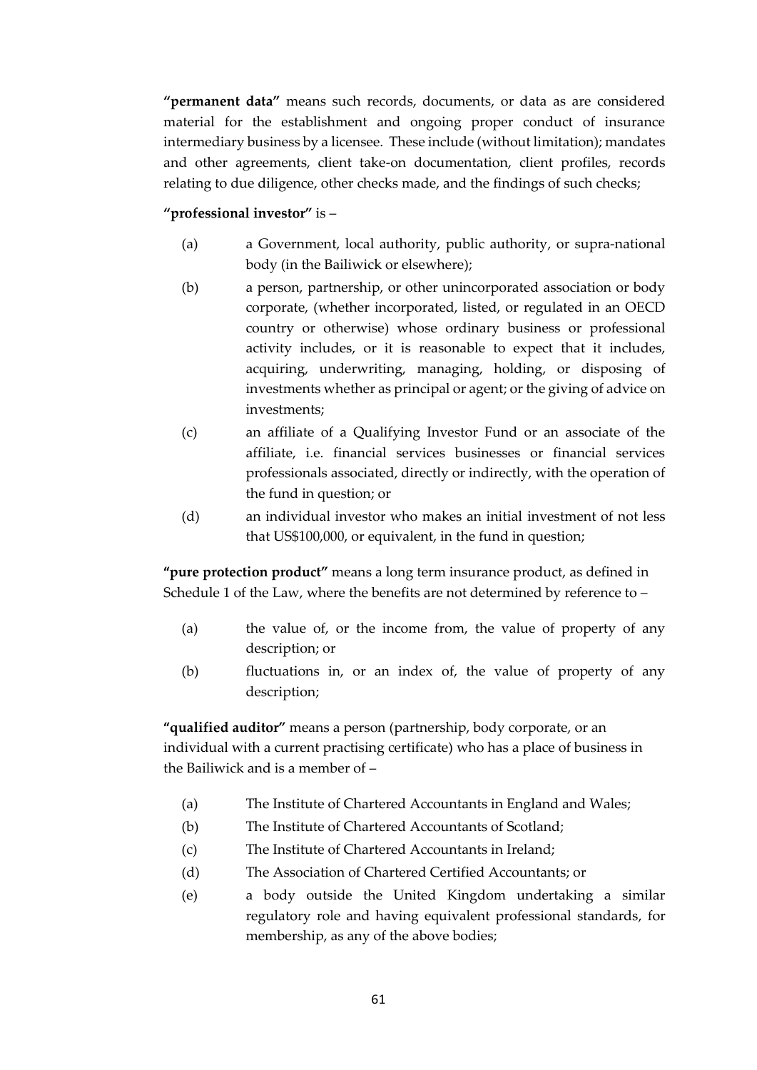**"permanent data"** means such records, documents, or data as are considered material for the establishment and ongoing proper conduct of insurance intermediary business by a licensee. These include (without limitation); mandates and other agreements, client take-on documentation, client profiles, records relating to due diligence, other checks made, and the findings of such checks;

**"professional investor"** is –

(a) a Government, local authority, public authority, or supra-national body (in the Bailiwick or elsewhere);

(b) a person, partnership, or other unincorporated association or body corporate, (whether incorporated, listed, or regulated in an OECD country or otherwise) whose ordinary business or professional activity includes, or it is reasonable to expect that it includes, acquiring, underwriting, managing, holding, or disposing of investments whether as principal or agent; or the giving of advice on investments;

(c) an affiliate of a Qualifying Investor Fund or an associate of the affiliate, i.e. financial services businesses or financial services professionals associated, directly or indirectly, with the operation of the fund in question; or

(d) an individual investor who makes an initial investment of not less that US$100,000, or equivalent, in the fund in question;

**"pure protection product"** means a long term insurance product, as defined in Schedule 1 of the Law, where the benefits are not determined by reference to –

(a) the value of, or the income from, the value of property of any description; or

(b) fluctuations in, or an index of, the value of property of any description;

**"qualified auditor"** means a person (partnership, body corporate, or an individual with a current practising certificate) who has a place of business in the Bailiwick and is a member of –

(a) The Institute of Chartered Accountants in England and Wales;

(b) The Institute of Chartered Accountants of Scotland;

(c) The Institute of Chartered Accountants in Ireland;

(d) The Association of Chartered Certified Accountants; or

(e) a body outside the United Kingdom undertaking a similar regulatory role and having equivalent professional standards, for membership, as any of the above bodies;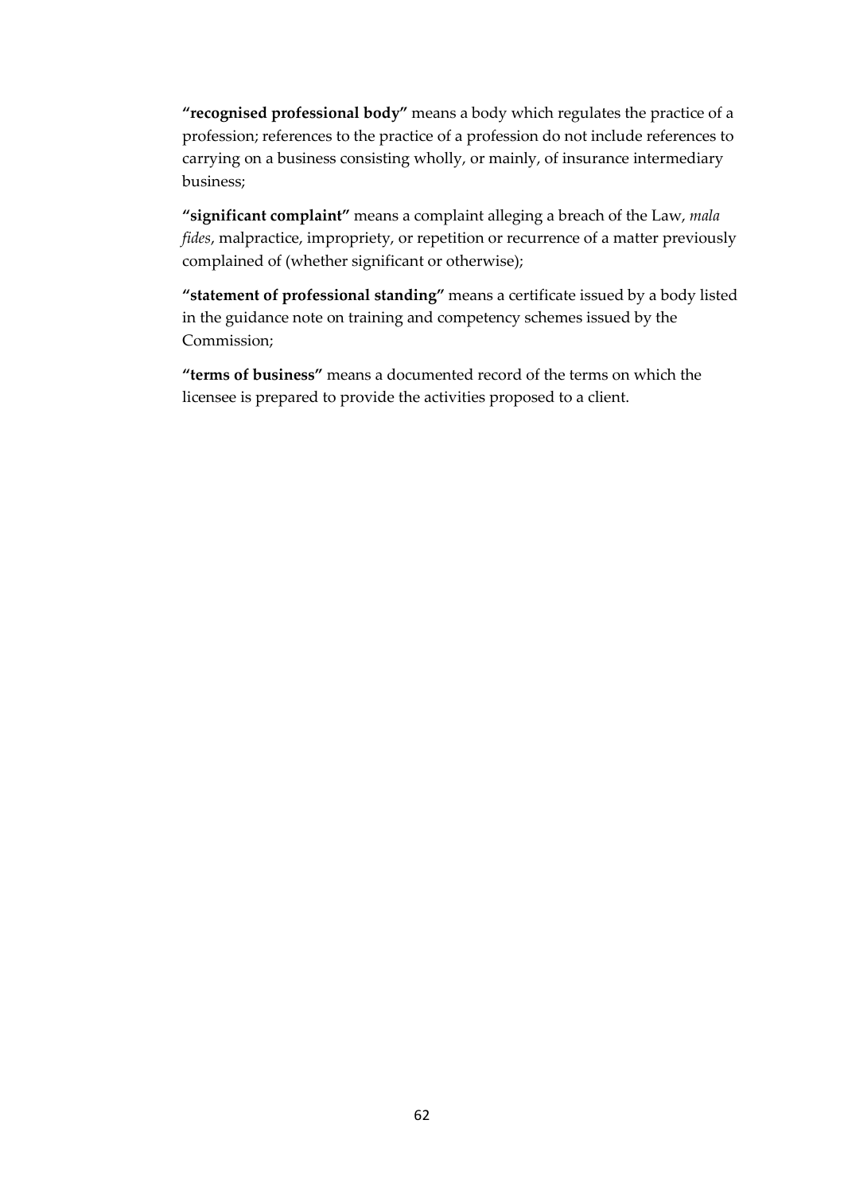**"recognised professional body"** means a body which regulates the practice of a profession; references to the practice of a profession do not include references to carrying on a business consisting wholly, or mainly, of insurance intermediary business;

**"significant complaint"** means a complaint alleging a breach of the Law, *mala fides*, malpractice, impropriety, or repetition or recurrence of a matter previously complained of (whether significant or otherwise);

**"statement of professional standing"** means a certificate issued by a body listed in the guidance note on training and competency schemes issued by the Commission;

**"terms of business"** means a documented record of the terms on which the licensee is prepared to provide the activities proposed to a client.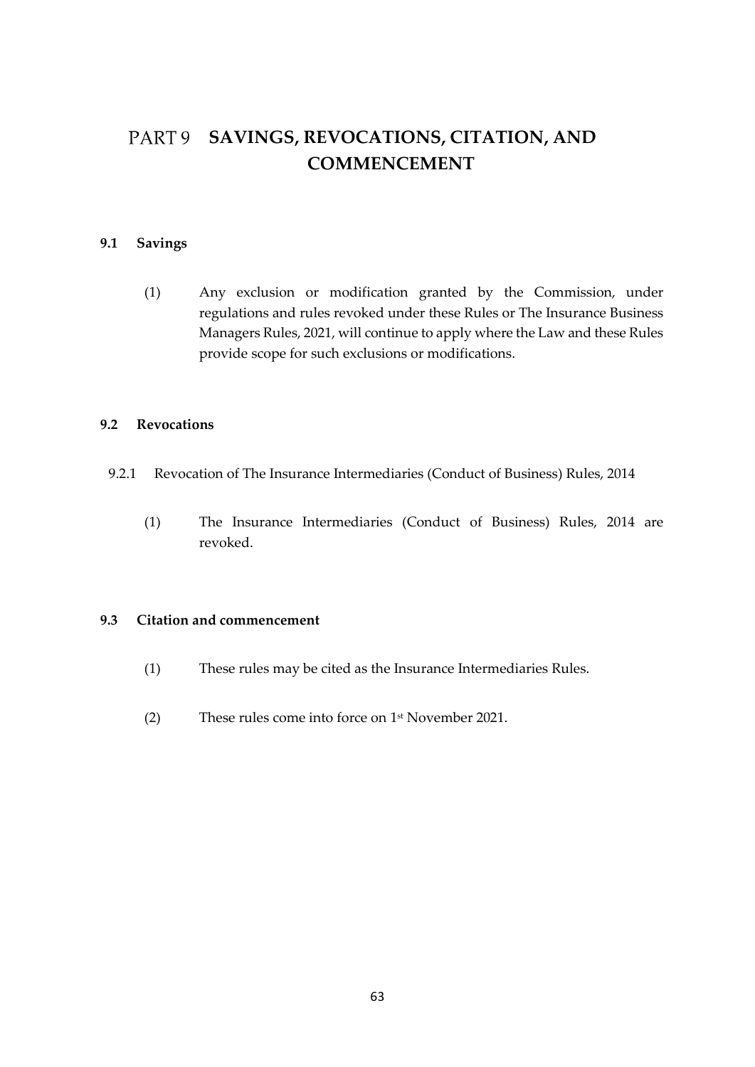# PART 9 SAVINGS, REVOCATIONS, CITATION, AND COMMENCEMENT

## 9.1 Savings

(1) Any exclusion or modification granted by the Commission, under regulations and rules revoked under these Rules or The Insurance Business Managers Rules, 2021, will continue to apply where the Law and these Rules provide scope for such exclusions or modifications.

## 9.2 Revocations

### 9.2.1 Revocation of The Insurance Intermediaries (Conduct of Business) Rules, 2014

(1) The Insurance Intermediaries (Conduct of Business) Rules, 2014 are revoked.

## 9.3 Citation and commencement

(1) These rules may be cited as the Insurance Intermediaries Rules.

(2) These rules come into force on 1st November 2021.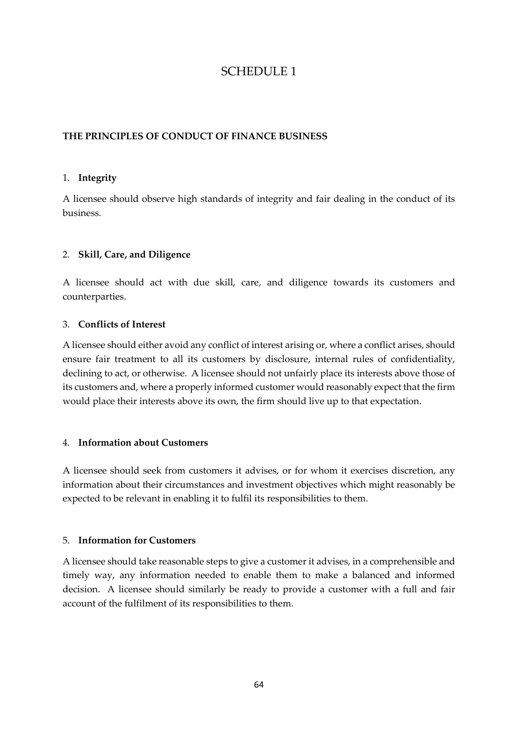# SCHEDULE 1

**THE PRINCIPLES OF CONDUCT OF FINANCE BUSINESS**

1. **Integrity**

A licensee should observe high standards of integrity and fair dealing in the conduct of its business.

2. **Skill, Care, and Diligence**

A licensee should act with due skill, care, and diligence towards its customers and counterparties.

3. **Conflicts of Interest**

A licensee should either avoid any conflict of interest arising or, where a conflict arises, should ensure fair treatment to all its customers by disclosure, internal rules of confidentiality, declining to act, or otherwise. A licensee should not unfairly place its interests above those of its customers and, where a properly informed customer would reasonably expect that the firm would place their interests above its own, the firm should live up to that expectation.

4. **Information about Customers**

A licensee should seek from customers it advises, or for whom it exercises discretion, any information about their circumstances and investment objectives which might reasonably be expected to be relevant in enabling it to fulfil its responsibilities to them.

5. **Information for Customers**

A licensee should take reasonable steps to give a customer it advises, in a comprehensible and timely way, any information needed to enable them to make a balanced and informed decision. A licensee should similarly be ready to provide a customer with a full and fair account of the fulfilment of its responsibilities to them.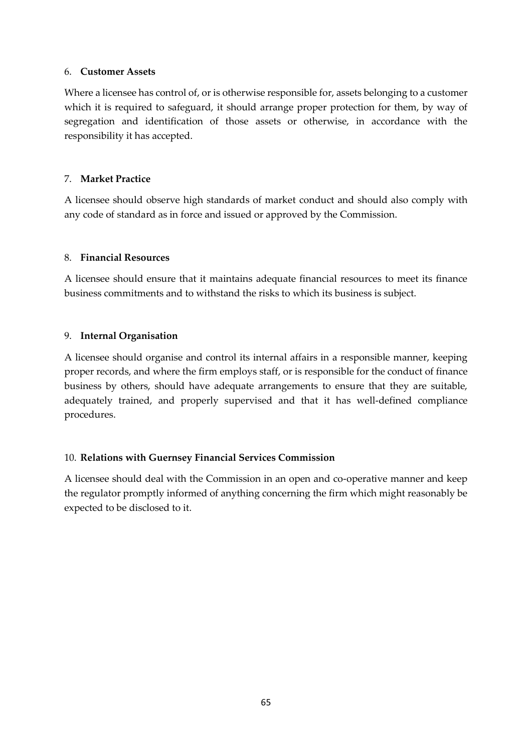6. **Customer Assets**

Where a licensee has control of, or is otherwise responsible for, assets belonging to a customer which it is required to safeguard, it should arrange proper protection for them, by way of segregation and identification of those assets or otherwise, in accordance with the responsibility it has accepted.

7. **Market Practice**

A licensee should observe high standards of market conduct and should also comply with any code of standard as in force and issued or approved by the Commission.

8. **Financial Resources**

A licensee should ensure that it maintains adequate financial resources to meet its finance business commitments and to withstand the risks to which its business is subject.

9. **Internal Organisation**

A licensee should organise and control its internal affairs in a responsible manner, keeping proper records, and where the firm employs staff, or is responsible for the conduct of finance business by others, should have adequate arrangements to ensure that they are suitable, adequately trained, and properly supervised and that it has well-defined compliance procedures.

10. **Relations with Guernsey Financial Services Commission**

A licensee should deal with the Commission in an open and co-operative manner and keep the regulator promptly informed of anything concerning the firm which might reasonably be expected to be disclosed to it.